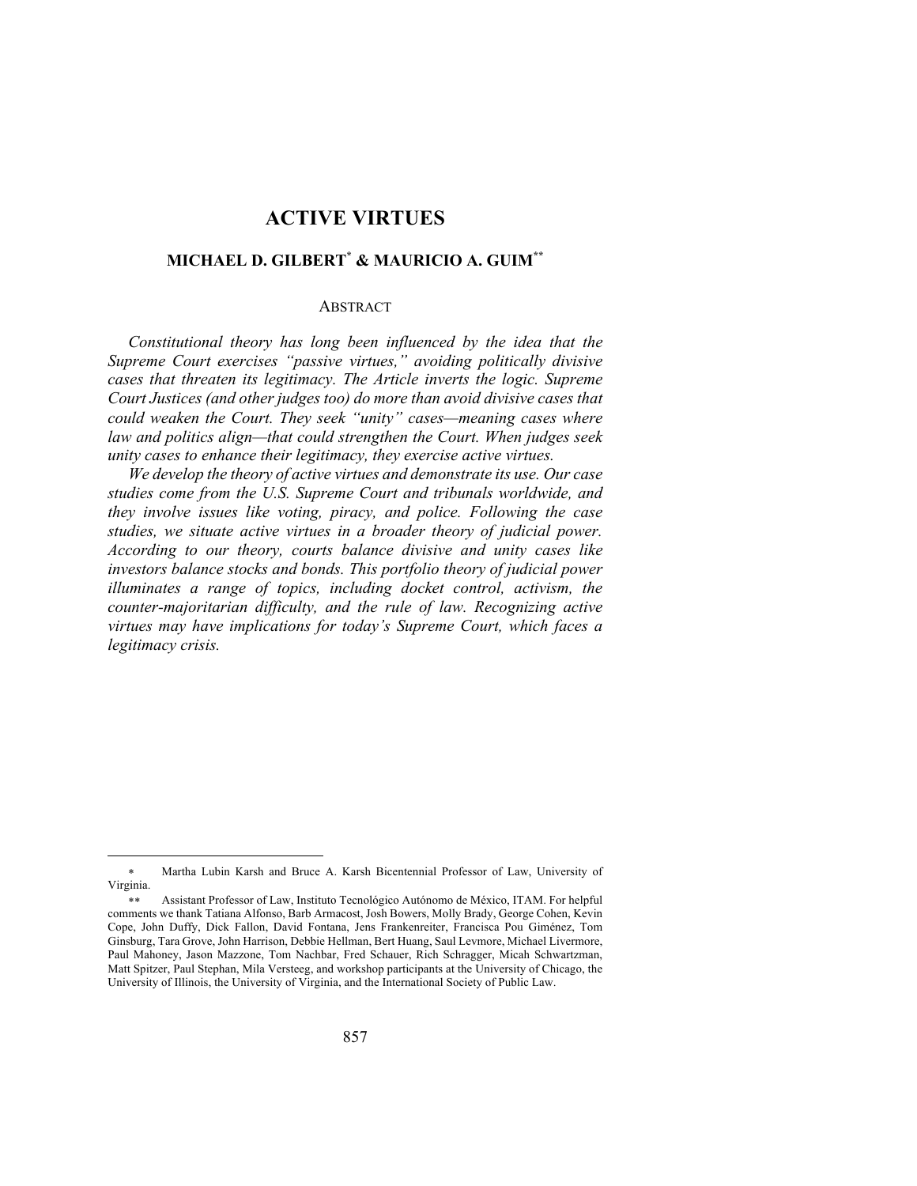# ACTIVE VIRTUES

## MICHAEL D. GILBERT[*] & MAURICIO A. GUIM[**]

ABSTRACT

*Constitutional theory has long been influenced by the idea that the Supreme Court exercises "passive virtues," avoiding politically divisive cases that threaten its legitimacy. The Article inverts the logic. Supreme Court Justices (and other judges too) do more than avoid divisive cases that could weaken the Court. They seek "unity" cases—meaning cases where law and politics align—that could strengthen the Court. When judges seek unity cases to enhance their legitimacy, they exercise active virtues.*

*We develop the theory of active virtues and demonstrate its use. Our case studies come from the U.S. Supreme Court and tribunals worldwide, and they involve issues like voting, piracy, and police. Following the case studies, we situate active virtues in a broader theory of judicial power. According to our theory, courts balance divisive and unity cases like investors balance stocks and bonds. This portfolio theory of judicial power illuminates a range of topics, including docket control, activism, the counter-majoritarian difficulty, and the rule of law. Recognizing active virtues may have implications for today's Supreme Court, which faces a legitimacy crisis.*

---

[*] Martha Lubin Karsh and Bruce A. Karsh Bicentennial Professor of Law, University of Virginia.

[**] Assistant Professor of Law, Instituto Tecnológico Autónomo de México, ITAM. For helpful comments we thank Tatiana Alfonso, Barb Armacost, Josh Bowers, Molly Brady, George Cohen, Kevin Cope, John Duffy, Dick Fallon, David Fontana, Jens Frankenreiter, Francisca Pou Giménez, Tom Ginsburg, Tara Grove, John Harrison, Debbie Hellman, Bert Huang, Saul Levmore, Michael Livermore, Paul Mahoney, Jason Mazzone, Tom Nachbar, Fred Schauer, Rich Schragger, Micah Schwartzman, Matt Spitzer, Paul Stephan, Mila Versteeg, and workshop participants at the University of Chicago, the University of Illinois, the University of Virginia, and the International Society of Public Law.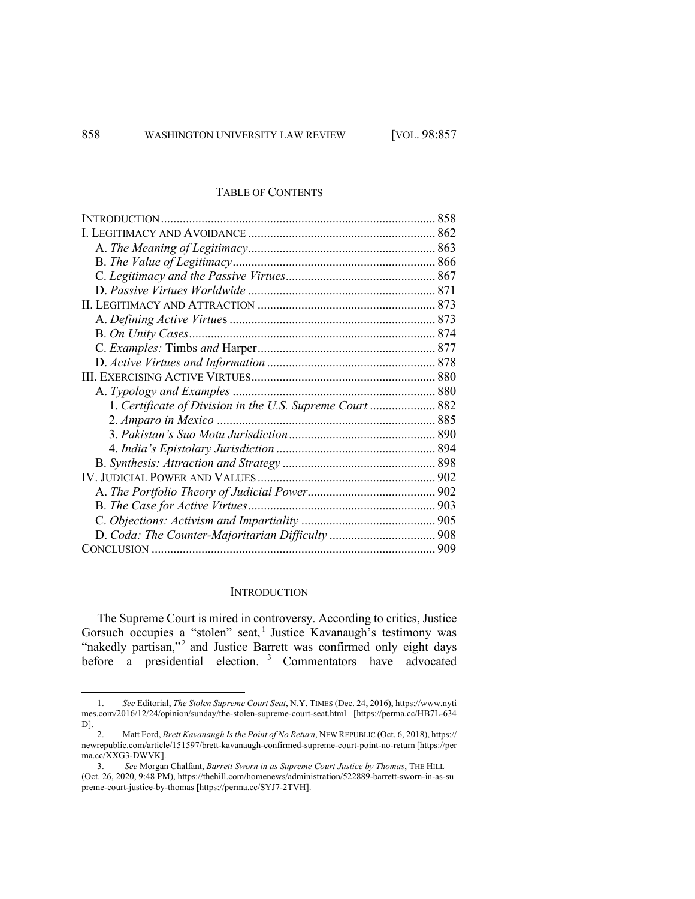## TABLE OF CONTENTS

| | |
|---|---|
| INTRODUCTION | 858 |
| I. LEGITIMACY AND AVOIDANCE | 862 |
| A. *The Meaning of Legitimacy* | 863 |
| B. *The Value of Legitimacy* | 866 |
| C. *Legitimacy and the Passive Virtues* | 867 |
| D. *Passive Virtues Worldwide* | 871 |
| II. LEGITIMACY AND ATTRACTION | 873 |
| A. *Defining Active Virtues* | 873 |
| B. *On Unity Cases* | 874 |
| C. *Examples:* Timbs *and* Harper | 877 |
| D. *Active Virtues and Information* | 878 |
| III. EXERCISING ACTIVE VIRTUES | 880 |
| A. *Typology and Examples* | 880 |
| 1. *Certificate of Division in the U.S. Supreme Court* | 882 |
| 2. *Amparo in Mexico* | 885 |
| 3. *Pakistan's Suo Motu Jurisdiction* | 890 |
| 4. *India's Epistolary Jurisdiction* | 894 |
| B. *Synthesis: Attraction and Strategy* | 898 |
| IV. JUDICIAL POWER AND VALUES | 902 |
| A. *The Portfolio Theory of Judicial Power* | 902 |
| B. *The Case for Active Virtues* | 903 |
| C. *Objections: Activism and Impartiality* | 905 |
| D. *Coda: The Counter-Majoritarian Difficulty* | 908 |
| CONCLUSION | 909 |

## INTRODUCTION

The Supreme Court is mired in controversy. According to critics, Justice Gorsuch occupies a "stolen" seat,[1] Justice Kavanaugh's testimony was "nakedly partisan,"[2] and Justice Barrett was confirmed only eight days before a presidential election.[3] Commentators have advocated

---

1. *See* Editorial, *The Stolen Supreme Court Seat*, N.Y. TIMES (Dec. 24, 2016), https://www.nytimes.com/2016/12/24/opinion/sunday/the-stolen-supreme-court-seat.html [https://perma.cc/HB7L-634D].

2. Matt Ford, *Brett Kavanaugh Is the Point of No Return*, NEW REPUBLIC (Oct. 6, 2018), https://newrepublic.com/article/151597/brett-kavanaugh-confirmed-supreme-court-point-no-return [https://perma.cc/XXG3-DWVK].

3. *See* Morgan Chalfant, *Barrett Sworn in as Supreme Court Justice by Thomas*, THE HILL (Oct. 26, 2020, 9:48 PM), https://thehill.com/homenews/administration/522889-barrett-sworn-in-as-supreme-court-justice-by-thomas [https://perma.cc/SYJ7-2TVH].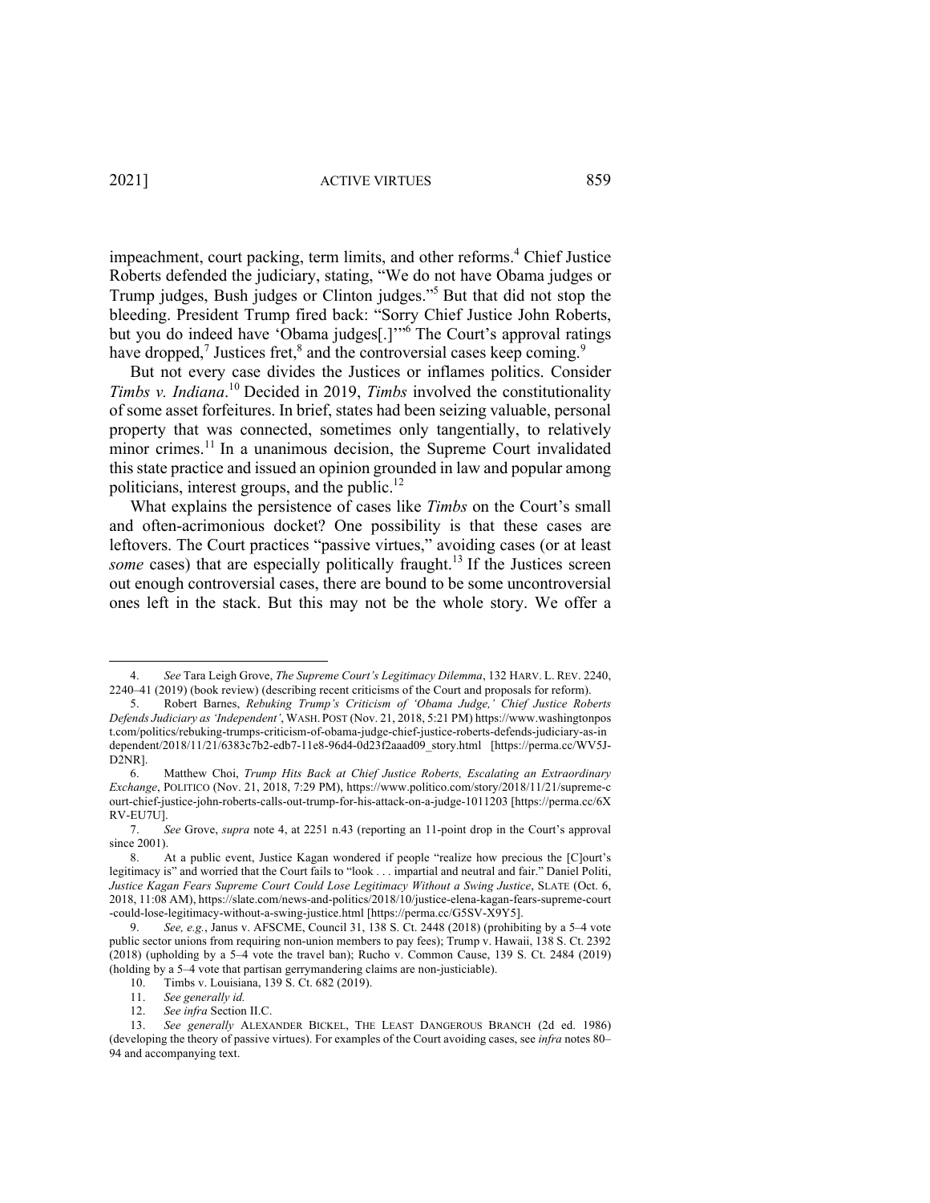impeachment, court packing, term limits, and other reforms.[4] Chief Justice Roberts defended the judiciary, stating, "We do not have Obama judges or Trump judges, Bush judges or Clinton judges."[5] But that did not stop the bleeding. President Trump fired back: "Sorry Chief Justice John Roberts, but you do indeed have 'Obama judges[.]'"[6] The Court's approval ratings have dropped,[7] Justices fret,[8] and the controversial cases keep coming.[9]

But not every case divides the Justices or inflames politics. Consider *Timbs v. Indiana*.[10] Decided in 2019, *Timbs* involved the constitutionality of some asset forfeitures. In brief, states had been seizing valuable, personal property that was connected, sometimes only tangentially, to relatively minor crimes.[11] In a unanimous decision, the Supreme Court invalidated this state practice and issued an opinion grounded in law and popular among politicians, interest groups, and the public.[12]

What explains the persistence of cases like *Timbs* on the Court's small and often-acrimonious docket? One possibility is that these cases are leftovers. The Court practices "passive virtues," avoiding cases (or at least *some* cases) that are especially politically fraught.[13] If the Justices screen out enough controversial cases, there are bound to be some uncontroversial ones left in the stack. But this may not be the whole story. We offer a

---

4. *See* Tara Leigh Grove, *The Supreme Court's Legitimacy Dilemma*, 132 HARV. L. REV. 2240, 2240–41 (2019) (book review) (describing recent criticisms of the Court and proposals for reform).

5. Robert Barnes, *Rebuking Trump's Criticism of 'Obama Judge,' Chief Justice Roberts Defends Judiciary as 'Independent'*, WASH. POST (Nov. 21, 2018, 5:21 PM) https://www.washingtonpost.com/politics/rebuking-trumps-criticism-of-obama-judge-chief-justice-roberts-defends-judiciary-as-independent/2018/11/21/6383c7b2-edb7-11e8-96d4-0d23f2aaad09_story.html [https://perma.cc/WV5J-D2NR].

6. Matthew Choi, *Trump Hits Back at Chief Justice Roberts, Escalating an Extraordinary Exchange*, POLITICO (Nov. 21, 2018, 7:29 PM), https://www.politico.com/story/2018/11/21/supreme-court-chief-justice-john-roberts-calls-out-trump-for-his-attack-on-a-judge-1011203 [https://perma.cc/6XRV-EU7U].

7. *See* Grove, *supra* note 4, at 2251 n.43 (reporting an 11-point drop in the Court's approval since 2001).

8. At a public event, Justice Kagan wondered if people "realize how precious the [C]ourt's legitimacy is" and worried that the Court fails to "look . . . impartial and neutral and fair." Daniel Politi, *Justice Kagan Fears Supreme Court Could Lose Legitimacy Without a Swing Justice*, SLATE (Oct. 6, 2018, 11:08 AM), https://slate.com/news-and-politics/2018/10/justice-elena-kagan-fears-supreme-court-could-lose-legitimacy-without-a-swing-justice.html [https://perma.cc/G5SV-X9Y5].

9. *See, e.g.*, Janus v. AFSCME, Council 31, 138 S. Ct. 2448 (2018) (prohibiting by a 5–4 vote public sector unions from requiring non-union members to pay fees); Trump v. Hawaii, 138 S. Ct. 2392 (2018) (upholding by a 5–4 vote the travel ban); Rucho v. Common Cause, 139 S. Ct. 2484 (2019) (holding by a 5–4 vote that partisan gerrymandering claims are non-justiciable).

10. Timbs v. Louisiana, 139 S. Ct. 682 (2019).

11. *See generally id.*

12. *See infra* Section II.C.

13. *See generally* ALEXANDER BICKEL, THE LEAST DANGEROUS BRANCH (2d ed. 1986) (developing the theory of passive virtues). For examples of the Court avoiding cases, see *infra* notes 80–94 and accompanying text.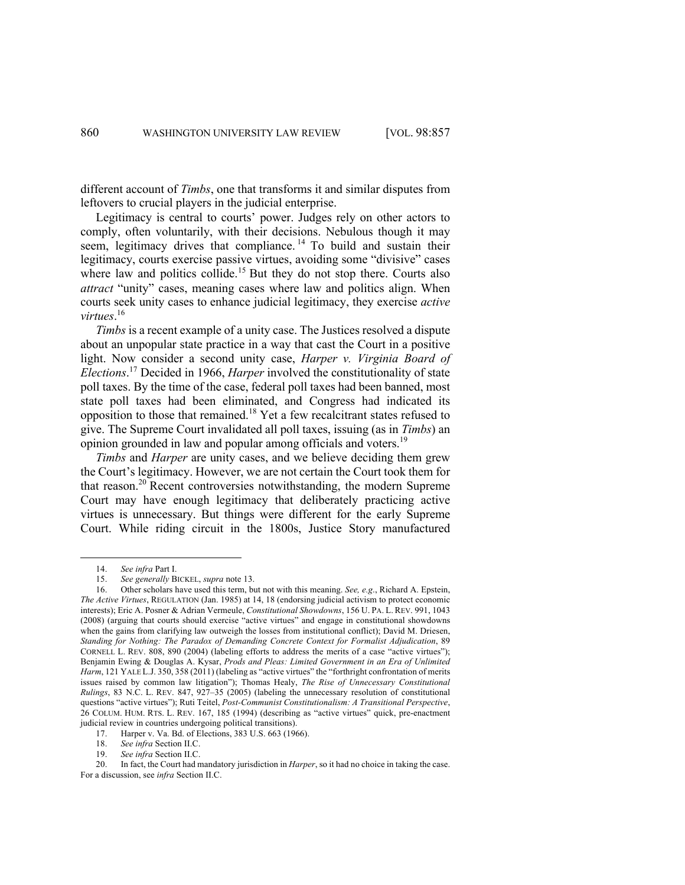different account of *Timbs*, one that transforms it and similar disputes from leftovers to crucial players in the judicial enterprise.

Legitimacy is central to courts' power. Judges rely on other actors to comply, often voluntarily, with their decisions. Nebulous though it may seem, legitimacy drives that compliance.[14] To build and sustain their legitimacy, courts exercise passive virtues, avoiding some "divisive" cases where law and politics collide.[15] But they do not stop there. Courts also *attract* "unity" cases, meaning cases where law and politics align. When courts seek unity cases to enhance judicial legitimacy, they exercise *active virtues*.[16]

*Timbs* is a recent example of a unity case. The Justices resolved a dispute about an unpopular state practice in a way that cast the Court in a positive light. Now consider a second unity case, *Harper v. Virginia Board of Elections*.[17] Decided in 1966, *Harper* involved the constitutionality of state poll taxes. By the time of the case, federal poll taxes had been banned, most state poll taxes had been eliminated, and Congress had indicated its opposition to those that remained.[18] Yet a few recalcitrant states refused to give. The Supreme Court invalidated all poll taxes, issuing (as in *Timbs*) an opinion grounded in law and popular among officials and voters.[19]

*Timbs* and *Harper* are unity cases, and we believe deciding them grew the Court's legitimacy. However, we are not certain the Court took them for that reason.[20] Recent controversies notwithstanding, the modern Supreme Court may have enough legitimacy that deliberately practicing active virtues is unnecessary. But things were different for the early Supreme Court. While riding circuit in the 1800s, Justice Story manufactured

---

14. *See infra* Part I.

15. *See generally* BICKEL, *supra* note 13.

16. Other scholars have used this term, but not with this meaning. *See, e.g.*, Richard A. Epstein, *The Active Virtues*, REGULATION (Jan. 1985) at 14, 18 (endorsing judicial activism to protect economic interests); Eric A. Posner & Adrian Vermeule, *Constitutional Showdowns*, 156 U. PA. L. REV. 991, 1043 (2008) (arguing that courts should exercise "active virtues" and engage in constitutional showdowns when the gains from clarifying law outweigh the losses from institutional conflict); David M. Driesen, *Standing for Nothing: The Paradox of Demanding Concrete Context for Formalist Adjudication*, 89 CORNELL L. REV. 808, 890 (2004) (labeling efforts to address the merits of a case "active virtues"); Benjamin Ewing & Douglas A. Kysar, *Prods and Pleas: Limited Government in an Era of Unlimited Harm*, 121 YALE L.J. 350, 358 (2011) (labeling as "active virtues" the "forthright confrontation of merits issues raised by common law litigation"); Thomas Healy, *The Rise of Unnecessary Constitutional Rulings*, 83 N.C. L. REV. 847, 927–35 (2005) (labeling the unnecessary resolution of constitutional questions "active virtues"); Ruti Teitel, *Post-Communist Constitutionalism: A Transitional Perspective*, 26 COLUM. HUM. RTS. L. REV. 167, 185 (1994) (describing as "active virtues" quick, pre-enactment judicial review in countries undergoing political transitions).

17. Harper v. Va. Bd. of Elections, 383 U.S. 663 (1966).

18. *See infra* Section II.C.

19. *See infra* Section II.C.

20. In fact, the Court had mandatory jurisdiction in *Harper*, so it had no choice in taking the case. For a discussion, see *infra* Section II.C.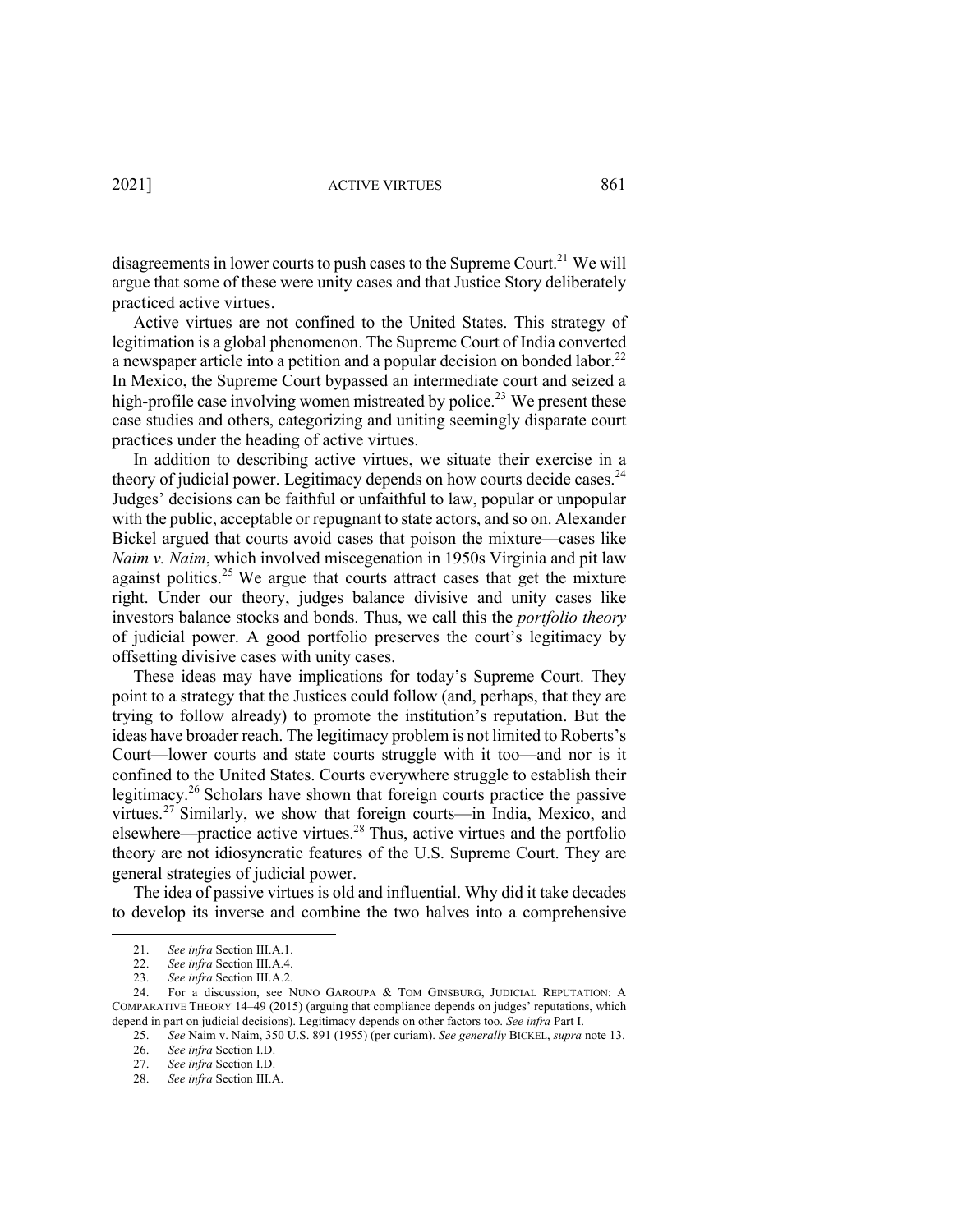disagreements in lower courts to push cases to the Supreme Court.[21] We will argue that some of these were unity cases and that Justice Story deliberately practiced active virtues.

Active virtues are not confined to the United States. This strategy of legitimation is a global phenomenon. The Supreme Court of India converted a newspaper article into a petition and a popular decision on bonded labor.[22] In Mexico, the Supreme Court bypassed an intermediate court and seized a high-profile case involving women mistreated by police.[23] We present these case studies and others, categorizing and uniting seemingly disparate court practices under the heading of active virtues.

In addition to describing active virtues, we situate their exercise in a theory of judicial power. Legitimacy depends on how courts decide cases.[24] Judges' decisions can be faithful or unfaithful to law, popular or unpopular with the public, acceptable or repugnant to state actors, and so on. Alexander Bickel argued that courts avoid cases that poison the mixture—cases like *Naim v. Naim*, which involved miscegenation in 1950s Virginia and pit law against politics.[25] We argue that courts attract cases that get the mixture right. Under our theory, judges balance divisive and unity cases like investors balance stocks and bonds. Thus, we call this the *portfolio theory* of judicial power. A good portfolio preserves the court's legitimacy by offsetting divisive cases with unity cases.

These ideas may have implications for today's Supreme Court. They point to a strategy that the Justices could follow (and, perhaps, that they are trying to follow already) to promote the institution's reputation. But the ideas have broader reach. The legitimacy problem is not limited to Roberts's Court—lower courts and state courts struggle with it too—and nor is it confined to the United States. Courts everywhere struggle to establish their legitimacy.[26] Scholars have shown that foreign courts practice the passive virtues.[27] Similarly, we show that foreign courts—in India, Mexico, and elsewhere—practice active virtues.[28] Thus, active virtues and the portfolio theory are not idiosyncratic features of the U.S. Supreme Court. They are general strategies of judicial power.

The idea of passive virtues is old and influential. Why did it take decades to develop its inverse and combine the two halves into a comprehensive

---

21. *See infra* Section III.A.1.
22. *See infra* Section III.A.4.
23. *See infra* Section III.A.2.
24. For a discussion, see NUNO GAROUPA & TOM GINSBURG, JUDICIAL REPUTATION: A COMPARATIVE THEORY 14–49 (2015) (arguing that compliance depends on judges' reputations, which depend in part on judicial decisions). Legitimacy depends on other factors too. *See infra* Part I.
25. *See* Naim v. Naim, 350 U.S. 891 (1955) (per curiam). *See generally* BICKEL, *supra* note 13.
26. *See infra* Section I.D.
27. *See infra* Section I.D.
28. *See infra* Section III.A.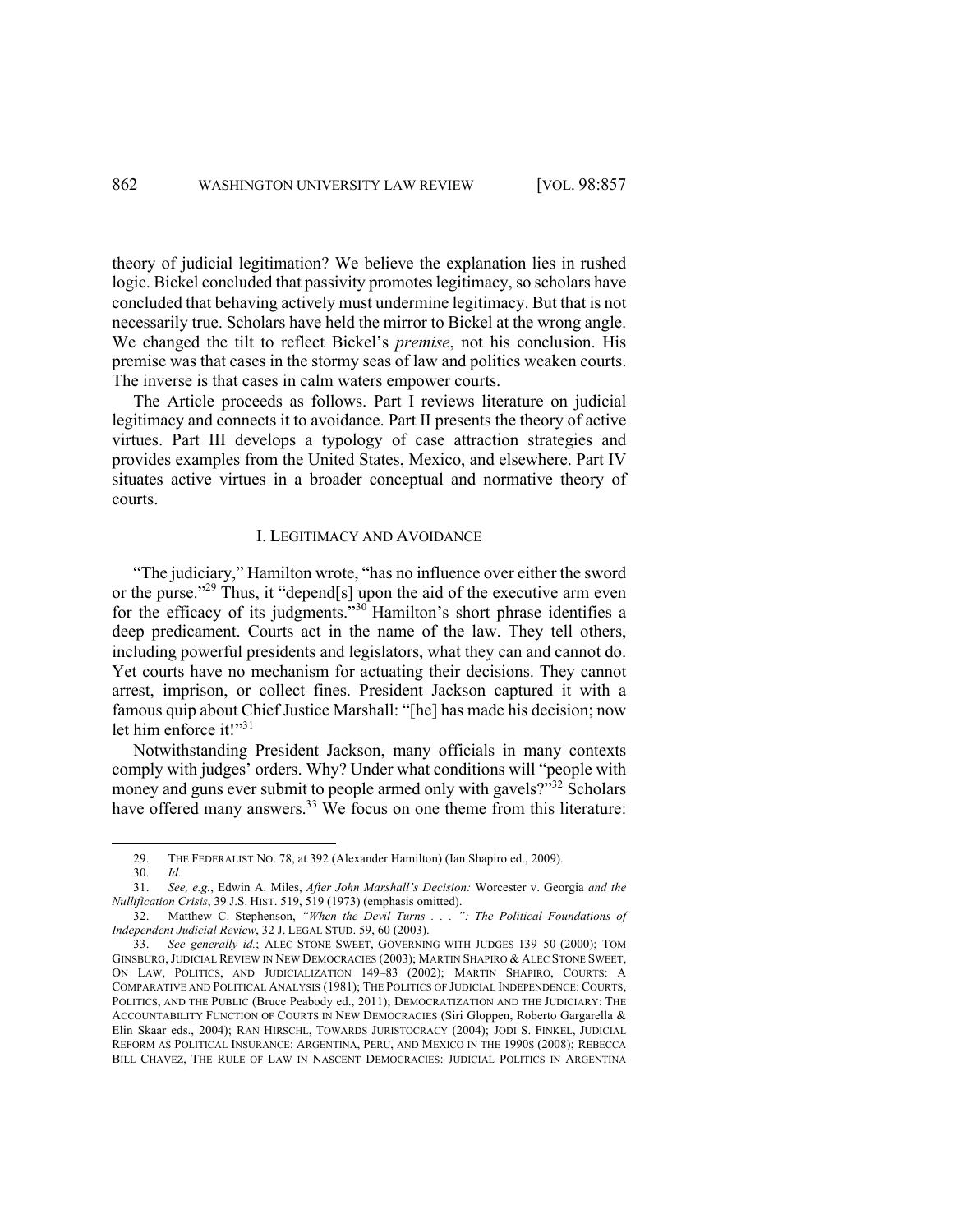theory of judicial legitimation? We believe the explanation lies in rushed logic. Bickel concluded that passivity promotes legitimacy, so scholars have concluded that behaving actively must undermine legitimacy. But that is not necessarily true. Scholars have held the mirror to Bickel at the wrong angle. We changed the tilt to reflect Bickel's *premise*, not his conclusion. His premise was that cases in the stormy seas of law and politics weaken courts. The inverse is that cases in calm waters empower courts.

The Article proceeds as follows. Part I reviews literature on judicial legitimacy and connects it to avoidance. Part II presents the theory of active virtues. Part III develops a typology of case attraction strategies and provides examples from the United States, Mexico, and elsewhere. Part IV situates active virtues in a broader conceptual and normative theory of courts.

## I. LEGITIMACY AND AVOIDANCE

"The judiciary," Hamilton wrote, "has no influence over either the sword or the purse."[29] Thus, it "depend[s] upon the aid of the executive arm even for the efficacy of its judgments."[30] Hamilton's short phrase identifies a deep predicament. Courts act in the name of the law. They tell others, including powerful presidents and legislators, what they can and cannot do. Yet courts have no mechanism for actuating their decisions. They cannot arrest, imprison, or collect fines. President Jackson captured it with a famous quip about Chief Justice Marshall: "[he] has made his decision; now let him enforce it!"[31]

Notwithstanding President Jackson, many officials in many contexts comply with judges' orders. Why? Under what conditions will "people with money and guns ever submit to people armed only with gavels?"[32] Scholars have offered many answers.[33] We focus on one theme from this literature:

---

29. THE FEDERALIST NO. 78, at 392 (Alexander Hamilton) (Ian Shapiro ed., 2009).

30. *Id.*

31. *See, e.g.*, Edwin A. Miles, *After John Marshall's Decision:* Worcester v. Georgia *and the Nullification Crisis*, 39 J.S. HIST. 519, 519 (1973) (emphasis omitted).

32. Matthew C. Stephenson, *"When the Devil Turns . . . ": The Political Foundations of Independent Judicial Review*, 32 J. LEGAL STUD. 59, 60 (2003).

33. *See generally id.*; ALEC STONE SWEET, GOVERNING WITH JUDGES 139–50 (2000); TOM GINSBURG, JUDICIAL REVIEW IN NEW DEMOCRACIES (2003); MARTIN SHAPIRO & ALEC STONE SWEET, ON LAW, POLITICS, AND JUDICIALIZATION 149–83 (2002); MARTIN SHAPIRO, COURTS: A COMPARATIVE AND POLITICAL ANALYSIS (1981); THE POLITICS OF JUDICIAL INDEPENDENCE: COURTS, POLITICS, AND THE PUBLIC (Bruce Peabody ed., 2011); DEMOCRATIZATION AND THE JUDICIARY: THE ACCOUNTABILITY FUNCTION OF COURTS IN NEW DEMOCRACIES (Siri Gloppen, Roberto Gargarella & Elin Skaar eds., 2004); RAN HIRSCHL, TOWARDS JURISTOCRACY (2004); JODI S. FINKEL, JUDICIAL REFORM AS POLITICAL INSURANCE: ARGENTINA, PERU, AND MEXICO IN THE 1990S (2008); REBECCA BILL CHAVEZ, THE RULE OF LAW IN NASCENT DEMOCRACIES: JUDICIAL POLITICS IN ARGENTINA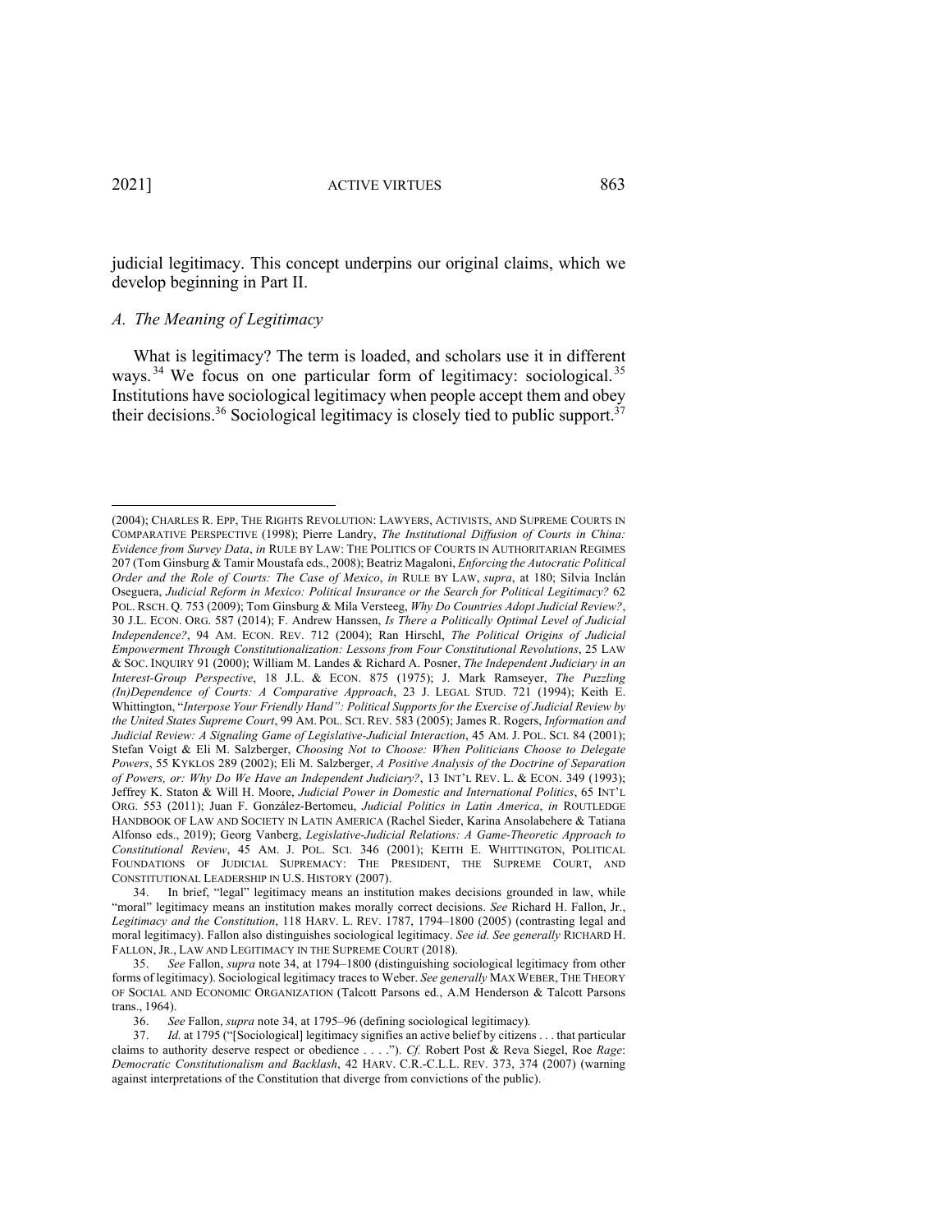judicial legitimacy. This concept underpins our original claims, which we develop beginning in Part II.

### *A. The Meaning of Legitimacy*

What is legitimacy? The term is loaded, and scholars use it in different ways.[34] We focus on one particular form of legitimacy: sociological.[35] Institutions have sociological legitimacy when people accept them and obey their decisions.[36] Sociological legitimacy is closely tied to public support.[37]

---

(2004); CHARLES R. EPP, THE RIGHTS REVOLUTION: LAWYERS, ACTIVISTS, AND SUPREME COURTS IN COMPARATIVE PERSPECTIVE (1998); Pierre Landry, *The Institutional Diffusion of Courts in China: Evidence from Survey Data*, *in* RULE BY LAW: THE POLITICS OF COURTS IN AUTHORITARIAN REGIMES 207 (Tom Ginsburg & Tamir Moustafa eds., 2008); Beatriz Magaloni, *Enforcing the Autocratic Political Order and the Role of Courts: The Case of Mexico*, *in* RULE BY LAW, *supra*, at 180; Silvia Inclán Oseguera, *Judicial Reform in Mexico: Political Insurance or the Search for Political Legitimacy?* 62 POL. RSCH. Q. 753 (2009); Tom Ginsburg & Mila Versteeg, *Why Do Countries Adopt Judicial Review?*, 30 J.L. ECON. ORG. 587 (2014); F. Andrew Hanssen, *Is There a Politically Optimal Level of Judicial Independence?*, 94 AM. ECON. REV. 712 (2004); Ran Hirschl, *The Political Origins of Judicial Empowerment Through Constitutionalization: Lessons from Four Constitutional Revolutions*, 25 LAW & SOC. INQUIRY 91 (2000); William M. Landes & Richard A. Posner, *The Independent Judiciary in an Interest-Group Perspective*, 18 J.L. & ECON. 875 (1975); J. Mark Ramseyer, *The Puzzling (In)Dependence of Courts: A Comparative Approach*, 23 J. LEGAL STUD. 721 (1994); Keith E. Whittington, "*Interpose Your Friendly Hand": Political Supports for the Exercise of Judicial Review by the United States Supreme Court*, 99 AM. POL. SCI. REV. 583 (2005); James R. Rogers, *Information and Judicial Review: A Signaling Game of Legislative-Judicial Interaction*, 45 AM. J. POL. SCI. 84 (2001); Stefan Voigt & Eli M. Salzberger, *Choosing Not to Choose: When Politicians Choose to Delegate Powers*, 55 KYKLOS 289 (2002); Eli M. Salzberger, *A Positive Analysis of the Doctrine of Separation of Powers, or: Why Do We Have an Independent Judiciary?*, 13 INT'L REV. L. & ECON. 349 (1993); Jeffrey K. Staton & Will H. Moore, *Judicial Power in Domestic and International Politics*, 65 INT'L ORG. 553 (2011); Juan F. González-Bertomeu, *Judicial Politics in Latin America*, *in* ROUTLEDGE HANDBOOK OF LAW AND SOCIETY IN LATIN AMERICA (Rachel Sieder, Karina Ansolabehere & Tatiana Alfonso eds., 2019); Georg Vanberg, *Legislative-Judicial Relations: A Game-Theoretic Approach to Constitutional Review*, 45 AM. J. POL. SCI. 346 (2001); KEITH E. WHITTINGTON, POLITICAL FOUNDATIONS OF JUDICIAL SUPREMACY: THE PRESIDENT, THE SUPREME COURT, AND CONSTITUTIONAL LEADERSHIP IN U.S. HISTORY (2007).

34. In brief, "legal" legitimacy means an institution makes decisions grounded in law, while "moral" legitimacy means an institution makes morally correct decisions. *See* Richard H. Fallon, Jr., *Legitimacy and the Constitution*, 118 HARV. L. REV. 1787, 1794–1800 (2005) (contrasting legal and moral legitimacy). Fallon also distinguishes sociological legitimacy. *See id. See generally* RICHARD H. FALLON, JR., LAW AND LEGITIMACY IN THE SUPREME COURT (2018).

35. *See* Fallon, *supra* note 34, at 1794–1800 (distinguishing sociological legitimacy from other forms of legitimacy). Sociological legitimacy traces to Weber. *See generally* MAX WEBER, THE THEORY OF SOCIAL AND ECONOMIC ORGANIZATION (Talcott Parsons ed., A.M Henderson & Talcott Parsons trans., 1964).

36. *See* Fallon, *supra* note 34, at 1795–96 (defining sociological legitimacy)*.*

37. *Id.* at 1795 ("[Sociological] legitimacy signifies an active belief by citizens . . . that particular claims to authority deserve respect or obedience . . . ."). *Cf.* Robert Post & Reva Siegel, Roe *Rage*: *Democratic Constitutionalism and Backlash*, 42 HARV. C.R.-C.L.L. REV. 373, 374 (2007) (warning against interpretations of the Constitution that diverge from convictions of the public).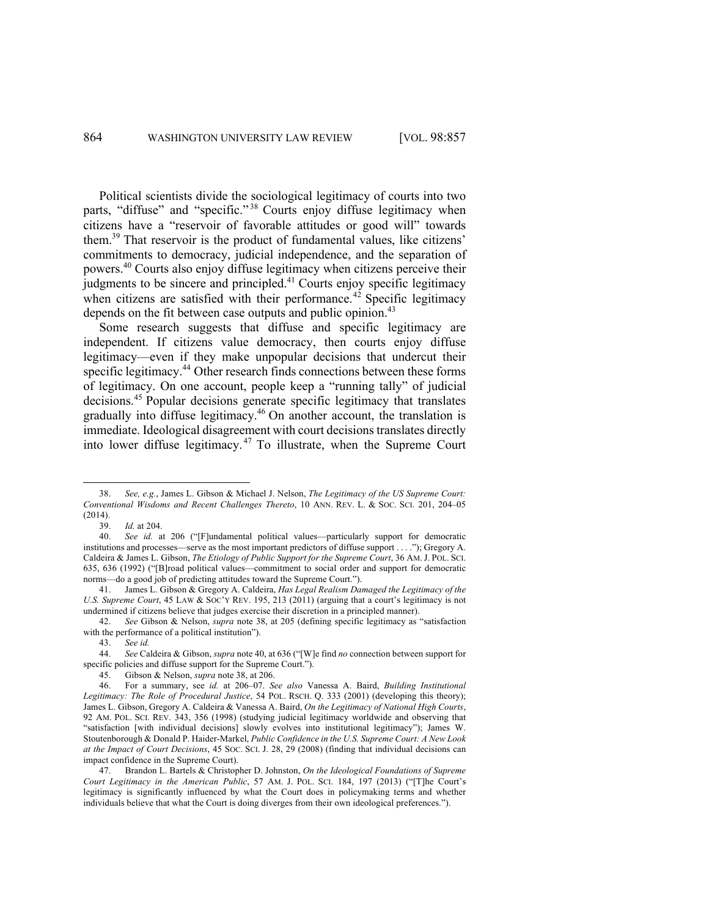Political scientists divide the sociological legitimacy of courts into two parts, "diffuse" and "specific."[38] Courts enjoy diffuse legitimacy when citizens have a "reservoir of favorable attitudes or good will" towards them.[39] That reservoir is the product of fundamental values, like citizens' commitments to democracy, judicial independence, and the separation of powers.[40] Courts also enjoy diffuse legitimacy when citizens perceive their judgments to be sincere and principled.[41] Courts enjoy specific legitimacy when citizens are satisfied with their performance.[42] Specific legitimacy depends on the fit between case outputs and public opinion.[43]

Some research suggests that diffuse and specific legitimacy are independent. If citizens value democracy, then courts enjoy diffuse legitimacy—even if they make unpopular decisions that undercut their specific legitimacy.[44] Other research finds connections between these forms of legitimacy. On one account, people keep a "running tally" of judicial decisions.[45] Popular decisions generate specific legitimacy that translates gradually into diffuse legitimacy.[46] On another account, the translation is immediate. Ideological disagreement with court decisions translates directly into lower diffuse legitimacy.[47] To illustrate, when the Supreme Court

---

38. *See, e.g.*, James L. Gibson & Michael J. Nelson, *The Legitimacy of the US Supreme Court: Conventional Wisdoms and Recent Challenges Thereto*, 10 ANN. REV. L. & SOC. SCI. 201, 204–05 (2014).

39. *Id.* at 204.

40. *See id.* at 206 ("[F]undamental political values—particularly support for democratic institutions and processes—serve as the most important predictors of diffuse support . . . ."); Gregory A. Caldeira & James L. Gibson, *The Etiology of Public Support for the Supreme Court*, 36 AM. J. POL. SCI. 635, 636 (1992) ("[B]road political values—commitment to social order and support for democratic norms—do a good job of predicting attitudes toward the Supreme Court.").

41. James L. Gibson & Gregory A. Caldeira, *Has Legal Realism Damaged the Legitimacy of the U.S. Supreme Court*, 45 LAW & SOC'Y REV. 195, 213 (2011) (arguing that a court's legitimacy is not undermined if citizens believe that judges exercise their discretion in a principled manner).

42. *See* Gibson & Nelson, *supra* note 38, at 205 (defining specific legitimacy as "satisfaction with the performance of a political institution").

43. *See id.*

44. *See* Caldeira & Gibson, *supra* note 40, at 636 ("[W]e find *no* connection between support for specific policies and diffuse support for the Supreme Court.").

45. Gibson & Nelson, *supra* note 38, at 206.

46. For a summary, see *id.* at 206–07. *See also* Vanessa A. Baird, *Building Institutional Legitimacy: The Role of Procedural Justice*, 54 POL. RSCH. Q. 333 (2001) (developing this theory); James L. Gibson, Gregory A. Caldeira & Vanessa A. Baird, *On the Legitimacy of National High Courts*, 92 AM. POL. SCI. REV. 343, 356 (1998) (studying judicial legitimacy worldwide and observing that "satisfaction [with individual decisions] slowly evolves into institutional legitimacy"); James W. Stoutenborough & Donald P. Haider-Markel, *Public Confidence in the U.S. Supreme Court: A New Look at the Impact of Court Decisions*, 45 SOC. SCI. J. 28, 29 (2008) (finding that individual decisions can impact confidence in the Supreme Court).

47. Brandon L. Bartels & Christopher D. Johnston, *On the Ideological Foundations of Supreme Court Legitimacy in the American Public*, 57 AM. J. POL. SCI. 184, 197 (2013) ("[T]he Court's legitimacy is significantly influenced by what the Court does in policymaking terms and whether individuals believe that what the Court is doing diverges from their own ideological preferences.").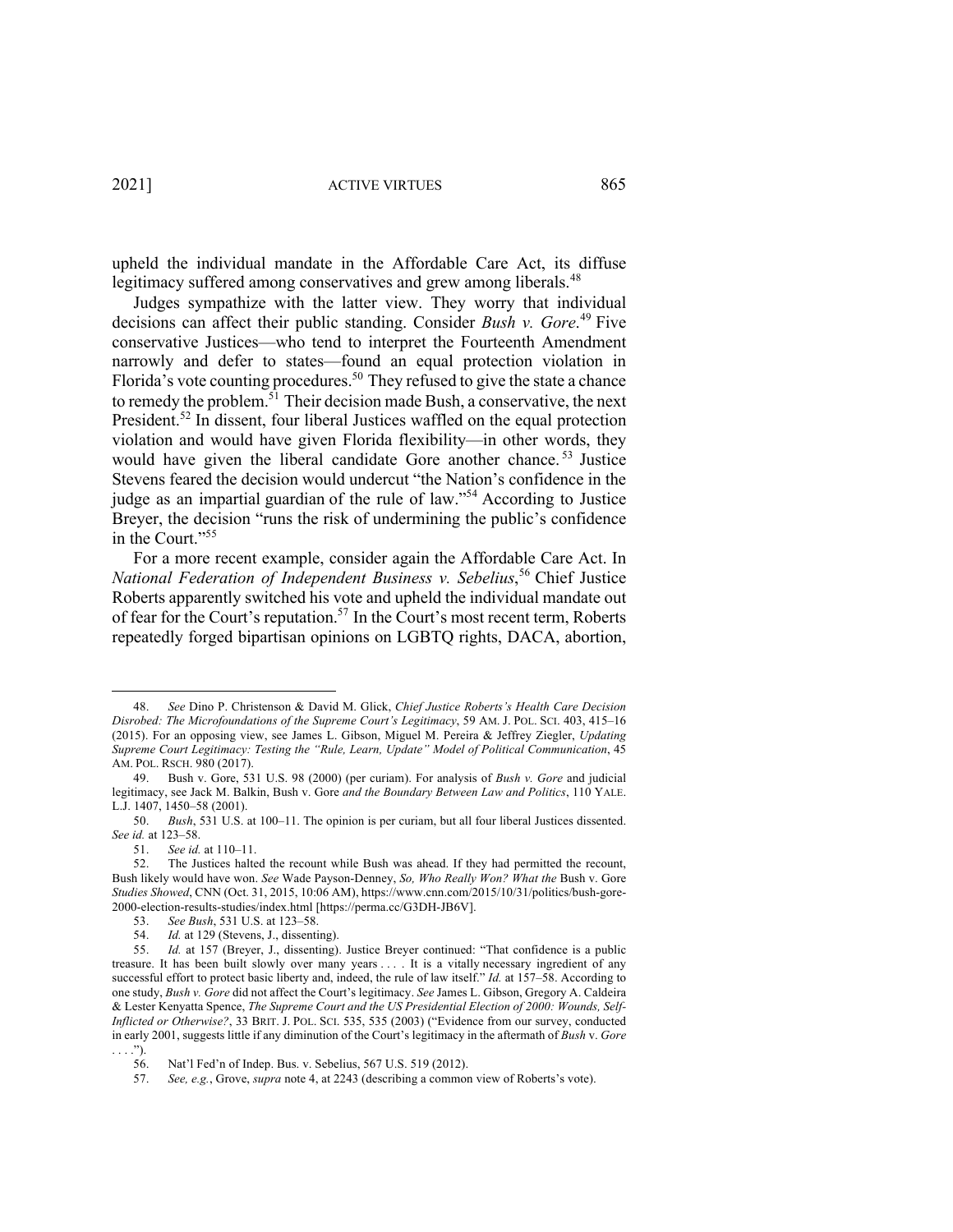upheld the individual mandate in the Affordable Care Act, its diffuse legitimacy suffered among conservatives and grew among liberals.[48]

Judges sympathize with the latter view. They worry that individual decisions can affect their public standing. Consider *Bush v. Gore*.[49] Five conservative Justices—who tend to interpret the Fourteenth Amendment narrowly and defer to states—found an equal protection violation in Florida's vote counting procedures.[50] They refused to give the state a chance to remedy the problem.[51] Their decision made Bush, a conservative, the next President.[52] In dissent, four liberal Justices waffled on the equal protection violation and would have given Florida flexibility—in other words, they would have given the liberal candidate Gore another chance.[53] Justice Stevens feared the decision would undercut "the Nation's confidence in the judge as an impartial guardian of the rule of law."[54] According to Justice Breyer, the decision "runs the risk of undermining the public's confidence in the Court."[55]

For a more recent example, consider again the Affordable Care Act. In *National Federation of Independent Business v. Sebelius*,[56] Chief Justice Roberts apparently switched his vote and upheld the individual mandate out of fear for the Court's reputation.[57] In the Court's most recent term, Roberts repeatedly forged bipartisan opinions on LGBTQ rights, DACA, abortion,

---

48. *See* Dino P. Christenson & David M. Glick, *Chief Justice Roberts's Health Care Decision Disrobed: The Microfoundations of the Supreme Court's Legitimacy*, 59 AM. J. POL. SCI. 403, 415–16 (2015). For an opposing view, see James L. Gibson, Miguel M. Pereira & Jeffrey Ziegler, *Updating Supreme Court Legitimacy: Testing the "Rule, Learn, Update" Model of Political Communication*, 45 AM. POL. RSCH. 980 (2017).

49. Bush v. Gore, 531 U.S. 98 (2000) (per curiam). For analysis of *Bush v. Gore* and judicial legitimacy, see Jack M. Balkin, Bush v. Gore *and the Boundary Between Law and Politics*, 110 YALE. L.J. 1407, 1450–58 (2001).

50. *Bush*, 531 U.S. at 100–11. The opinion is per curiam, but all four liberal Justices dissented. *See id.* at 123–58.

51. *See id.* at 110–11.

52. The Justices halted the recount while Bush was ahead. If they had permitted the recount, Bush likely would have won. *See* Wade Payson-Denney, *So, Who Really Won? What the* Bush v. Gore *Studies Showed*, CNN (Oct. 31, 2015, 10:06 AM), https://www.cnn.com/2015/10/31/politics/bush-gore-2000-election-results-studies/index.html [https://perma.cc/G3DH-JB6V].

53. *See Bush*, 531 U.S. at 123–58.

54. *Id.* at 129 (Stevens, J., dissenting).

55. *Id.* at 157 (Breyer, J., dissenting). Justice Breyer continued: "That confidence is a public treasure. It has been built slowly over many years . . . . It is a vitally necessary ingredient of any successful effort to protect basic liberty and, indeed, the rule of law itself." *Id.* at 157–58. According to one study, *Bush v. Gore* did not affect the Court's legitimacy. *See* James L. Gibson, Gregory A. Caldeira & Lester Kenyatta Spence, *The Supreme Court and the US Presidential Election of 2000: Wounds, Self-Inflicted or Otherwise?*, 33 BRIT. J. POL. SCI. 535, 535 (2003) ("Evidence from our survey, conducted in early 2001, suggests little if any diminution of the Court's legitimacy in the aftermath of *Bush* v. *Gore* . . . .").

56. Nat'l Fed'n of Indep. Bus. v. Sebelius, 567 U.S. 519 (2012).

57. *See, e.g.*, Grove, *supra* note 4, at 2243 (describing a common view of Roberts's vote).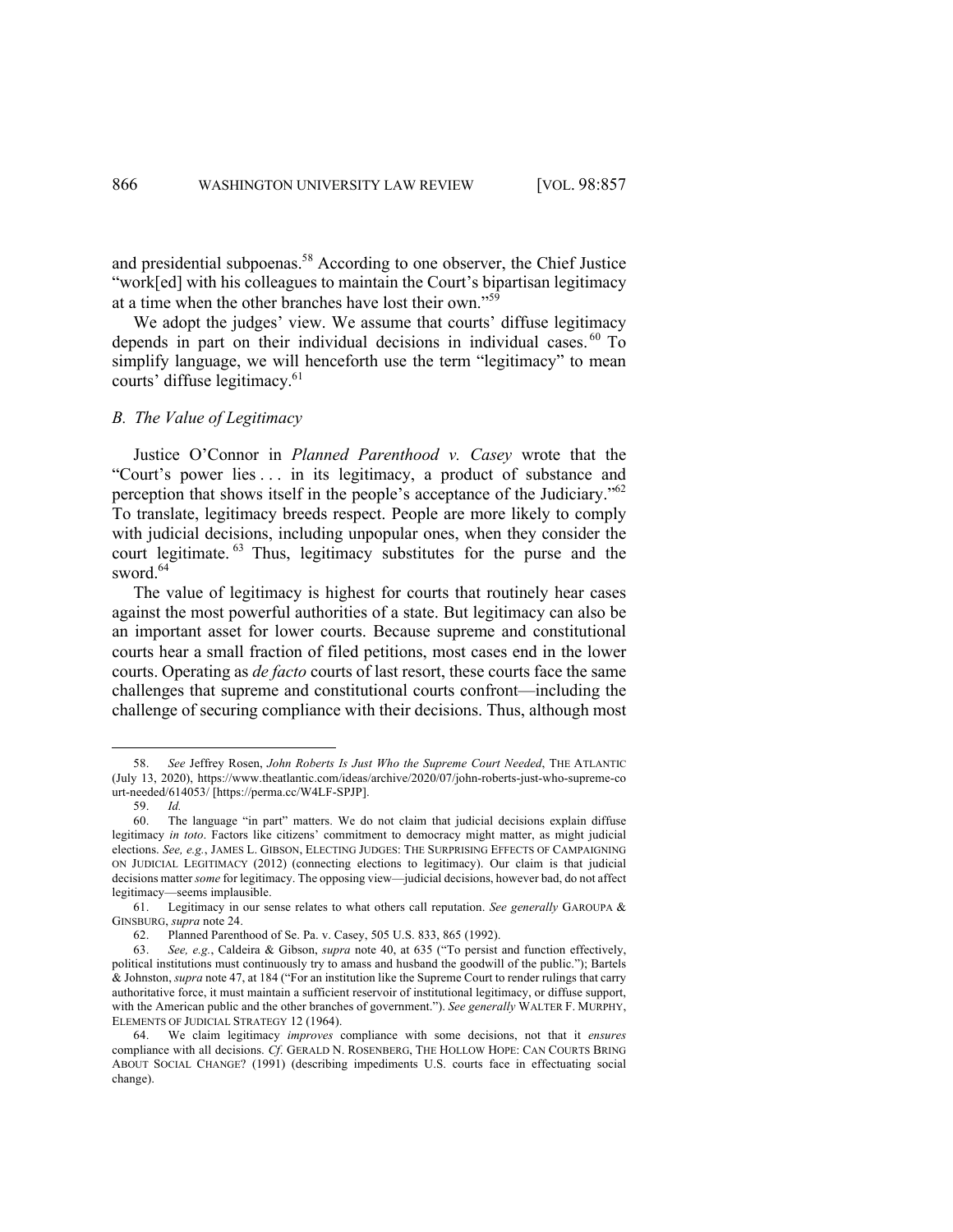and presidential subpoenas.[58] According to one observer, the Chief Justice "work[ed] with his colleagues to maintain the Court's bipartisan legitimacy at a time when the other branches have lost their own."[59]

We adopt the judges' view. We assume that courts' diffuse legitimacy depends in part on their individual decisions in individual cases.[60] To simplify language, we will henceforth use the term "legitimacy" to mean courts' diffuse legitimacy.[61]

### *B. The Value of Legitimacy*

Justice O'Connor in *Planned Parenthood v. Casey* wrote that the "Court's power lies . . . in its legitimacy, a product of substance and perception that shows itself in the people's acceptance of the Judiciary."[62] To translate, legitimacy breeds respect. People are more likely to comply with judicial decisions, including unpopular ones, when they consider the court legitimate.[63] Thus, legitimacy substitutes for the purse and the sword.[64]

The value of legitimacy is highest for courts that routinely hear cases against the most powerful authorities of a state. But legitimacy can also be an important asset for lower courts. Because supreme and constitutional courts hear a small fraction of filed petitions, most cases end in the lower courts. Operating as *de facto* courts of last resort, these courts face the same challenges that supreme and constitutional courts confront—including the challenge of securing compliance with their decisions. Thus, although most

---

58. *See* Jeffrey Rosen, *John Roberts Is Just Who the Supreme Court Needed*, THE ATLANTIC (July 13, 2020), https://www.theatlantic.com/ideas/archive/2020/07/john-roberts-just-who-supreme-court-needed/614053/ [https://perma.cc/W4LF-SPJP].

59. *Id.*

60. The language "in part" matters. We do not claim that judicial decisions explain diffuse legitimacy *in toto*. Factors like citizens' commitment to democracy might matter, as might judicial elections. *See, e.g.*, JAMES L. GIBSON, ELECTING JUDGES: THE SURPRISING EFFECTS OF CAMPAIGNING ON JUDICIAL LEGITIMACY (2012) (connecting elections to legitimacy). Our claim is that judicial decisions matter *some* for legitimacy. The opposing view—judicial decisions, however bad, do not affect legitimacy—seems implausible.

61. Legitimacy in our sense relates to what others call reputation. *See generally* GAROUPA & GINSBURG, *supra* note 24.

62. Planned Parenthood of Se. Pa. v. Casey, 505 U.S. 833, 865 (1992).

63. *See, e.g.*, Caldeira & Gibson, *supra* note 40, at 635 ("To persist and function effectively, political institutions must continuously try to amass and husband the goodwill of the public."); Bartels & Johnston, *supra* note 47, at 184 ("For an institution like the Supreme Court to render rulings that carry authoritative force, it must maintain a sufficient reservoir of institutional legitimacy, or diffuse support, with the American public and the other branches of government."). *See generally* WALTER F. MURPHY, ELEMENTS OF JUDICIAL STRATEGY 12 (1964).

64. We claim legitimacy *improves* compliance with some decisions, not that it *ensures* compliance with all decisions. *Cf.* GERALD N. ROSENBERG, THE HOLLOW HOPE: CAN COURTS BRING ABOUT SOCIAL CHANGE? (1991) (describing impediments U.S. courts face in effectuating social change).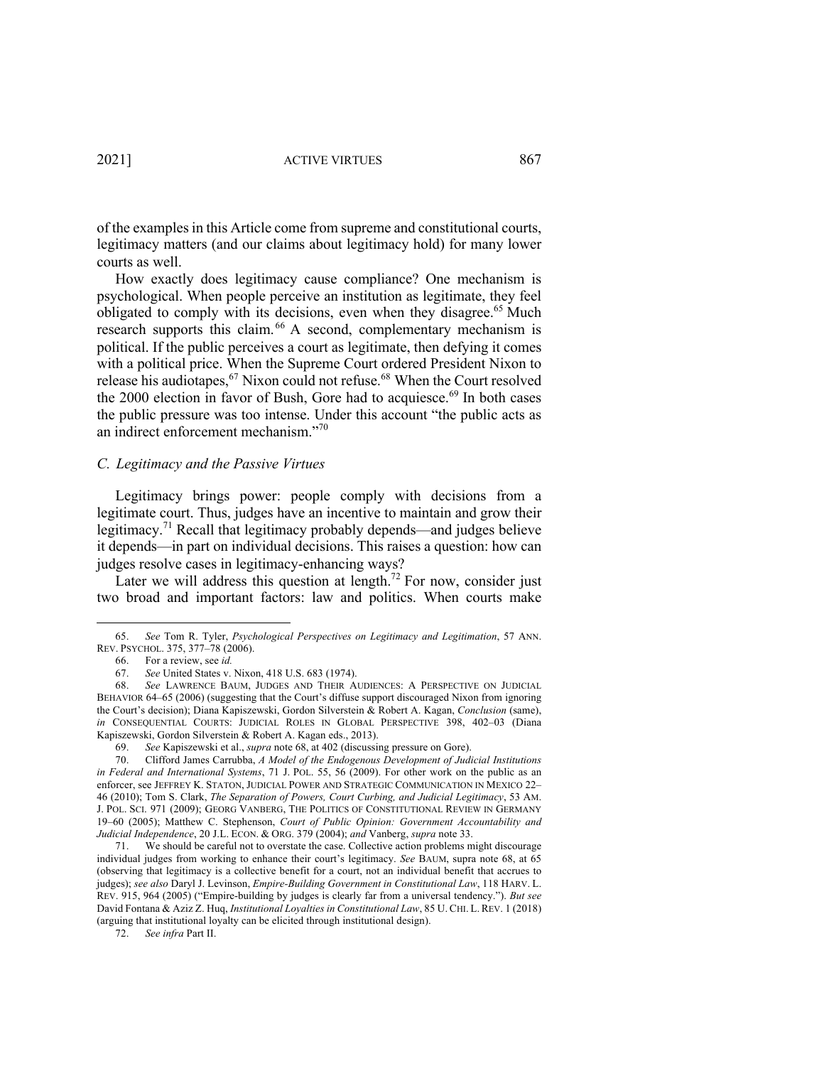of the examples in this Article come from supreme and constitutional courts, legitimacy matters (and our claims about legitimacy hold) for many lower courts as well.

How exactly does legitimacy cause compliance? One mechanism is psychological. When people perceive an institution as legitimate, they feel obligated to comply with its decisions, even when they disagree.[65] Much research supports this claim.[66] A second, complementary mechanism is political. If the public perceives a court as legitimate, then defying it comes with a political price. When the Supreme Court ordered President Nixon to release his audiotapes,[67] Nixon could not refuse.[68] When the Court resolved the 2000 election in favor of Bush, Gore had to acquiesce.[69] In both cases the public pressure was too intense. Under this account "the public acts as an indirect enforcement mechanism."[70]

### C. Legitimacy and the Passive Virtues

Legitimacy brings power: people comply with decisions from a legitimate court. Thus, judges have an incentive to maintain and grow their legitimacy.[71] Recall that legitimacy probably depends—and judges believe it depends—in part on individual decisions. This raises a question: how can judges resolve cases in legitimacy-enhancing ways?

Later we will address this question at length.[72] For now, consider just two broad and important factors: law and politics. When courts make

---

65. *See* Tom R. Tyler, *Psychological Perspectives on Legitimacy and Legitimation*, 57 ANN. REV. PSYCHOL. 375, 377–78 (2006).

66. For a review, see *id.*

67. *See* United States v. Nixon, 418 U.S. 683 (1974).

68. *See* LAWRENCE BAUM, JUDGES AND THEIR AUDIENCES: A PERSPECTIVE ON JUDICIAL BEHAVIOR 64–65 (2006) (suggesting that the Court's diffuse support discouraged Nixon from ignoring the Court's decision); Diana Kapiszewski, Gordon Silverstein & Robert A. Kagan, *Conclusion* (same), *in* CONSEQUENTIAL COURTS: JUDICIAL ROLES IN GLOBAL PERSPECTIVE 398, 402–03 (Diana Kapiszewski, Gordon Silverstein & Robert A. Kagan eds., 2013).

69. *See* Kapiszewski et al., *supra* note 68, at 402 (discussing pressure on Gore).

70. Clifford James Carrubba, *A Model of the Endogenous Development of Judicial Institutions in Federal and International Systems*, 71 J. POL. 55, 56 (2009). For other work on the public as an enforcer, see JEFFREY K. STATON, JUDICIAL POWER AND STRATEGIC COMMUNICATION IN MEXICO 22–46 (2010); Tom S. Clark, *The Separation of Powers, Court Curbing, and Judicial Legitimacy*, 53 AM. J. POL. SCI. 971 (2009); GEORG VANBERG, THE POLITICS OF CONSTITUTIONAL REVIEW IN GERMANY 19–60 (2005); Matthew C. Stephenson, *Court of Public Opinion: Government Accountability and Judicial Independence*, 20 J.L. ECON. & ORG. 379 (2004); *and* Vanberg, *supra* note 33.

71. We should be careful not to overstate the case. Collective action problems might discourage individual judges from working to enhance their court's legitimacy. *See* BAUM, supra note 68, at 65 (observing that legitimacy is a collective benefit for a court, not an individual benefit that accrues to judges); *see also* Daryl J. Levinson, *Empire-Building Government in Constitutional Law*, 118 HARV. L. REV. 915, 964 (2005) ("Empire-building by judges is clearly far from a universal tendency."). *But see* David Fontana & Aziz Z. Huq, *Institutional Loyalties in Constitutional Law*, 85 U. CHI. L. REV. 1 (2018) (arguing that institutional loyalty can be elicited through institutional design).

72. *See infra* Part II.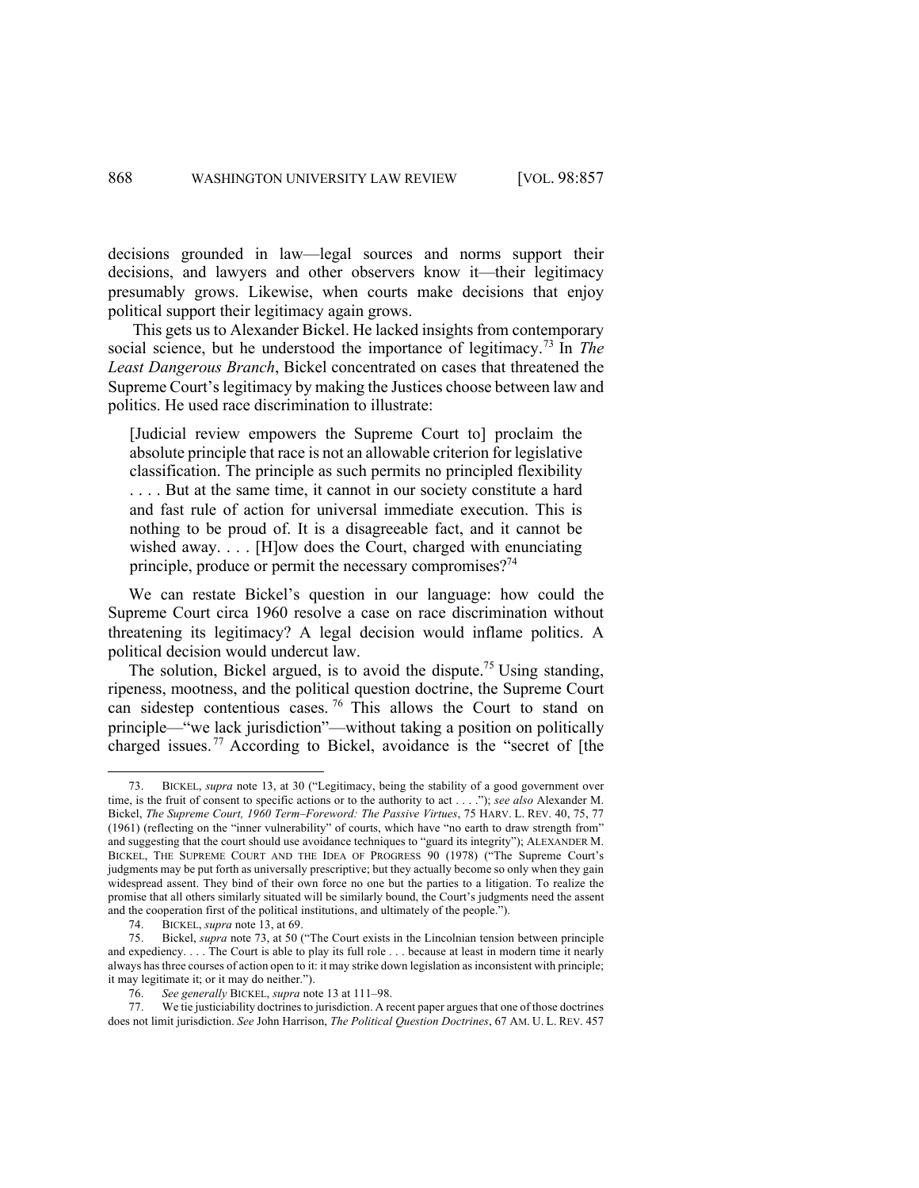decisions grounded in law—legal sources and norms support their decisions, and lawyers and other observers know it—their legitimacy presumably grows. Likewise, when courts make decisions that enjoy political support their legitimacy again grows.

This gets us to Alexander Bickel. He lacked insights from contemporary social science, but he understood the importance of legitimacy.[73] In *The Least Dangerous Branch*, Bickel concentrated on cases that threatened the Supreme Court's legitimacy by making the Justices choose between law and politics. He used race discrimination to illustrate:

> [Judicial review empowers the Supreme Court to] proclaim the absolute principle that race is not an allowable criterion for legislative classification. The principle as such permits no principled flexibility . . . . But at the same time, it cannot in our society constitute a hard and fast rule of action for universal immediate execution. This is nothing to be proud of. It is a disagreeable fact, and it cannot be wished away. . . . [H]ow does the Court, charged with enunciating principle, produce or permit the necessary compromises?[74]

We can restate Bickel's question in our language: how could the Supreme Court circa 1960 resolve a case on race discrimination without threatening its legitimacy? A legal decision would inflame politics. A political decision would undercut law.

The solution, Bickel argued, is to avoid the dispute.[75] Using standing, ripeness, mootness, and the political question doctrine, the Supreme Court can sidestep contentious cases.[76] This allows the Court to stand on principle—"we lack jurisdiction"—without taking a position on politically charged issues.[77] According to Bickel, avoidance is the "secret of [the

---

73. BICKEL, *supra* note 13, at 30 ("Legitimacy, being the stability of a good government over time, is the fruit of consent to specific actions or to the authority to act . . . ."); *see also* Alexander M. Bickel, *The Supreme Court, 1960 Term–Foreword: The Passive Virtues*, 75 HARV. L. REV. 40, 75, 77 (1961) (reflecting on the "inner vulnerability" of courts, which have "no earth to draw strength from" and suggesting that the court should use avoidance techniques to "guard its integrity"); ALEXANDER M. BICKEL, THE SUPREME COURT AND THE IDEA OF PROGRESS 90 (1978) ("The Supreme Court's judgments may be put forth as universally prescriptive; but they actually become so only when they gain widespread assent. They bind of their own force no one but the parties to a litigation. To realize the promise that all others similarly situated will be similarly bound, the Court's judgments need the assent and the cooperation first of the political institutions, and ultimately of the people.").

74. BICKEL, *supra* note 13, at 69.

75. Bickel, *supra* note 73, at 50 ("The Court exists in the Lincolnian tension between principle and expediency. . . . The Court is able to play its full role . . . because at least in modern time it nearly always has three courses of action open to it: it may strike down legislation as inconsistent with principle; it may legitimate it; or it may do neither.").

76. *See generally* BICKEL, *supra* note 13 at 111–98.

77. We tie justiciability doctrines to jurisdiction. A recent paper argues that one of those doctrines does not limit jurisdiction. *See* John Harrison, *The Political Question Doctrines*, 67 AM. U. L. REV. 457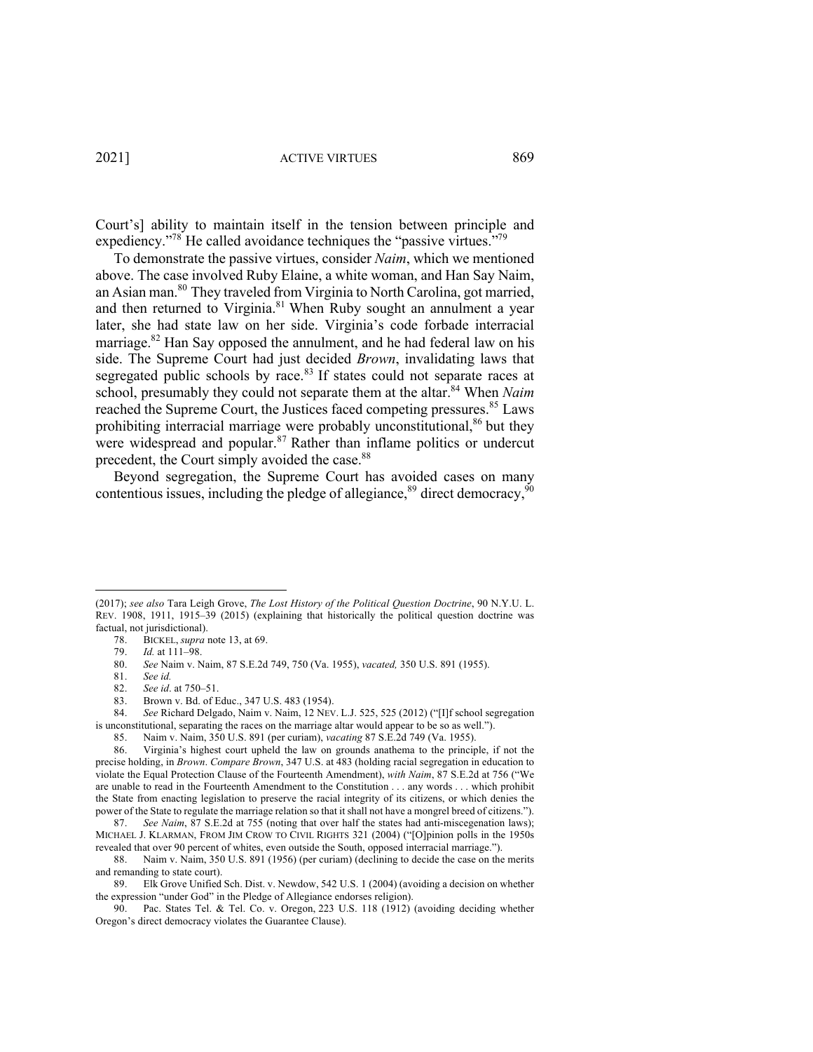Court's] ability to maintain itself in the tension between principle and expediency."[78] He called avoidance techniques the "passive virtues."[79]

To demonstrate the passive virtues, consider *Naim*, which we mentioned above. The case involved Ruby Elaine, a white woman, and Han Say Naim, an Asian man.[80] They traveled from Virginia to North Carolina, got married, and then returned to Virginia.[81] When Ruby sought an annulment a year later, she had state law on her side. Virginia's code forbade interracial marriage.[82] Han Say opposed the annulment, and he had federal law on his side. The Supreme Court had just decided *Brown*, invalidating laws that segregated public schools by race.[83] If states could not separate races at school, presumably they could not separate them at the altar.[84] When *Naim* reached the Supreme Court, the Justices faced competing pressures.[85] Laws prohibiting interracial marriage were probably unconstitutional,[86] but they were widespread and popular.[87] Rather than inflame politics or undercut precedent, the Court simply avoided the case.[88]

Beyond segregation, the Supreme Court has avoided cases on many contentious issues, including the pledge of allegiance,[89] direct democracy,[90]

---

(2017); *see also* Tara Leigh Grove, *The Lost History of the Political Question Doctrine*, 90 N.Y.U. L. REV. 1908, 1911, 1915–39 (2015) (explaining that historically the political question doctrine was factual, not jurisdictional).

78. BICKEL, *supra* note 13, at 69.

79. *Id.* at 111–98.

80. *See* Naim v. Naim, 87 S.E.2d 749, 750 (Va. 1955), *vacated,* 350 U.S. 891 (1955).

81. *See id.*

82. *See id*. at 750–51.

83. Brown v. Bd. of Educ., 347 U.S. 483 (1954).

84. *See* Richard Delgado, Naim v. Naim, 12 NEV. L.J. 525, 525 (2012) ("[I]f school segregation is unconstitutional, separating the races on the marriage altar would appear to be so as well.").

85. Naim v. Naim, 350 U.S. 891 (per curiam), *vacating* 87 S.E.2d 749 (Va. 1955).

86. Virginia's highest court upheld the law on grounds anathema to the principle, if not the precise holding, in *Brown*. *Compare Brown*, 347 U.S. at 483 (holding racial segregation in education to violate the Equal Protection Clause of the Fourteenth Amendment), *with Naim*, 87 S.E.2d at 756 ("We are unable to read in the Fourteenth Amendment to the Constitution . . . any words . . . which prohibit the State from enacting legislation to preserve the racial integrity of its citizens, or which denies the power of the State to regulate the marriage relation so that it shall not have a mongrel breed of citizens.").

87. *See Naim*, 87 S.E.2d at 755 (noting that over half the states had anti-miscegenation laws); MICHAEL J. KLARMAN, FROM JIM CROW TO CIVIL RIGHTS 321 (2004) ("[O]pinion polls in the 1950s revealed that over 90 percent of whites, even outside the South, opposed interracial marriage.").

88. Naim v. Naim, 350 U.S. 891 (1956) (per curiam) (declining to decide the case on the merits and remanding to state court).

89. Elk Grove Unified Sch. Dist. v. Newdow, 542 U.S. 1 (2004) (avoiding a decision on whether the expression "under God" in the Pledge of Allegiance endorses religion).

90. Pac. States Tel. & Tel. Co. v. Oregon, 223 U.S. 118 (1912) (avoiding deciding whether Oregon's direct democracy violates the Guarantee Clause).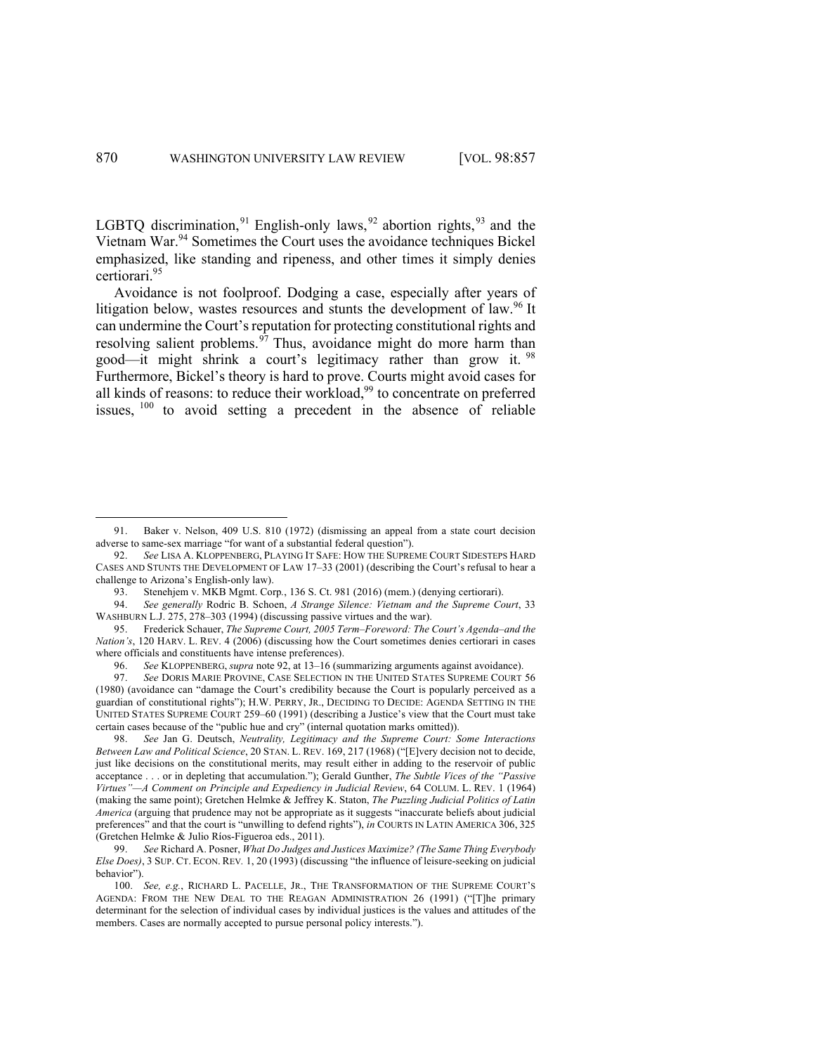LGBTQ discrimination,[91] English-only laws,[92] abortion rights,[93] and the Vietnam War.[94] Sometimes the Court uses the avoidance techniques Bickel emphasized, like standing and ripeness, and other times it simply denies certiorari.[95]

Avoidance is not foolproof. Dodging a case, especially after years of litigation below, wastes resources and stunts the development of law.[96] It can undermine the Court's reputation for protecting constitutional rights and resolving salient problems.[97] Thus, avoidance might do more harm than good—it might shrink a court's legitimacy rather than grow it.[98] Furthermore, Bickel's theory is hard to prove. Courts might avoid cases for all kinds of reasons: to reduce their workload,[99] to concentrate on preferred issues,[100] to avoid setting a precedent in the absence of reliable

---

91. Baker v. Nelson, 409 U.S. 810 (1972) (dismissing an appeal from a state court decision adverse to same-sex marriage "for want of a substantial federal question").

92. *See* LISA A. KLOPPENBERG, PLAYING IT SAFE: HOW THE SUPREME COURT SIDESTEPS HARD CASES AND STUNTS THE DEVELOPMENT OF LAW 17–33 (2001) (describing the Court's refusal to hear a challenge to Arizona's English-only law).

93. Stenehjem v. MKB Mgmt. Corp., 136 S. Ct. 981 (2016) (mem.) (denying certiorari).

94. *See generally* Rodric B. Schoen, *A Strange Silence: Vietnam and the Supreme Court*, 33 WASHBURN L.J. 275, 278–303 (1994) (discussing passive virtues and the war).

95. Frederick Schauer, *The Supreme Court, 2005 Term–Foreword: The Court's Agenda–and the Nation's*, 120 HARV. L. REV. 4 (2006) (discussing how the Court sometimes denies certiorari in cases where officials and constituents have intense preferences).

96. *See* KLOPPENBERG, *supra* note 92, at 13–16 (summarizing arguments against avoidance).

97. *See* DORIS MARIE PROVINE, CASE SELECTION IN THE UNITED STATES SUPREME COURT 56 (1980) (avoidance can "damage the Court's credibility because the Court is popularly perceived as a guardian of constitutional rights"); H.W. PERRY, JR., DECIDING TO DECIDE: AGENDA SETTING IN THE UNITED STATES SUPREME COURT 259–60 (1991) (describing a Justice's view that the Court must take certain cases because of the "public hue and cry" (internal quotation marks omitted)).

98. *See* Jan G. Deutsch, *Neutrality, Legitimacy and the Supreme Court: Some Interactions Between Law and Political Science*, 20 STAN. L. REV. 169, 217 (1968) ("[E]very decision not to decide, just like decisions on the constitutional merits, may result either in adding to the reservoir of public acceptance . . . or in depleting that accumulation."); Gerald Gunther, *The Subtle Vices of the "Passive Virtues"—A Comment on Principle and Expediency in Judicial Review*, 64 COLUM. L. REV. 1 (1964) (making the same point); Gretchen Helmke & Jeffrey K. Staton, *The Puzzling Judicial Politics of Latin America* (arguing that prudence may not be appropriate as it suggests "inaccurate beliefs about judicial preferences" and that the court is "unwilling to defend rights"), *in* COURTS IN LATIN AMERICA 306, 325 (Gretchen Helmke & Julio Ríos-Figueroa eds., 2011).

99. *See* Richard A. Posner, *What Do Judges and Justices Maximize? (The Same Thing Everybody Else Does)*, 3 SUP. CT. ECON. REV. 1, 20 (1993) (discussing "the influence of leisure-seeking on judicial behavior").

100. *See, e.g.*, RICHARD L. PACELLE, JR., THE TRANSFORMATION OF THE SUPREME COURT'S AGENDA: FROM THE NEW DEAL TO THE REAGAN ADMINISTRATION 26 (1991) ("[T]he primary determinant for the selection of individual cases by individual justices is the values and attitudes of the members. Cases are normally accepted to pursue personal policy interests.").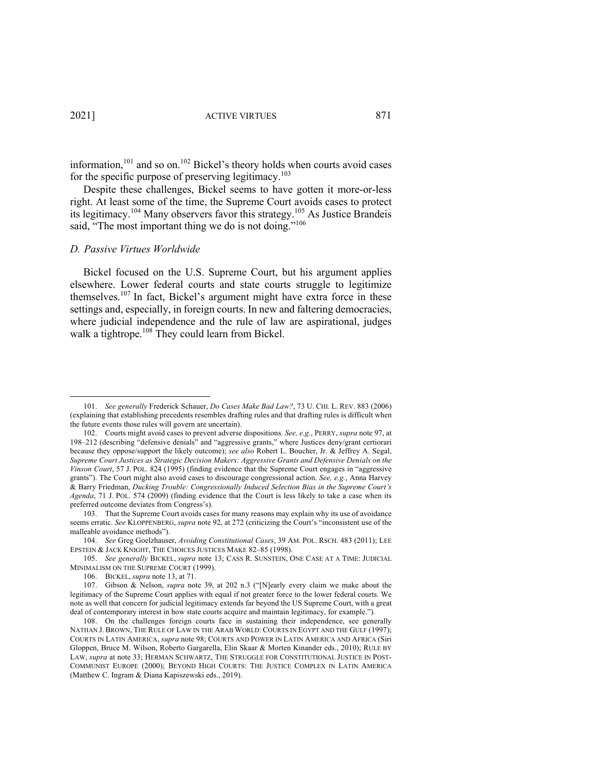information,[101] and so on.[102] Bickel's theory holds when courts avoid cases for the specific purpose of preserving legitimacy.[103]

Despite these challenges, Bickel seems to have gotten it more-or-less right. At least some of the time, the Supreme Court avoids cases to protect its legitimacy.[104] Many observers favor this strategy.[105] As Justice Brandeis said, "The most important thing we do is not doing."[106]

### *D. Passive Virtues Worldwide*

Bickel focused on the U.S. Supreme Court, but his argument applies elsewhere. Lower federal courts and state courts struggle to legitimize themselves.[107] In fact, Bickel's argument might have extra force in these settings and, especially, in foreign courts. In new and faltering democracies, where judicial independence and the rule of law are aspirational, judges walk a tightrope.[108] They could learn from Bickel.

---

101. *See generally* Frederick Schauer, *Do Cases Make Bad Law?*, 73 U. CHI. L. REV. 883 (2006) (explaining that establishing precedents resembles drafting rules and that drafting rules is difficult when the future events those rules will govern are uncertain).

102. Courts might avoid cases to prevent adverse dispositions. *See, e.g.*, PERRY, *supra* note 97, at 198–212 (describing "defensive denials" and "aggressive grants," where Justices deny/grant certiorari because they oppose/support the likely outcome); *see also* Robert L. Boucher, Jr. & Jeffrey A. Segal, *Supreme Court Justices as Strategic Decision Makers: Aggressive Grants and Defensive Denials on the Vinson Court*, 57 J. POL. 824 (1995) (finding evidence that the Supreme Court engages in "aggressive grants"). The Court might also avoid cases to discourage congressional action. *See, e.g.*, Anna Harvey & Barry Friedman, *Ducking Trouble: Congressionally Induced Selection Bias in the Supreme Court's Agenda*, 71 J. POL. 574 (2009) (finding evidence that the Court is less likely to take a case when its preferred outcome deviates from Congress's).

103. That the Supreme Court avoids cases for many reasons may explain why its use of avoidance seems erratic. *See* KLOPPENBERG, *supra* note 92, at 272 (criticizing the Court's "inconsistent use of the malleable avoidance methods").

104. *See* Greg Goelzhauser, *Avoiding Constitutional Cases*, 39 AM. POL. RSCH. 483 (2011); LEE EPSTEIN & JACK KNIGHT, THE CHOICES JUSTICES MAKE 82–85 (1998).

105. *See generally* BICKEL, *supra* note 13; CASS R. SUNSTEIN, ONE CASE AT A TIME: JUDICIAL MINIMALISM ON THE SUPREME COURT (1999).

106. BICKEL, *supra* note 13, at 71.

107. Gibson & Nelson, *supra* note 39, at 202 n.3 ("[N]early every claim we make about the legitimacy of the Supreme Court applies with equal if not greater force to the lower federal courts. We note as well that concern for judicial legitimacy extends far beyond the US Supreme Court, with a great deal of contemporary interest in how state courts acquire and maintain legitimacy, for example.").

108. On the challenges foreign courts face in sustaining their independence, see generally NATHAN J. BROWN, THE RULE OF LAW IN THE ARAB WORLD: COURTS IN EGYPT AND THE GULF (1997); COURTS IN LATIN AMERICA, *supra* note 98; COURTS AND POWER IN LATIN AMERICA AND AFRICA (Siri Gloppen, Bruce M. Wilson, Roberto Gargarella, Elin Skaar & Morten Kinander eds., 2010); RULE BY LAW, *supra* at note 33; HERMAN SCHWARTZ, THE STRUGGLE FOR CONSTITUTIONAL JUSTICE IN POST-COMMUNIST EUROPE (2000); BEYOND HIGH COURTS: THE JUSTICE COMPLEX IN LATIN AMERICA (Matthew C. Ingram & Diana Kapiszewski eds., 2019).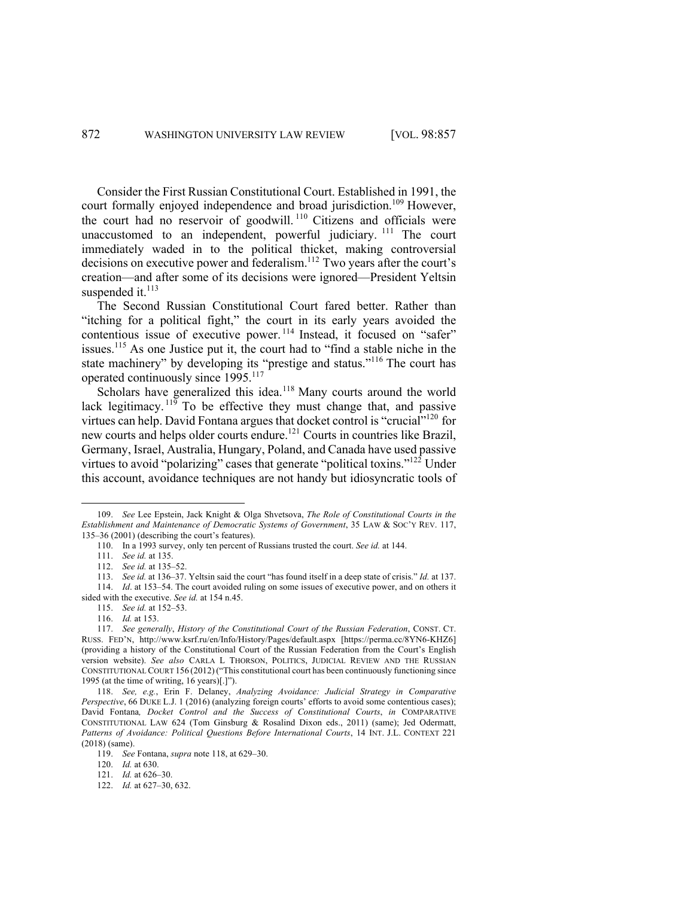Consider the First Russian Constitutional Court. Established in 1991, the court formally enjoyed independence and broad jurisdiction.[109] However, the court had no reservoir of goodwill.[110] Citizens and officials were unaccustomed to an independent, powerful judiciary.[111] The court immediately waded in to the political thicket, making controversial decisions on executive power and federalism.[112] Two years after the court's creation—and after some of its decisions were ignored—President Yeltsin suspended it.[113]

The Second Russian Constitutional Court fared better. Rather than "itching for a political fight," the court in its early years avoided the contentious issue of executive power.[114] Instead, it focused on "safer" issues.[115] As one Justice put it, the court had to "find a stable niche in the state machinery" by developing its "prestige and status."[116] The court has operated continuously since 1995.[117]

Scholars have generalized this idea.[118] Many courts around the world lack legitimacy.[119] To be effective they must change that, and passive virtues can help. David Fontana argues that docket control is "crucial"[120] for new courts and helps older courts endure.[121] Courts in countries like Brazil, Germany, Israel, Australia, Hungary, Poland, and Canada have used passive virtues to avoid "polarizing" cases that generate "political toxins."[122] Under this account, avoidance techniques are not handy but idiosyncratic tools of

---

109. *See* Lee Epstein, Jack Knight & Olga Shvetsova, *The Role of Constitutional Courts in the Establishment and Maintenance of Democratic Systems of Government*, 35 LAW & SOC'Y REV. 117, 135–36 (2001) (describing the court's features).

110. In a 1993 survey, only ten percent of Russians trusted the court. *See id.* at 144.

111. *See id.* at 135.

112. *See id.* at 135–52.

113. *See id.* at 136–37. Yeltsin said the court "has found itself in a deep state of crisis." *Id.* at 137.

114. *Id*. at 153–54. The court avoided ruling on some issues of executive power, and on others it sided with the executive. *See id.* at 154 n.45.

115. *See id.* at 152–53.

116. *Id.* at 153.

117. *See generally*, *History of the Constitutional Court of the Russian Federation*, CONST. CT. RUSS. FED'N, http://www.ksrf.ru/en/Info/History/Pages/default.aspx [https://perma.cc/8YN6-KHZ6] (providing a history of the Constitutional Court of the Russian Federation from the Court's English version website). *See also* CARLA L THORSON, POLITICS, JUDICIAL REVIEW AND THE RUSSIAN CONSTITUTIONAL COURT 156 (2012) ("This constitutional court has been continuously functioning since 1995 (at the time of writing, 16 years)[.]").

118. *See, e.g.*, Erin F. Delaney, *Analyzing Avoidance: Judicial Strategy in Comparative Perspective*, 66 DUKE L.J. 1 (2016) (analyzing foreign courts' efforts to avoid some contentious cases); David Fontana*, Docket Control and the Success of Constitutional Courts*, *in* COMPARATIVE CONSTITUTIONAL LAW 624 (Tom Ginsburg & Rosalind Dixon eds., 2011) (same); Jed Odermatt, *Patterns of Avoidance: Political Questions Before International Courts*, 14 INT. J.L. CONTEXT 221 (2018) (same).

119. *See* Fontana, *supra* note 118, at 629–30.

120. *Id.* at 630.

121. *Id.* at 626–30.

122. *Id.* at 627–30, 632.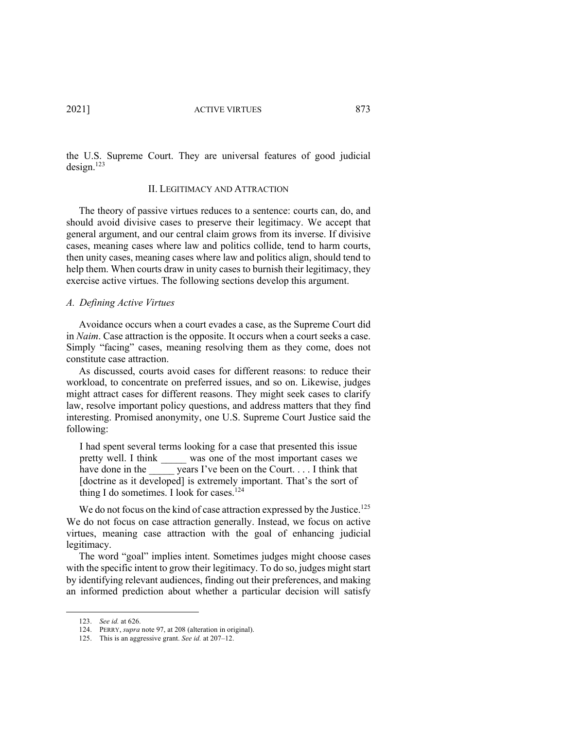the U.S. Supreme Court. They are universal features of good judicial design.[123]

## II. LEGITIMACY AND ATTRACTION

The theory of passive virtues reduces to a sentence: courts can, do, and should avoid divisive cases to preserve their legitimacy. We accept that general argument, and our central claim grows from its inverse. If divisive cases, meaning cases where law and politics collide, tend to harm courts, then unity cases, meaning cases where law and politics align, should tend to help them. When courts draw in unity cases to burnish their legitimacy, they exercise active virtues. The following sections develop this argument.

### *A. Defining Active Virtues*

Avoidance occurs when a court evades a case, as the Supreme Court did in *Naim*. Case attraction is the opposite. It occurs when a court seeks a case. Simply "facing" cases, meaning resolving them as they come, does not constitute case attraction.

As discussed, courts avoid cases for different reasons: to reduce their workload, to concentrate on preferred issues, and so on. Likewise, judges might attract cases for different reasons. They might seek cases to clarify law, resolve important policy questions, and address matters that they find interesting. Promised anonymity, one U.S. Supreme Court Justice said the following:

> I had spent several terms looking for a case that presented this issue pretty well. I think _____ was one of the most important cases we have done in the _____ years I've been on the Court. . . . I think that [doctrine as it developed] is extremely important. That's the sort of thing I do sometimes. I look for cases.[124]

We do not focus on the kind of case attraction expressed by the Justice.[125] We do not focus on case attraction generally. Instead, we focus on active virtues, meaning case attraction with the goal of enhancing judicial legitimacy.

The word "goal" implies intent. Sometimes judges might choose cases with the specific intent to grow their legitimacy. To do so, judges might start by identifying relevant audiences, finding out their preferences, and making an informed prediction about whether a particular decision will satisfy

---

123. *See id.* at 626.

124. PERRY, *supra* note 97, at 208 (alteration in original).

125. This is an aggressive grant. *See id.* at 207–12.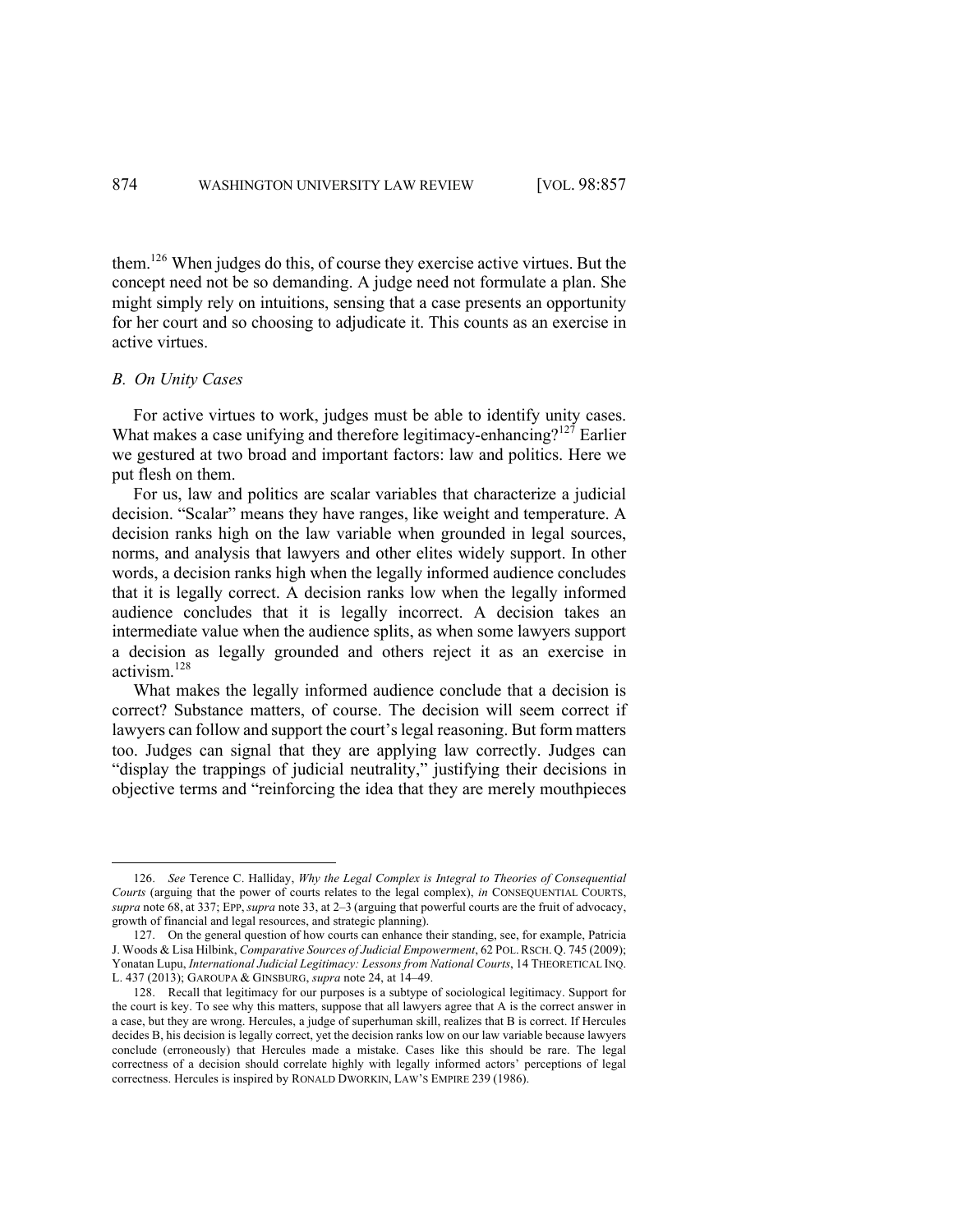them.[126] When judges do this, of course they exercise active virtues. But the concept need not be so demanding. A judge need not formulate a plan. She might simply rely on intuitions, sensing that a case presents an opportunity for her court and so choosing to adjudicate it. This counts as an exercise in active virtues.

### *B. On Unity Cases*

For active virtues to work, judges must be able to identify unity cases. What makes a case unifying and therefore legitimacy-enhancing?[127] Earlier we gestured at two broad and important factors: law and politics. Here we put flesh on them.

For us, law and politics are scalar variables that characterize a judicial decision. "Scalar" means they have ranges, like weight and temperature. A decision ranks high on the law variable when grounded in legal sources, norms, and analysis that lawyers and other elites widely support. In other words, a decision ranks high when the legally informed audience concludes that it is legally correct. A decision ranks low when the legally informed audience concludes that it is legally incorrect. A decision takes an intermediate value when the audience splits, as when some lawyers support a decision as legally grounded and others reject it as an exercise in activism.[128]

What makes the legally informed audience conclude that a decision is correct? Substance matters, of course. The decision will seem correct if lawyers can follow and support the court's legal reasoning. But form matters too. Judges can signal that they are applying law correctly. Judges can "display the trappings of judicial neutrality," justifying their decisions in objective terms and "reinforcing the idea that they are merely mouthpieces

---

126. *See* Terence C. Halliday, *Why the Legal Complex is Integral to Theories of Consequential Courts* (arguing that the power of courts relates to the legal complex), *in* CONSEQUENTIAL COURTS, *supra* note 68, at 337; EPP, *supra* note 33, at 2–3 (arguing that powerful courts are the fruit of advocacy, growth of financial and legal resources, and strategic planning).

127. On the general question of how courts can enhance their standing, see, for example, Patricia J. Woods & Lisa Hilbink, *Comparative Sources of Judicial Empowerment*, 62 POL. RSCH. Q. 745 (2009); Yonatan Lupu, *International Judicial Legitimacy: Lessons from National Courts*, 14 THEORETICAL INQ. L. 437 (2013); GAROUPA & GINSBURG, *supra* note 24, at 14–49.

128. Recall that legitimacy for our purposes is a subtype of sociological legitimacy. Support for the court is key. To see why this matters, suppose that all lawyers agree that A is the correct answer in a case, but they are wrong. Hercules, a judge of superhuman skill, realizes that B is correct. If Hercules decides B, his decision is legally correct, yet the decision ranks low on our law variable because lawyers conclude (erroneously) that Hercules made a mistake. Cases like this should be rare. The legal correctness of a decision should correlate highly with legally informed actors' perceptions of legal correctness. Hercules is inspired by RONALD DWORKIN, LAW'S EMPIRE 239 (1986).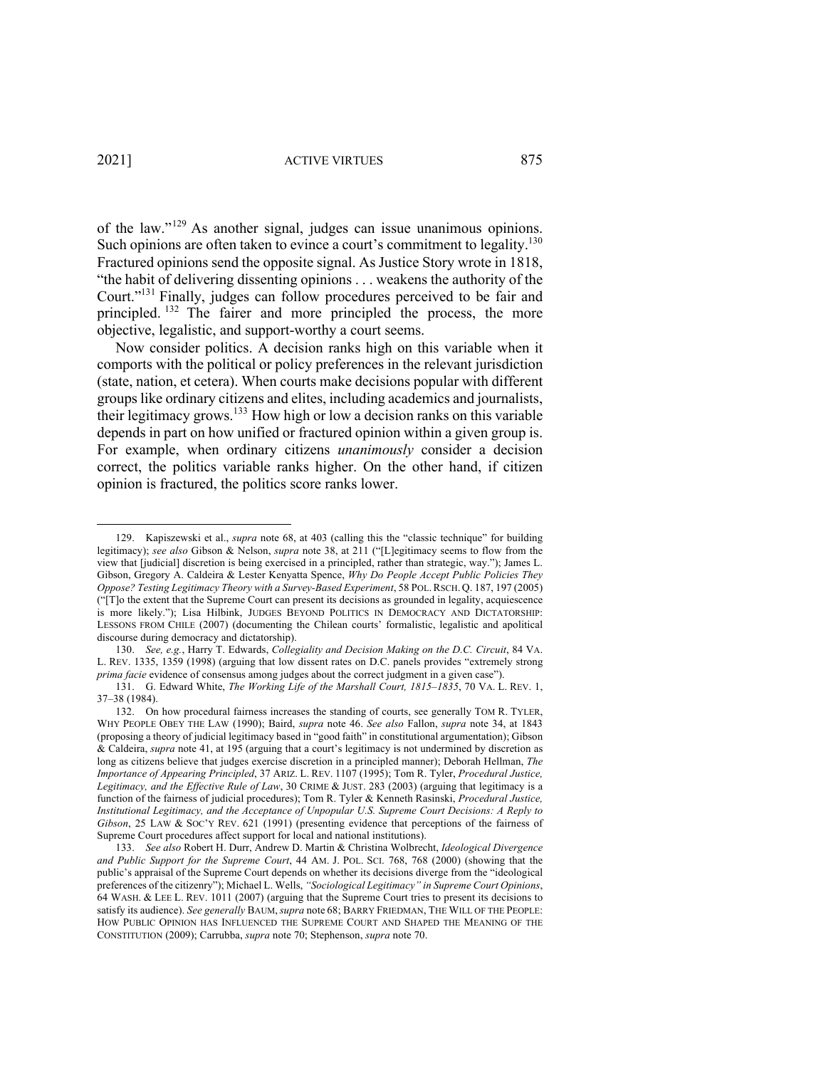of the law."[129] As another signal, judges can issue unanimous opinions. Such opinions are often taken to evince a court's commitment to legality.[130] Fractured opinions send the opposite signal. As Justice Story wrote in 1818, "the habit of delivering dissenting opinions . . . weakens the authority of the Court."[131] Finally, judges can follow procedures perceived to be fair and principled.[132] The fairer and more principled the process, the more objective, legalistic, and support-worthy a court seems.

Now consider politics. A decision ranks high on this variable when it comports with the political or policy preferences in the relevant jurisdiction (state, nation, et cetera). When courts make decisions popular with different groups like ordinary citizens and elites, including academics and journalists, their legitimacy grows.[133] How high or low a decision ranks on this variable depends in part on how unified or fractured opinion within a given group is. For example, when ordinary citizens *unanimously* consider a decision correct, the politics variable ranks higher. On the other hand, if citizen opinion is fractured, the politics score ranks lower.

---

129. Kapiszewski et al., *supra* note 68, at 403 (calling this the "classic technique" for building legitimacy); *see also* Gibson & Nelson, *supra* note 38, at 211 ("[L]egitimacy seems to flow from the view that [judicial] discretion is being exercised in a principled, rather than strategic, way."); James L. Gibson, Gregory A. Caldeira & Lester Kenyatta Spence, *Why Do People Accept Public Policies They Oppose? Testing Legitimacy Theory with a Survey-Based Experiment*, 58 POL. RSCH. Q. 187, 197 (2005) ("[T]o the extent that the Supreme Court can present its decisions as grounded in legality, acquiescence is more likely."); Lisa Hilbink, JUDGES BEYOND POLITICS IN DEMOCRACY AND DICTATORSHIP: LESSONS FROM CHILE (2007) (documenting the Chilean courts' formalistic, legalistic and apolitical discourse during democracy and dictatorship).

130. *See, e.g.*, Harry T. Edwards, *Collegiality and Decision Making on the D.C. Circuit*, 84 VA. L. REV. 1335, 1359 (1998) (arguing that low dissent rates on D.C. panels provides "extremely strong *prima facie* evidence of consensus among judges about the correct judgment in a given case").

131. G. Edward White, *The Working Life of the Marshall Court, 1815–1835*, 70 VA. L. REV. 1, 37–38 (1984).

132. On how procedural fairness increases the standing of courts, see generally TOM R. TYLER, WHY PEOPLE OBEY THE LAW (1990); Baird, *supra* note 46. *See also* Fallon, *supra* note 34, at 1843 (proposing a theory of judicial legitimacy based in "good faith" in constitutional argumentation); Gibson & Caldeira, *supra* note 41, at 195 (arguing that a court's legitimacy is not undermined by discretion as long as citizens believe that judges exercise discretion in a principled manner); Deborah Hellman, *The Importance of Appearing Principled*, 37 ARIZ. L. REV. 1107 (1995); Tom R. Tyler, *Procedural Justice, Legitimacy, and the Effective Rule of Law*, 30 CRIME & JUST. 283 (2003) (arguing that legitimacy is a function of the fairness of judicial procedures); Tom R. Tyler & Kenneth Rasinski, *Procedural Justice, Institutional Legitimacy, and the Acceptance of Unpopular U.S. Supreme Court Decisions: A Reply to Gibson*, 25 LAW & SOC'Y REV. 621 (1991) (presenting evidence that perceptions of the fairness of Supreme Court procedures affect support for local and national institutions).

133. *See also* Robert H. Durr, Andrew D. Martin & Christina Wolbrecht, *Ideological Divergence and Public Support for the Supreme Court*, 44 AM. J. POL. SCI. 768, 768 (2000) (showing that the public's appraisal of the Supreme Court depends on whether its decisions diverge from the "ideological preferences of the citizenry"); Michael L. Wells, *"Sociological Legitimacy" in Supreme Court Opinions*, 64 WASH. & LEE L. REV. 1011 (2007) (arguing that the Supreme Court tries to present its decisions to satisfy its audience). *See generally* BAUM, *supra* note 68; BARRY FRIEDMAN, THE WILL OF THE PEOPLE: HOW PUBLIC OPINION HAS INFLUENCED THE SUPREME COURT AND SHAPED THE MEANING OF THE CONSTITUTION (2009); Carrubba, *supra* note 70; Stephenson, *supra* note 70.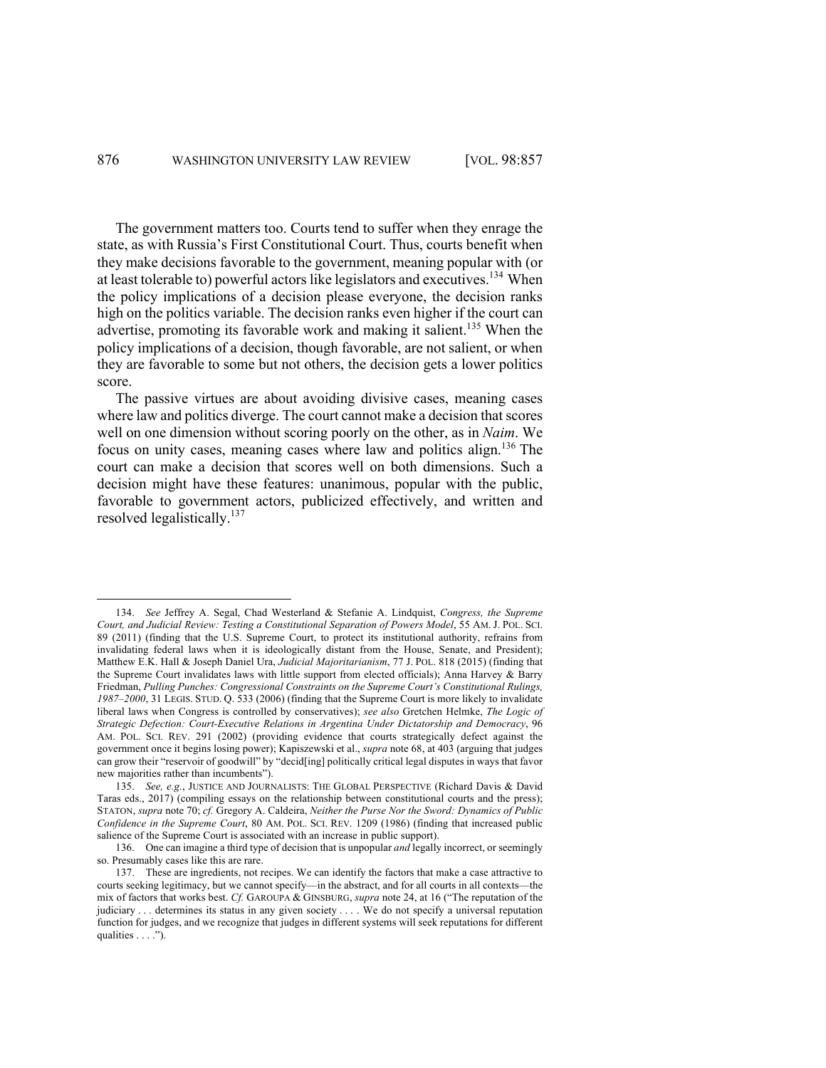The government matters too. Courts tend to suffer when they enrage the state, as with Russia's First Constitutional Court. Thus, courts benefit when they make decisions favorable to the government, meaning popular with (or at least tolerable to) powerful actors like legislators and executives.[134] When the policy implications of a decision please everyone, the decision ranks high on the politics variable. The decision ranks even higher if the court can advertise, promoting its favorable work and making it salient.[135] When the policy implications of a decision, though favorable, are not salient, or when they are favorable to some but not others, the decision gets a lower politics score.

The passive virtues are about avoiding divisive cases, meaning cases where law and politics diverge. The court cannot make a decision that scores well on one dimension without scoring poorly on the other, as in *Naim*. We focus on unity cases, meaning cases where law and politics align.[136] The court can make a decision that scores well on both dimensions. Such a decision might have these features: unanimous, popular with the public, favorable to government actors, publicized effectively, and written and resolved legalistically.[137]

---

134. *See* Jeffrey A. Segal, Chad Westerland & Stefanie A. Lindquist, *Congress, the Supreme Court, and Judicial Review: Testing a Constitutional Separation of Powers Model*, 55 AM. J. POL. SCI. 89 (2011) (finding that the U.S. Supreme Court, to protect its institutional authority, refrains from invalidating federal laws when it is ideologically distant from the House, Senate, and President); Matthew E.K. Hall & Joseph Daniel Ura, *Judicial Majoritarianism*, 77 J. POL. 818 (2015) (finding that the Supreme Court invalidates laws with little support from elected officials); Anna Harvey & Barry Friedman, *Pulling Punches: Congressional Constraints on the Supreme Court's Constitutional Rulings, 1987–2000*, 31 LEGIS. STUD. Q. 533 (2006) (finding that the Supreme Court is more likely to invalidate liberal laws when Congress is controlled by conservatives); *see also* Gretchen Helmke, *The Logic of Strategic Defection: Court-Executive Relations in Argentina Under Dictatorship and Democracy*, 96 AM. POL. SCI. REV. 291 (2002) (providing evidence that courts strategically defect against the government once it begins losing power); Kapiszewski et al., *supra* note 68, at 403 (arguing that judges can grow their "reservoir of goodwill" by "decid[ing] politically critical legal disputes in ways that favor new majorities rather than incumbents").

135. *See, e.g.*, JUSTICE AND JOURNALISTS: THE GLOBAL PERSPECTIVE (Richard Davis & David Taras eds., 2017) (compiling essays on the relationship between constitutional courts and the press); STATON, *supra* note 70; *cf.* Gregory A. Caldeira, *Neither the Purse Nor the Sword: Dynamics of Public Confidence in the Supreme Court*, 80 AM. POL. SCI. REV. 1209 (1986) (finding that increased public salience of the Supreme Court is associated with an increase in public support).

136. One can imagine a third type of decision that is unpopular *and* legally incorrect, or seemingly so. Presumably cases like this are rare.

137. These are ingredients, not recipes. We can identify the factors that make a case attractive to courts seeking legitimacy, but we cannot specify—in the abstract, and for all courts in all contexts—the mix of factors that works best. *Cf.* GAROUPA & GINSBURG, *supra* note 24, at 16 ("The reputation of the judiciary . . . determines its status in any given society . . . . We do not specify a universal reputation function for judges, and we recognize that judges in different systems will seek reputations for different qualities . . . .").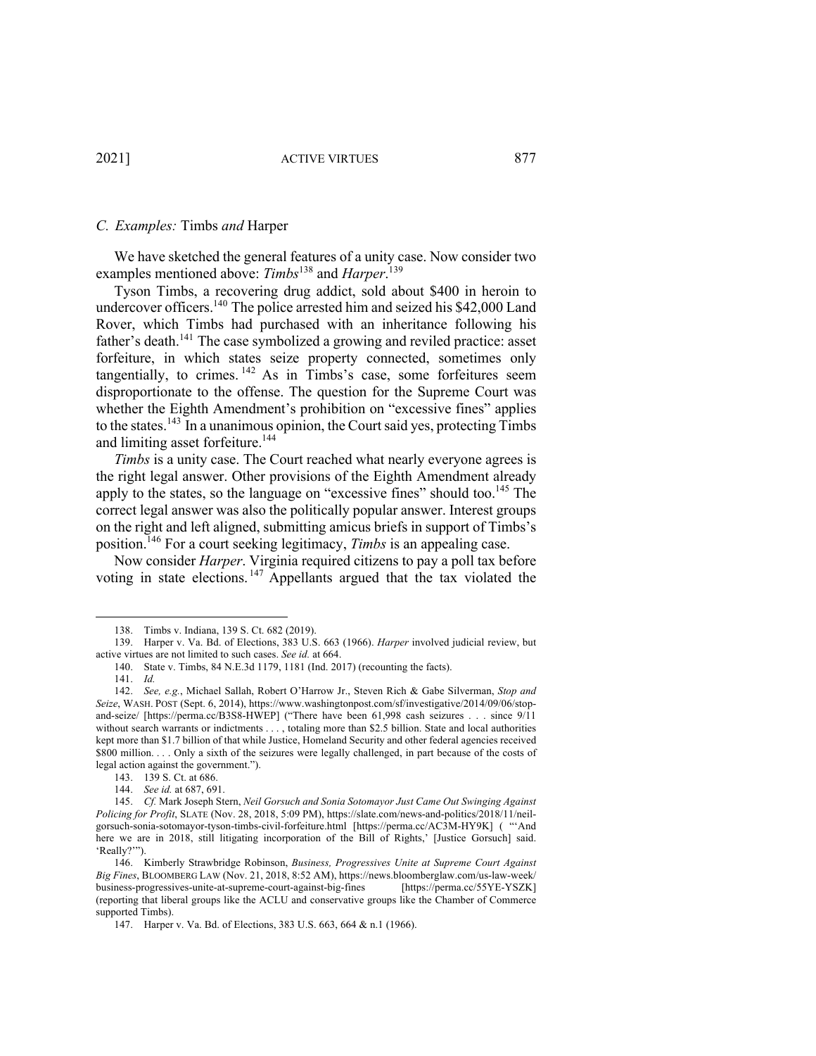### *C. Examples:* Timbs *and* Harper

We have sketched the general features of a unity case. Now consider two examples mentioned above: *Timbs*[138] and *Harper*.[139]

Tyson Timbs, a recovering drug addict, sold about $400 in heroin to undercover officers.[140] The police arrested him and seized his $42,000 Land Rover, which Timbs had purchased with an inheritance following his father's death.[141] The case symbolized a growing and reviled practice: asset forfeiture, in which states seize property connected, sometimes only tangentially, to crimes.[142] As in Timbs's case, some forfeitures seem disproportionate to the offense. The question for the Supreme Court was whether the Eighth Amendment's prohibition on "excessive fines" applies to the states.[143] In a unanimous opinion, the Court said yes, protecting Timbs and limiting asset forfeiture.[144]

*Timbs* is a unity case. The Court reached what nearly everyone agrees is the right legal answer. Other provisions of the Eighth Amendment already apply to the states, so the language on "excessive fines" should too.[145] The correct legal answer was also the politically popular answer. Interest groups on the right and left aligned, submitting amicus briefs in support of Timbs's position.[146] For a court seeking legitimacy, *Timbs* is an appealing case.

Now consider *Harper*. Virginia required citizens to pay a poll tax before voting in state elections.[147] Appellants argued that the tax violated the

---

138. Timbs v. Indiana, 139 S. Ct. 682 (2019).

139. Harper v. Va. Bd. of Elections, 383 U.S. 663 (1966). *Harper* involved judicial review, but active virtues are not limited to such cases. *See id.* at 664.

140. State v. Timbs, 84 N.E.3d 1179, 1181 (Ind. 2017) (recounting the facts).

141. *Id.*

142. *See, e.g.*, Michael Sallah, Robert O'Harrow Jr., Steven Rich & Gabe Silverman, *Stop and Seize*, WASH. POST (Sept. 6, 2014), https://www.washingtonpost.com/sf/investigative/2014/09/06/stop-and-seize/ [https://perma.cc/B3S8-HWEP] ("There have been 61,998 cash seizures . . . since 9/11 without search warrants or indictments . . . , totaling more than $2.5 billion. State and local authorities kept more than $1.7 billion of that while Justice, Homeland Security and other federal agencies received $800 million. . . . Only a sixth of the seizures were legally challenged, in part because of the costs of legal action against the government.").

143. 139 S. Ct. at 686.

144. *See id.* at 687, 691.

145. *Cf.* Mark Joseph Stern, *Neil Gorsuch and Sonia Sotomayor Just Came Out Swinging Against Policing for Profit*, SLATE (Nov. 28, 2018, 5:09 PM), https://slate.com/news-and-politics/2018/11/neil-gorsuch-sonia-sotomayor-tyson-timbs-civil-forfeiture.html [https://perma.cc/AC3M-HY9K] ( "'And here we are in 2018, still litigating incorporation of the Bill of Rights,' [Justice Gorsuch] said. 'Really?'").

146. Kimberly Strawbridge Robinson, *Business, Progressives Unite at Supreme Court Against Big Fines*, BLOOMBERG LAW (Nov. 21, 2018, 8:52 AM), https://news.bloomberglaw.com/us-law-week/business-progressives-unite-at-supreme-court-against-big-fines [https://perma.cc/55YE-YSZK] (reporting that liberal groups like the ACLU and conservative groups like the Chamber of Commerce supported Timbs).

147. Harper v. Va. Bd. of Elections, 383 U.S. 663, 664 & n.1 (1966).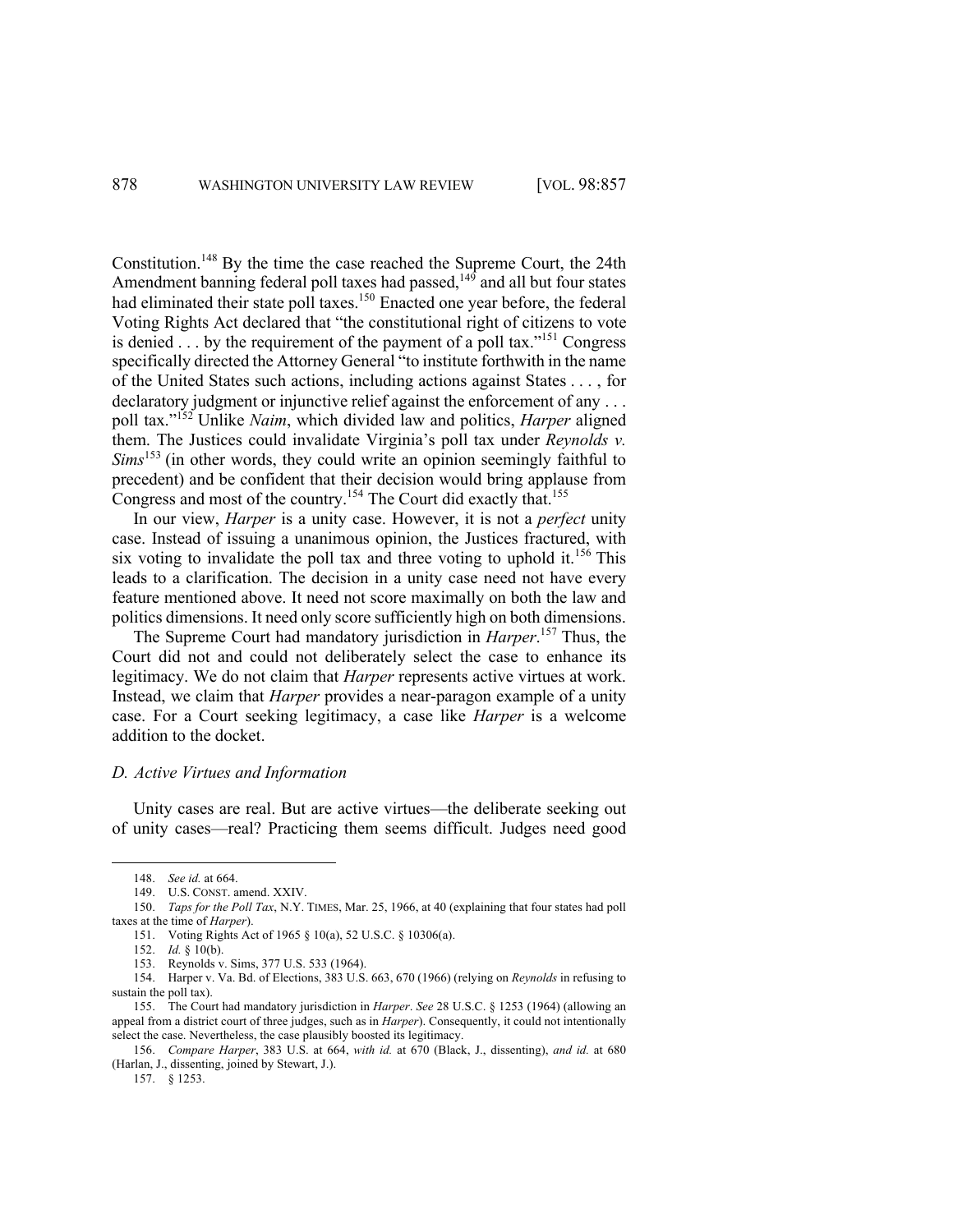Constitution.[148] By the time the case reached the Supreme Court, the 24th Amendment banning federal poll taxes had passed,[149] and all but four states had eliminated their state poll taxes.[150] Enacted one year before, the federal Voting Rights Act declared that "the constitutional right of citizens to vote is denied . . . by the requirement of the payment of a poll tax."[151] Congress specifically directed the Attorney General "to institute forthwith in the name of the United States such actions, including actions against States . . . , for declaratory judgment or injunctive relief against the enforcement of any . . . poll tax."[152] Unlike *Naim*, which divided law and politics, *Harper* aligned them. The Justices could invalidate Virginia's poll tax under *Reynolds v. Sims*[153] (in other words, they could write an opinion seemingly faithful to precedent) and be confident that their decision would bring applause from Congress and most of the country.[154] The Court did exactly that.[155]

In our view, *Harper* is a unity case. However, it is not a *perfect* unity case. Instead of issuing a unanimous opinion, the Justices fractured, with six voting to invalidate the poll tax and three voting to uphold it.[156] This leads to a clarification. The decision in a unity case need not have every feature mentioned above. It need not score maximally on both the law and politics dimensions. It need only score sufficiently high on both dimensions.

The Supreme Court had mandatory jurisdiction in *Harper*.[157] Thus, the Court did not and could not deliberately select the case to enhance its legitimacy. We do not claim that *Harper* represents active virtues at work. Instead, we claim that *Harper* provides a near-paragon example of a unity case. For a Court seeking legitimacy, a case like *Harper* is a welcome addition to the docket.

### *D. Active Virtues and Information*

Unity cases are real. But are active virtues—the deliberate seeking out of unity cases—real? Practicing them seems difficult. Judges need good

---

148. *See id.* at 664.

149. U.S. CONST. amend. XXIV.

150. *Taps for the Poll Tax*, N.Y. TIMES, Mar. 25, 1966, at 40 (explaining that four states had poll taxes at the time of *Harper*).

151. Voting Rights Act of 1965 § 10(a), 52 U.S.C. § 10306(a).

152. *Id.* § 10(b).

153. Reynolds v. Sims, 377 U.S. 533 (1964).

154. Harper v. Va. Bd. of Elections, 383 U.S. 663, 670 (1966) (relying on *Reynolds* in refusing to sustain the poll tax).

155. The Court had mandatory jurisdiction in *Harper*. *See* 28 U.S.C. § 1253 (1964) (allowing an appeal from a district court of three judges, such as in *Harper*). Consequently, it could not intentionally select the case. Nevertheless, the case plausibly boosted its legitimacy.

156. *Compare Harper*, 383 U.S. at 664, *with id.* at 670 (Black, J., dissenting), *and id.* at 680 (Harlan, J., dissenting, joined by Stewart, J.).

157. § 1253.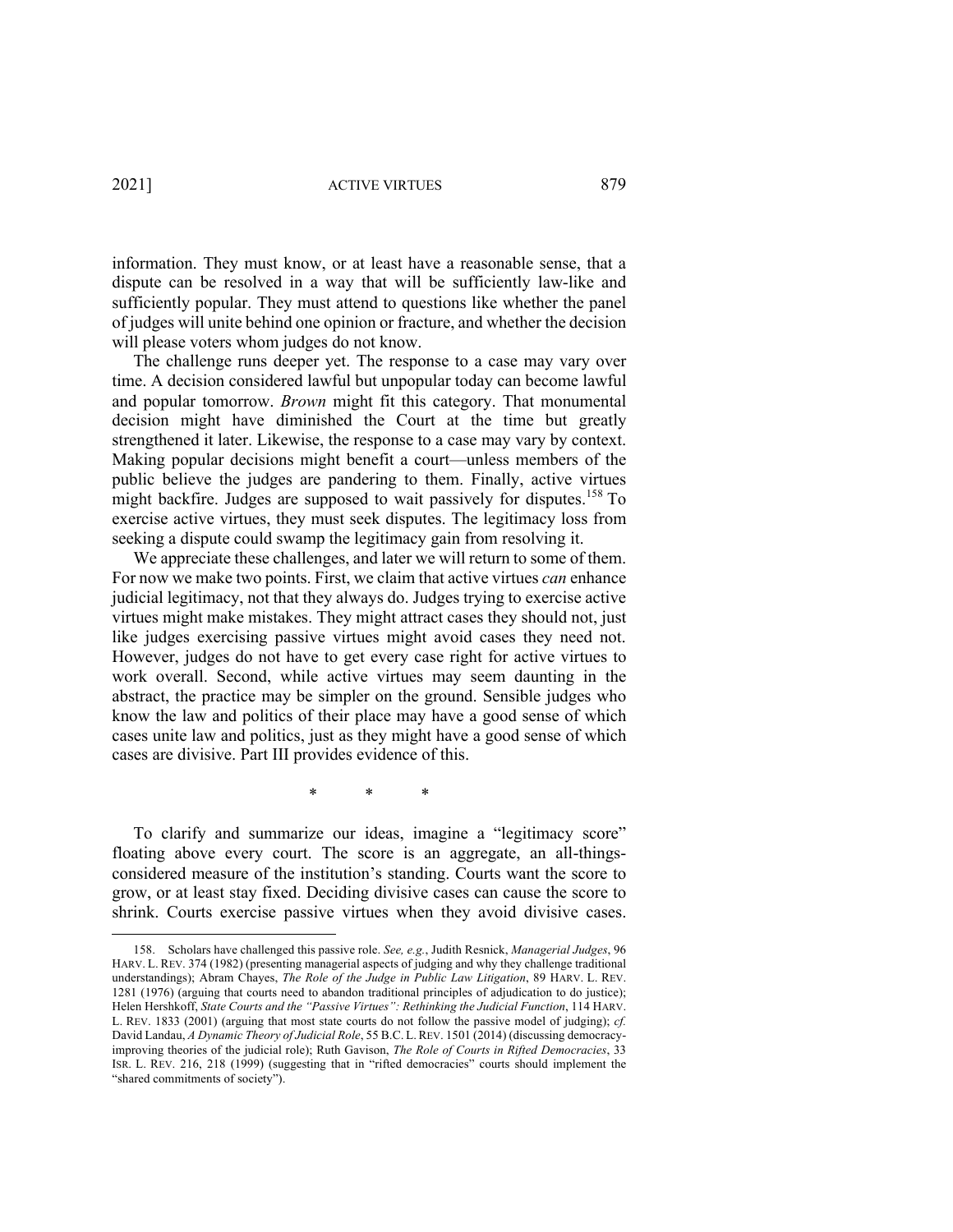information. They must know, or at least have a reasonable sense, that a dispute can be resolved in a way that will be sufficiently law-like and sufficiently popular. They must attend to questions like whether the panel of judges will unite behind one opinion or fracture, and whether the decision will please voters whom judges do not know.

The challenge runs deeper yet. The response to a case may vary over time. A decision considered lawful but unpopular today can become lawful and popular tomorrow. *Brown* might fit this category. That monumental decision might have diminished the Court at the time but greatly strengthened it later. Likewise, the response to a case may vary by context. Making popular decisions might benefit a court—unless members of the public believe the judges are pandering to them. Finally, active virtues might backfire. Judges are supposed to wait passively for disputes.[158] To exercise active virtues, they must seek disputes. The legitimacy loss from seeking a dispute could swamp the legitimacy gain from resolving it.

We appreciate these challenges, and later we will return to some of them. For now we make two points. First, we claim that active virtues *can* enhance judicial legitimacy, not that they always do. Judges trying to exercise active virtues might make mistakes. They might attract cases they should not, just like judges exercising passive virtues might avoid cases they need not. However, judges do not have to get every case right for active virtues to work overall. Second, while active virtues may seem daunting in the abstract, the practice may be simpler on the ground. Sensible judges who know the law and politics of their place may have a good sense of which cases unite law and politics, just as they might have a good sense of which cases are divisive. Part III provides evidence of this.

\* \* \*

To clarify and summarize our ideas, imagine a "legitimacy score" floating above every court. The score is an aggregate, an all-things-considered measure of the institution's standing. Courts want the score to grow, or at least stay fixed. Deciding divisive cases can cause the score to shrink. Courts exercise passive virtues when they avoid divisive cases.

158. Scholars have challenged this passive role. *See, e.g.*, Judith Resnick, *Managerial Judges*, 96 HARV. L. REV. 374 (1982) (presenting managerial aspects of judging and why they challenge traditional understandings); Abram Chayes, *The Role of the Judge in Public Law Litigation*, 89 HARV. L. REV. 1281 (1976) (arguing that courts need to abandon traditional principles of adjudication to do justice); Helen Hershkoff, *State Courts and the "Passive Virtues": Rethinking the Judicial Function*, 114 HARV. L. REV. 1833 (2001) (arguing that most state courts do not follow the passive model of judging); *cf.* David Landau, *A Dynamic Theory of Judicial Role*, 55 B.C. L. REV. 1501 (2014) (discussing democracy-improving theories of the judicial role); Ruth Gavison, *The Role of Courts in Rifted Democracies*, 33 ISR. L. REV. 216, 218 (1999) (suggesting that in "rifted democracies" courts should implement the "shared commitments of society").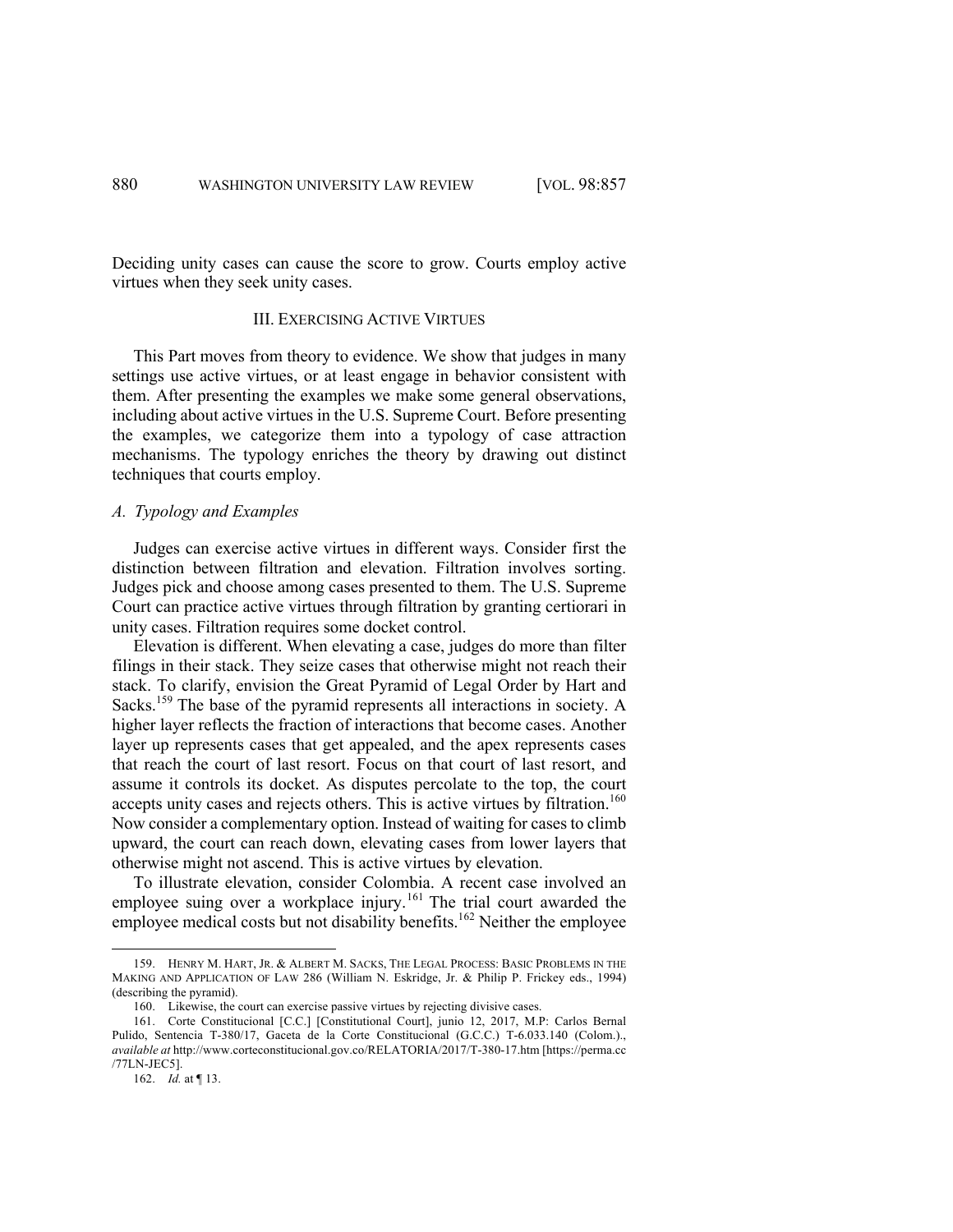Deciding unity cases can cause the score to grow. Courts employ active virtues when they seek unity cases.

### III. EXERCISING ACTIVE VIRTUES

This Part moves from theory to evidence. We show that judges in many settings use active virtues, or at least engage in behavior consistent with them. After presenting the examples we make some general observations, including about active virtues in the U.S. Supreme Court. Before presenting the examples, we categorize them into a typology of case attraction mechanisms. The typology enriches the theory by drawing out distinct techniques that courts employ.

#### *A. Typology and Examples*

Judges can exercise active virtues in different ways. Consider first the distinction between filtration and elevation. Filtration involves sorting. Judges pick and choose among cases presented to them. The U.S. Supreme Court can practice active virtues through filtration by granting certiorari in unity cases. Filtration requires some docket control.

Elevation is different. When elevating a case, judges do more than filter filings in their stack. They seize cases that otherwise might not reach their stack. To clarify, envision the Great Pyramid of Legal Order by Hart and Sacks.[159] The base of the pyramid represents all interactions in society. A higher layer reflects the fraction of interactions that become cases. Another layer up represents cases that get appealed, and the apex represents cases that reach the court of last resort. Focus on that court of last resort, and assume it controls its docket. As disputes percolate to the top, the court accepts unity cases and rejects others. This is active virtues by filtration.[160] Now consider a complementary option. Instead of waiting for cases to climb upward, the court can reach down, elevating cases from lower layers that otherwise might not ascend. This is active virtues by elevation.

To illustrate elevation, consider Colombia. A recent case involved an employee suing over a workplace injury.[161] The trial court awarded the employee medical costs but not disability benefits.[162] Neither the employee

---

159. HENRY M. HART, JR. & ALBERT M. SACKS, THE LEGAL PROCESS: BASIC PROBLEMS IN THE MAKING AND APPLICATION OF LAW 286 (William N. Eskridge, Jr. & Philip P. Frickey eds., 1994) (describing the pyramid).

160. Likewise, the court can exercise passive virtues by rejecting divisive cases.

161. Corte Constitucional [C.C.] [Constitutional Court], junio 12, 2017, M.P: Carlos Bernal Pulido, Sentencia T-380/17, Gaceta de la Corte Constitucional (G.C.C.) T-6.033.140 (Colom.), *available at* http://www.corteconstitucional.gov.co/RELATORIA/2017/T-380-17.htm [https://perma.cc/77LN-JEC5].

162. *Id.* at ¶ 13.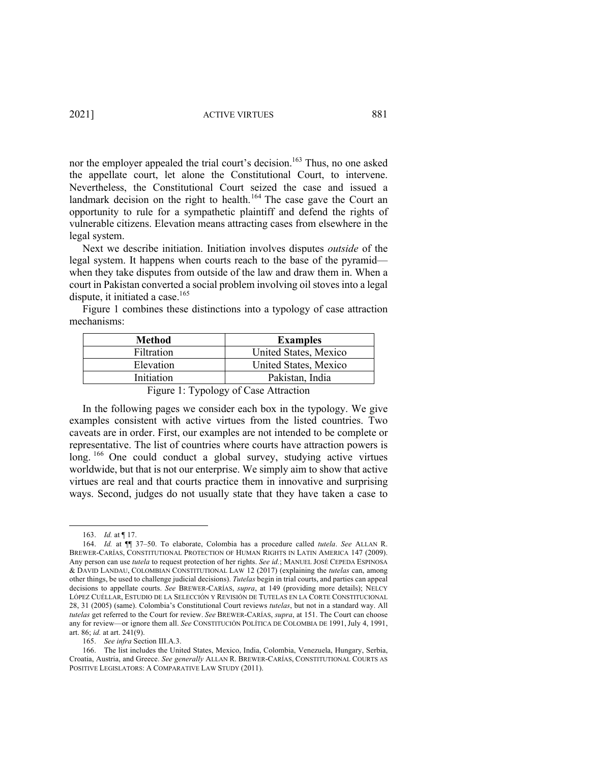nor the employer appealed the trial court's decision.[163] Thus, no one asked the appellate court, let alone the Constitutional Court, to intervene. Nevertheless, the Constitutional Court seized the case and issued a landmark decision on the right to health.[164] The case gave the Court an opportunity to rule for a sympathetic plaintiff and defend the rights of vulnerable citizens. Elevation means attracting cases from elsewhere in the legal system.

Next we describe initiation. Initiation involves disputes *outside* of the legal system. It happens when courts reach to the base of the pyramid—when they take disputes from outside of the law and draw them in. When a court in Pakistan converted a social problem involving oil stoves into a legal dispute, it initiated a case.[165]

Figure 1 combines these distinctions into a typology of case attraction mechanisms:

| Method | Examples |
|---|---|
| Filtration | United States, Mexico |
| Elevation | United States, Mexico |
| Initiation | Pakistan, India |

Figure 1: Typology of Case Attraction

In the following pages we consider each box in the typology. We give examples consistent with active virtues from the listed countries. Two caveats are in order. First, our examples are not intended to be complete or representative. The list of countries where courts have attraction powers is long.[166] One could conduct a global survey, studying active virtues worldwide, but that is not our enterprise. We simply aim to show that active virtues are real and that courts practice them in innovative and surprising ways. Second, judges do not usually state that they have taken a case to

---

163. *Id.* at ¶ 17.

164. *Id.* at ¶¶ 37–50. To elaborate, Colombia has a procedure called *tutela*. *See* ALLAN R. BREWER-CARÍAS, CONSTITUTIONAL PROTECTION OF HUMAN RIGHTS IN LATIN AMERICA 147 (2009). Any person can use *tutela* to request protection of her rights. *See id.*; MANUEL JOSÉ CEPEDA ESPINOSA & DAVID LANDAU, COLOMBIAN CONSTITUTIONAL LAW 12 (2017) (explaining the *tutelas* can, among other things, be used to challenge judicial decisions). *Tutelas* begin in trial courts, and parties can appeal decisions to appellate courts. *See* BREWER-CARÍAS, *supra*, at 149 (providing more details); NELCY LÓPEZ CUÉLLAR, ESTUDIO DE LA SELECCIÓN Y REVISIÓN DE TUTELAS EN LA CORTE CONSTITUCIONAL 28, 31 (2005) (same). Colombia's Constitutional Court reviews *tutelas*, but not in a standard way. All *tutelas* get referred to the Court for review. *See* BREWER-CARÍAS, *supra*, at 151. The Court can choose any for review—or ignore them all. *See* CONSTITUCIÓN POLÍTICA DE COLOMBIA DE 1991, July 4, 1991, art. 86; *id.* at art. 241(9).

165. *See infra* Section III.A.3.

166. The list includes the United States, Mexico, India, Colombia, Venezuela, Hungary, Serbia, Croatia, Austria, and Greece. *See generally* ALLAN R. BREWER-CARÍAS, CONSTITUTIONAL COURTS AS POSITIVE LEGISLATORS: A COMPARATIVE LAW STUDY (2011).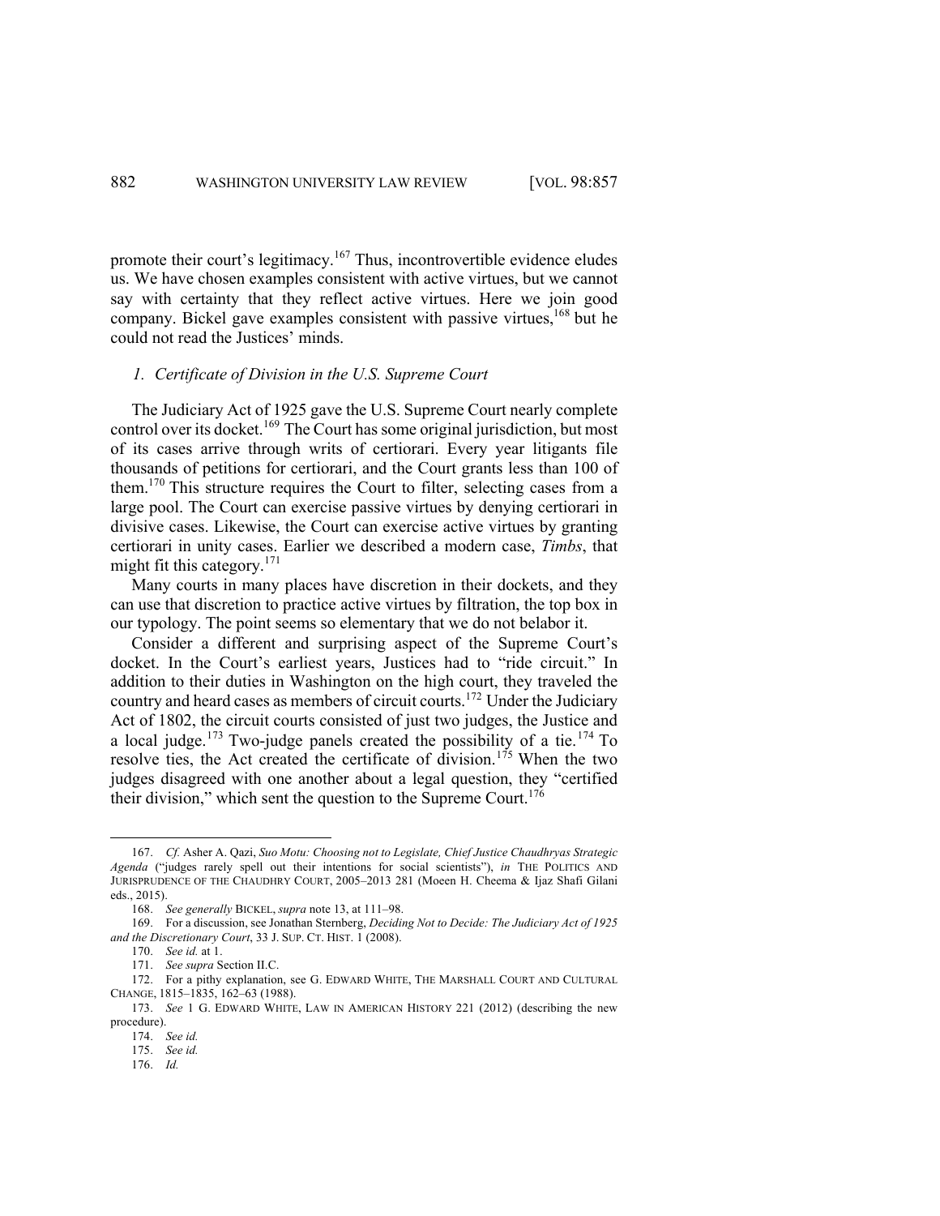promote their court's legitimacy.[167] Thus, incontrovertible evidence eludes us. We have chosen examples consistent with active virtues, but we cannot say with certainty that they reflect active virtues. Here we join good company. Bickel gave examples consistent with passive virtues,[168] but he could not read the Justices' minds.

### *1. Certificate of Division in the U.S. Supreme Court*

The Judiciary Act of 1925 gave the U.S. Supreme Court nearly complete control over its docket.[169] The Court has some original jurisdiction, but most of its cases arrive through writs of certiorari. Every year litigants file thousands of petitions for certiorari, and the Court grants less than 100 of them.[170] This structure requires the Court to filter, selecting cases from a large pool. The Court can exercise passive virtues by denying certiorari in divisive cases. Likewise, the Court can exercise active virtues by granting certiorari in unity cases. Earlier we described a modern case, *Timbs*, that might fit this category.[171]

Many courts in many places have discretion in their dockets, and they can use that discretion to practice active virtues by filtration, the top box in our typology. The point seems so elementary that we do not belabor it.

Consider a different and surprising aspect of the Supreme Court's docket. In the Court's earliest years, Justices had to "ride circuit." In addition to their duties in Washington on the high court, they traveled the country and heard cases as members of circuit courts.[172] Under the Judiciary Act of 1802, the circuit courts consisted of just two judges, the Justice and a local judge.[173] Two-judge panels created the possibility of a tie.[174] To resolve ties, the Act created the certificate of division.[175] When the two judges disagreed with one another about a legal question, they "certified their division," which sent the question to the Supreme Court.[176]

---

167. *Cf.* Asher A. Qazi, *Suo Motu: Choosing not to Legislate, Chief Justice Chaudhryas Strategic Agenda* ("judges rarely spell out their intentions for social scientists"), *in* THE POLITICS AND JURISPRUDENCE OF THE CHAUDHRY COURT, 2005–2013 281 (Moeen H. Cheema & Ijaz Shafi Gilani eds., 2015).

168. *See generally* BICKEL, *supra* note 13, at 111–98.

169. For a discussion, see Jonathan Sternberg, *Deciding Not to Decide: The Judiciary Act of 1925 and the Discretionary Court*, 33 J. SUP. CT. HIST. 1 (2008).

170. *See id.* at 1.

171. *See supra* Section II.C.

172. For a pithy explanation, see G. EDWARD WHITE, THE MARSHALL COURT AND CULTURAL CHANGE, 1815–1835, 162–63 (1988).

173. *See* 1 G. EDWARD WHITE, LAW IN AMERICAN HISTORY 221 (2012) (describing the new procedure).

174. *See id.*

175. *See id.*

176. *Id.*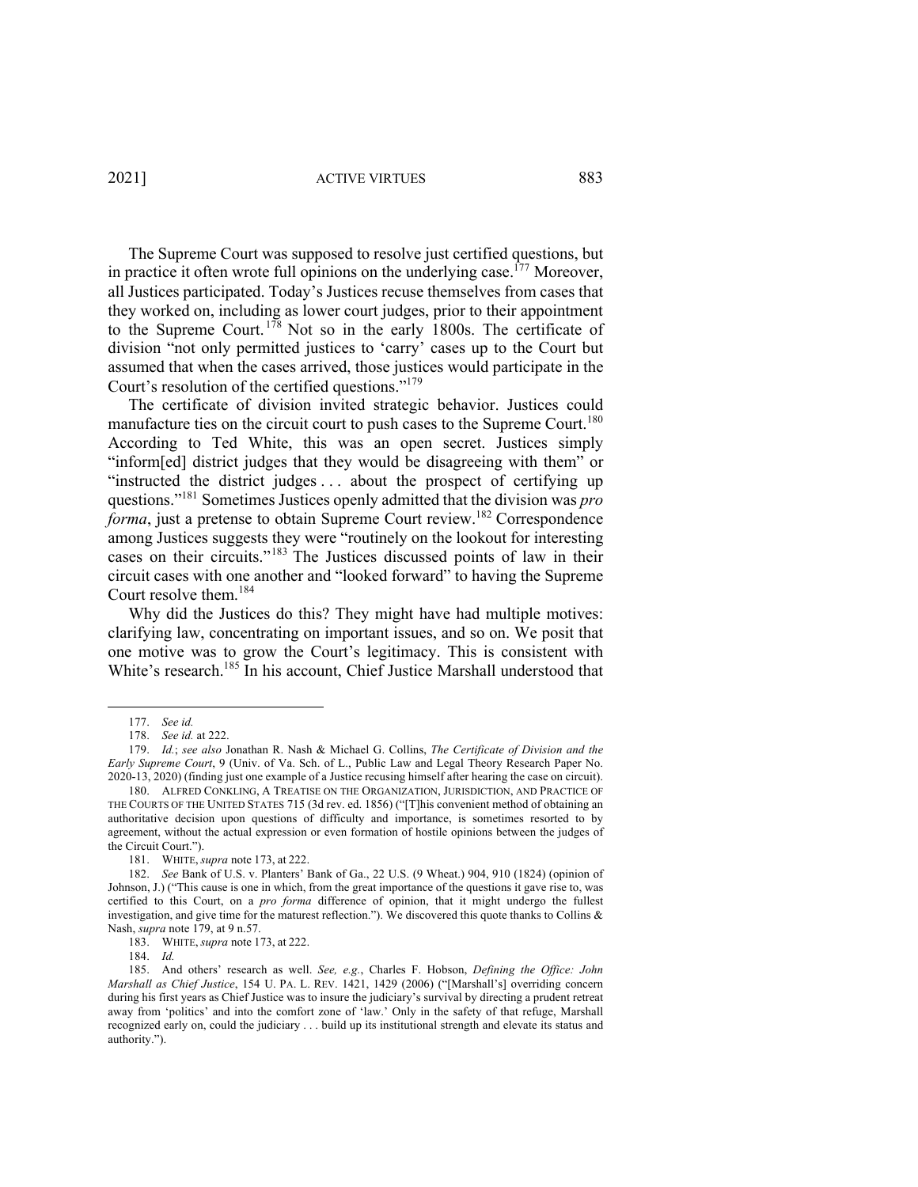The Supreme Court was supposed to resolve just certified questions, but in practice it often wrote full opinions on the underlying case.[177] Moreover, all Justices participated. Today's Justices recuse themselves from cases that they worked on, including as lower court judges, prior to their appointment to the Supreme Court.[178] Not so in the early 1800s. The certificate of division "not only permitted justices to 'carry' cases up to the Court but assumed that when the cases arrived, those justices would participate in the Court's resolution of the certified questions."[179]

The certificate of division invited strategic behavior. Justices could manufacture ties on the circuit court to push cases to the Supreme Court.[180] According to Ted White, this was an open secret. Justices simply "inform[ed] district judges that they would be disagreeing with them" or "instructed the district judges . . . about the prospect of certifying up questions."[181] Sometimes Justices openly admitted that the division was *pro forma*, just a pretense to obtain Supreme Court review.[182] Correspondence among Justices suggests they were "routinely on the lookout for interesting cases on their circuits."[183] The Justices discussed points of law in their circuit cases with one another and "looked forward" to having the Supreme Court resolve them.[184]

Why did the Justices do this? They might have had multiple motives: clarifying law, concentrating on important issues, and so on. We posit that one motive was to grow the Court's legitimacy. This is consistent with White's research.[185] In his account, Chief Justice Marshall understood that

---

177. *See id.*

178. *See id.* at 222.

179. *Id.*; *see also* Jonathan R. Nash & Michael G. Collins, *The Certificate of Division and the Early Supreme Court*, 9 (Univ. of Va. Sch. of L., Public Law and Legal Theory Research Paper No. 2020-13, 2020) (finding just one example of a Justice recusing himself after hearing the case on circuit).

180. ALFRED CONKLING, A TREATISE ON THE ORGANIZATION, JURISDICTION, AND PRACTICE OF THE COURTS OF THE UNITED STATES 715 (3d rev. ed. 1856) ("[T]his convenient method of obtaining an authoritative decision upon questions of difficulty and importance, is sometimes resorted to by agreement, without the actual expression or even formation of hostile opinions between the judges of the Circuit Court.").

181. WHITE, *supra* note 173, at 222.

182. *See* Bank of U.S. v. Planters' Bank of Ga., 22 U.S. (9 Wheat.) 904, 910 (1824) (opinion of Johnson, J.) ("This cause is one in which, from the great importance of the questions it gave rise to, was certified to this Court, on a *pro forma* difference of opinion, that it might undergo the fullest investigation, and give time for the maturest reflection."). We discovered this quote thanks to Collins & Nash, *supra* note 179, at 9 n.57.

183. WHITE, *supra* note 173, at 222.

184. *Id.*

185. And others' research as well. *See, e.g.*, Charles F. Hobson, *Defining the Office: John Marshall as Chief Justice*, 154 U. PA. L. REV. 1421, 1429 (2006) ("[Marshall's] overriding concern during his first years as Chief Justice was to insure the judiciary's survival by directing a prudent retreat away from 'politics' and into the comfort zone of 'law.' Only in the safety of that refuge, Marshall recognized early on, could the judiciary . . . build up its institutional strength and elevate its status and authority.").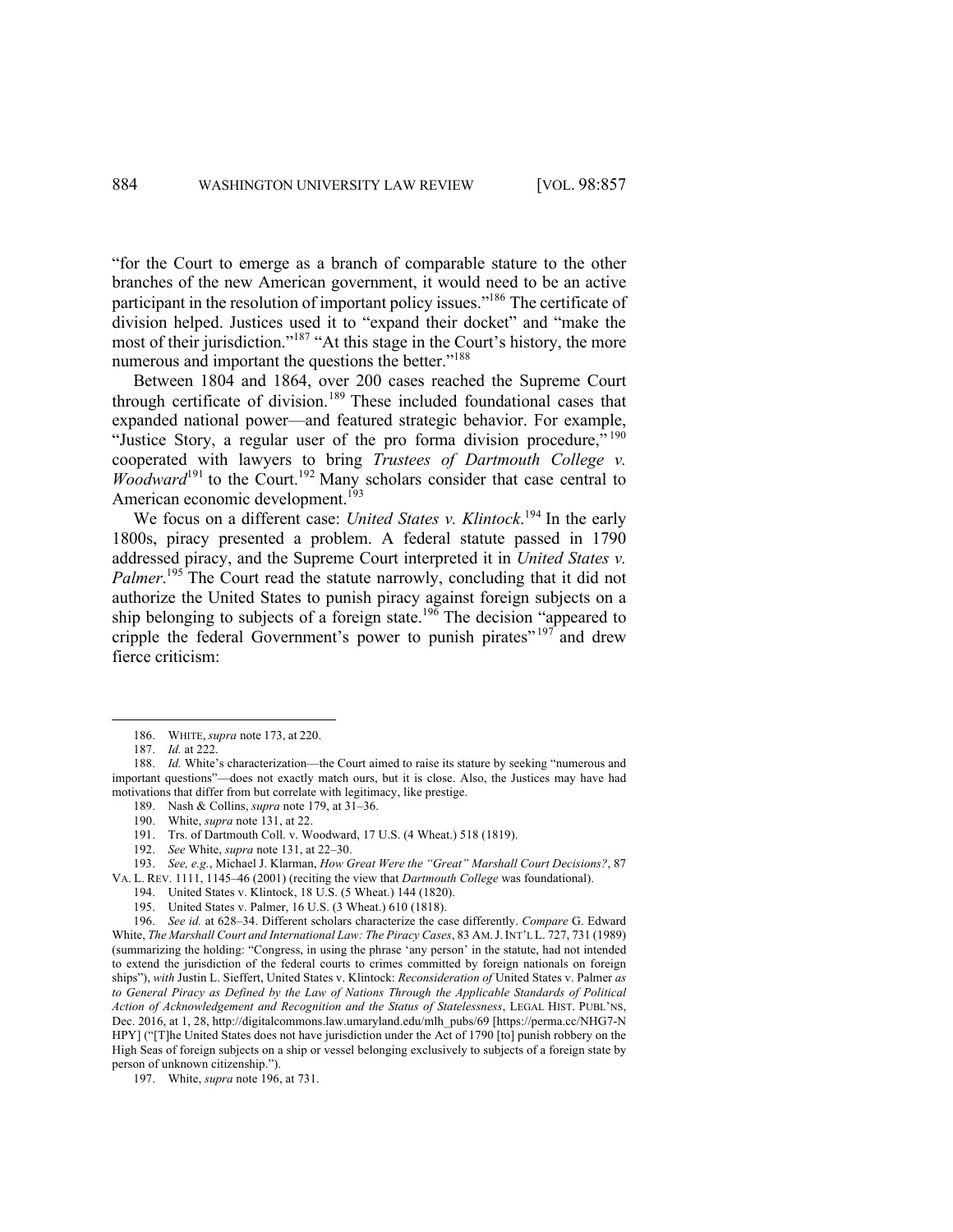"for the Court to emerge as a branch of comparable stature to the other branches of the new American government, it would need to be an active participant in the resolution of important policy issues."[186] The certificate of division helped. Justices used it to "expand their docket" and "make the most of their jurisdiction."[187] "At this stage in the Court's history, the more numerous and important the questions the better."[188]

Between 1804 and 1864, over 200 cases reached the Supreme Court through certificate of division.[189] These included foundational cases that expanded national power—and featured strategic behavior. For example, "Justice Story, a regular user of the pro forma division procedure,"[190] cooperated with lawyers to bring *Trustees of Dartmouth College v. Woodward*[191] to the Court.[192] Many scholars consider that case central to American economic development.[193]

We focus on a different case: *United States v. Klintock*.[194] In the early 1800s, piracy presented a problem. A federal statute passed in 1790 addressed piracy, and the Supreme Court interpreted it in *United States v. Palmer*.[195] The Court read the statute narrowly, concluding that it did not authorize the United States to punish piracy against foreign subjects on a ship belonging to subjects of a foreign state.[196] The decision "appeared to cripple the federal Government's power to punish pirates"[197] and drew fierce criticism:

---

186. WHITE, *supra* note 173, at 220.

187. *Id.* at 222.

188. *Id.* White's characterization—the Court aimed to raise its stature by seeking "numerous and important questions"—does not exactly match ours, but it is close. Also, the Justices may have had motivations that differ from but correlate with legitimacy, like prestige.

189. Nash & Collins, *supra* note 179, at 31–36.

190. White, *supra* note 131, at 22.

191. Trs. of Dartmouth Coll. v. Woodward, 17 U.S. (4 Wheat.) 518 (1819).

192. *See* White, *supra* note 131, at 22–30.

193. *See, e.g.*, Michael J. Klarman, *How Great Were the "Great" Marshall Court Decisions?*, 87 VA. L. REV. 1111, 1145–46 (2001) (reciting the view that *Dartmouth College* was foundational).

194. United States v. Klintock, 18 U.S. (5 Wheat.) 144 (1820).

195. United States v. Palmer, 16 U.S. (3 Wheat.) 610 (1818).

196. *See id.* at 628–34. Different scholars characterize the case differently. *Compare* G. Edward White, *The Marshall Court and International Law: The Piracy Cases*, 83 AM. J. INT'L L. 727, 731 (1989) (summarizing the holding: "Congress, in using the phrase 'any person' in the statute, had not intended to extend the jurisdiction of the federal courts to crimes committed by foreign nationals on foreign ships"), *with* Justin L. Sieffert, United States v. Klintock: *Reconsideration of* United States v. Palmer *as to General Piracy as Defined by the Law of Nations Through the Applicable Standards of Political Action of Acknowledgement and Recognition and the Status of Statelessness*, LEGAL HIST. PUBL'NS, Dec. 2016, at 1, 28, http://digitalcommons.law.umaryland.edu/mlh_pubs/69 [https://perma.cc/NHG7-NHPY] ("[T]he United States does not have jurisdiction under the Act of 1790 [to] punish robbery on the High Seas of foreign subjects on a ship or vessel belonging exclusively to subjects of a foreign state by person of unknown citizenship.").

197. White, *supra* note 196, at 731.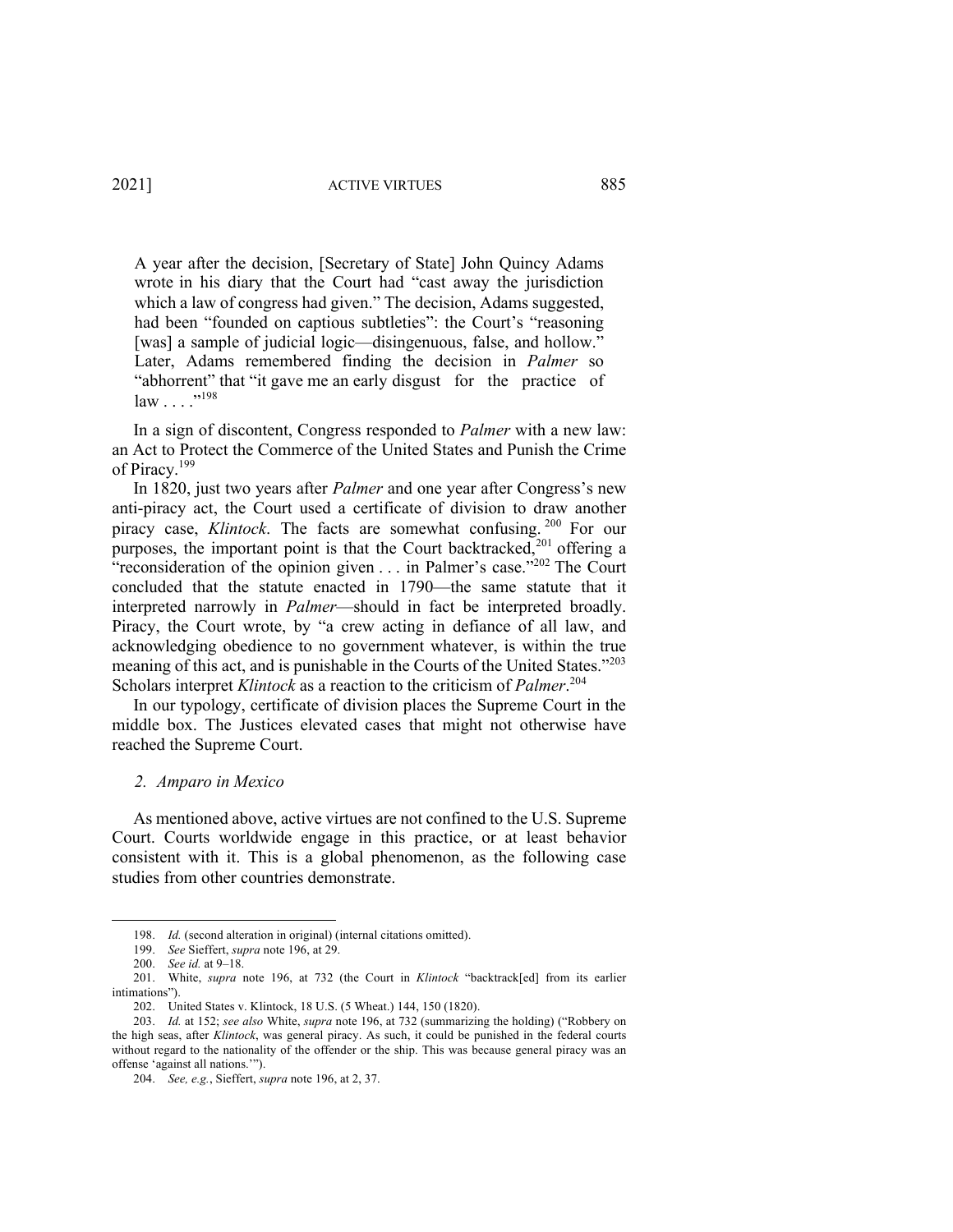> A year after the decision, [Secretary of State] John Quincy Adams wrote in his diary that the Court had "cast away the jurisdiction which a law of congress had given." The decision, Adams suggested, had been "founded on captious subtleties": the Court's "reasoning [was] a sample of judicial logic—disingenuous, false, and hollow." Later, Adams remembered finding the decision in *Palmer* so "abhorrent" that "it gave me an early disgust for the practice of law . . . ."[198]

In a sign of discontent, Congress responded to *Palmer* with a new law: an Act to Protect the Commerce of the United States and Punish the Crime of Piracy.[199]

In 1820, just two years after *Palmer* and one year after Congress's new anti-piracy act, the Court used a certificate of division to draw another piracy case, *Klintock*. The facts are somewhat confusing.[200] For our purposes, the important point is that the Court backtracked,[201] offering a "reconsideration of the opinion given . . . in Palmer's case."[202] The Court concluded that the statute enacted in 1790—the same statute that it interpreted narrowly in *Palmer*—should in fact be interpreted broadly. Piracy, the Court wrote, by "a crew acting in defiance of all law, and acknowledging obedience to no government whatever, is within the true meaning of this act, and is punishable in the Courts of the United States."[203] Scholars interpret *Klintock* as a reaction to the criticism of *Palmer*.[204]

In our typology, certificate of division places the Supreme Court in the middle box. The Justices elevated cases that might not otherwise have reached the Supreme Court.

### *2. Amparo in Mexico*

As mentioned above, active virtues are not confined to the U.S. Supreme Court. Courts worldwide engage in this practice, or at least behavior consistent with it. This is a global phenomenon, as the following case studies from other countries demonstrate.

---

198. *Id.* (second alteration in original) (internal citations omitted).

199. *See* Sieffert, *supra* note 196, at 29.

200. *See id.* at 9–18.

201. White, *supra* note 196, at 732 (the Court in *Klintock* "backtrack[ed] from its earlier intimations").

202. United States v. Klintock, 18 U.S. (5 Wheat.) 144, 150 (1820).

203. *Id.* at 152; *see also* White, *supra* note 196, at 732 (summarizing the holding) ("Robbery on the high seas, after *Klintock*, was general piracy. As such, it could be punished in the federal courts without regard to the nationality of the offender or the ship. This was because general piracy was an offense 'against all nations.'").

204. *See, e.g.*, Sieffert, *supra* note 196, at 2, 37.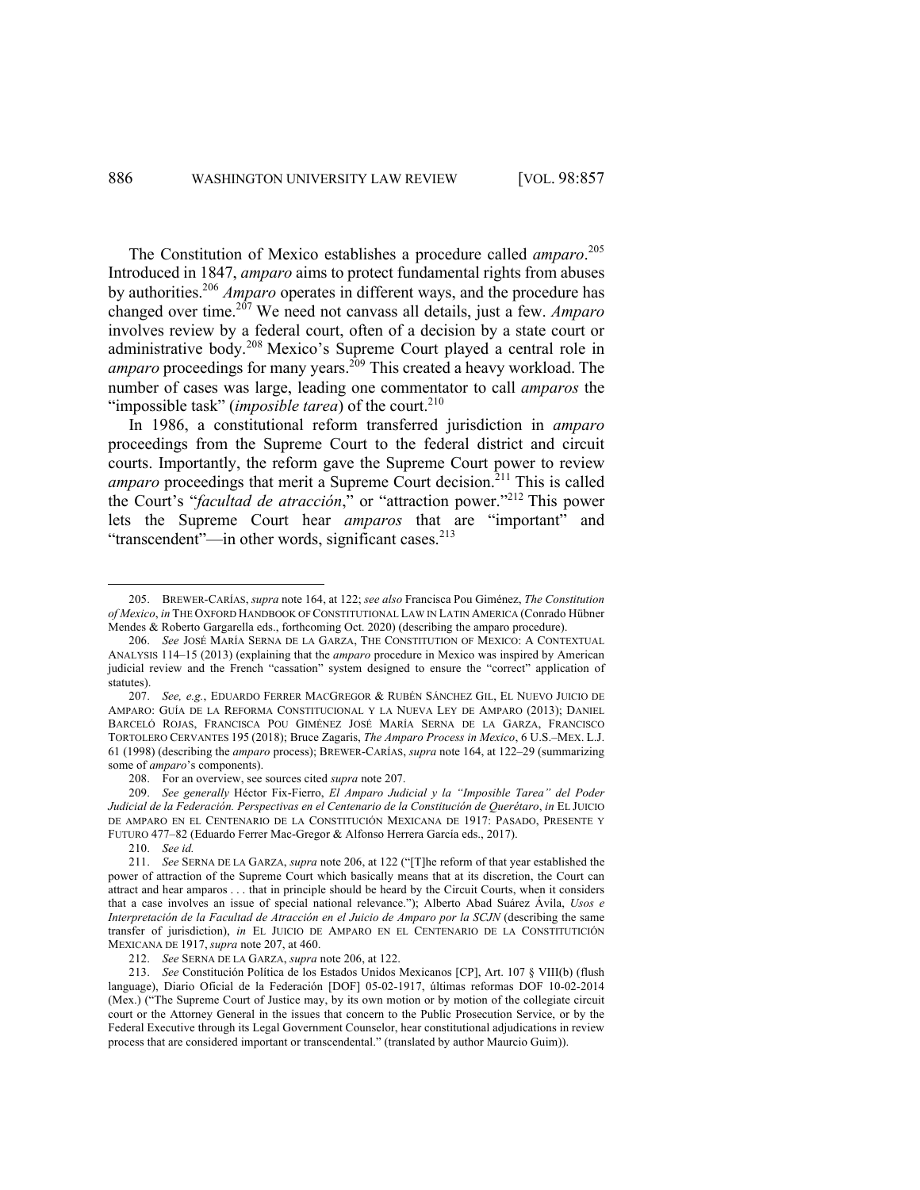The Constitution of Mexico establishes a procedure called *amparo*.[205] Introduced in 1847, *amparo* aims to protect fundamental rights from abuses by authorities.[206] *Amparo* operates in different ways, and the procedure has changed over time.[207] We need not canvass all details, just a few. *Amparo* involves review by a federal court, often of a decision by a state court or administrative body.[208] Mexico's Supreme Court played a central role in *amparo* proceedings for many years.[209] This created a heavy workload. The number of cases was large, leading one commentator to call *amparos* the "impossible task" (*imposible tarea*) of the court.[210]

In 1986, a constitutional reform transferred jurisdiction in *amparo* proceedings from the Supreme Court to the federal district and circuit courts. Importantly, the reform gave the Supreme Court power to review *amparo* proceedings that merit a Supreme Court decision.[211] This is called the Court's "*facultad de atracción*," or "attraction power."[212] This power lets the Supreme Court hear *amparos* that are "important" and "transcendent"—in other words, significant cases.[213]

---

205. BREWER-CARÍAS, *supra* note 164, at 122; *see also* Francisca Pou Giménez, *The Constitution of Mexico*, *in* THE OXFORD HANDBOOK OF CONSTITUTIONAL LAW IN LATIN AMERICA (Conrado Hübner Mendes & Roberto Gargarella eds., forthcoming Oct. 2020) (describing the amparo procedure).

206. *See* JOSÉ MARÍA SERNA DE LA GARZA, THE CONSTITUTION OF MEXICO: A CONTEXTUAL ANALYSIS 114–15 (2013) (explaining that the *amparo* procedure in Mexico was inspired by American judicial review and the French "cassation" system designed to ensure the "correct" application of statutes).

207. *See, e.g.*, EDUARDO FERRER MACGREGOR & RUBÉN SÁNCHEZ GIL, EL NUEVO JUICIO DE AMPARO: GUÍA DE LA REFORMA CONSTITUCIONAL Y LA NUEVA LEY DE AMPARO (2013); DANIEL BARCELÓ ROJAS, FRANCISCA POU GIMÉNEZ JOSÉ MARÍA SERNA DE LA GARZA, FRANCISCO TORTOLERO CERVANTES 195 (2018); Bruce Zagaris, *The Amparo Process in Mexico*, 6 U.S.–MEX. L.J. 61 (1998) (describing the *amparo* process); BREWER-CARÍAS, *supra* note 164, at 122–29 (summarizing some of *amparo*'s components).

208. For an overview, see sources cited *supra* note 207.

209. *See generally* Héctor Fix-Fierro, *El Amparo Judicial y la "Imposible Tarea" del Poder Judicial de la Federación. Perspectivas en el Centenario de la Constitución de Querétaro*, *in* EL JUICIO DE AMPARO EN EL CENTENARIO DE LA CONSTITUCIÓN MEXICANA DE 1917: PASADO, PRESENTE Y FUTURO 477–82 (Eduardo Ferrer Mac-Gregor & Alfonso Herrera García eds., 2017).

210. *See id.*

211. *See* SERNA DE LA GARZA, *supra* note 206, at 122 ("[T]he reform of that year established the power of attraction of the Supreme Court which basically means that at its discretion, the Court can attract and hear amparos . . . that in principle should be heard by the Circuit Courts, when it considers that a case involves an issue of special national relevance."); Alberto Abad Suárez Ávila, *Usos e Interpretación de la Facultad de Atracción en el Juicio de Amparo por la SCJN* (describing the same transfer of jurisdiction), *in* EL JUICIO DE AMPARO EN EL CENTENARIO DE LA CONSTITUTICIÓN MEXICANA DE 1917, *supra* note 207, at 460.

212. *See* SERNA DE LA GARZA, *supra* note 206, at 122.

213. *See* Constitución Política de los Estados Unidos Mexicanos [CP], Art. 107 § VIII(b) (flush language), Diario Oficial de la Federación [DOF] 05-02-1917, últimas reformas DOF 10-02-2014 (Mex.) ("The Supreme Court of Justice may, by its own motion or by motion of the collegiate circuit court or the Attorney General in the issues that concern to the Public Prosecution Service, or by the Federal Executive through its Legal Government Counselor, hear constitutional adjudications in review process that are considered important or transcendental." (translated by author Maurcio Guim)).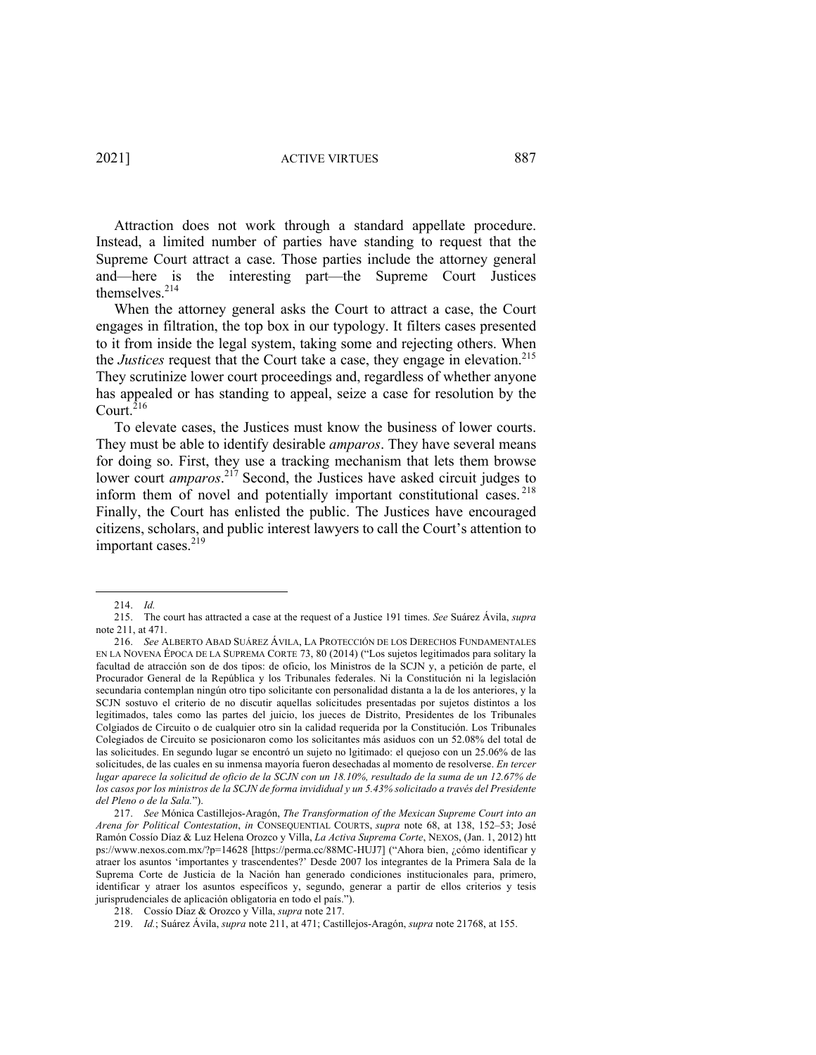Attraction does not work through a standard appellate procedure. Instead, a limited number of parties have standing to request that the Supreme Court attract a case. Those parties include the attorney general and—here is the interesting part—the Supreme Court Justices themselves.[214]

When the attorney general asks the Court to attract a case, the Court engages in filtration, the top box in our typology. It filters cases presented to it from inside the legal system, taking some and rejecting others. When the *Justices* request that the Court take a case, they engage in elevation.[215] They scrutinize lower court proceedings and, regardless of whether anyone has appealed or has standing to appeal, seize a case for resolution by the Court.[216]

To elevate cases, the Justices must know the business of lower courts. They must be able to identify desirable *amparos*. They have several means for doing so. First, they use a tracking mechanism that lets them browse lower court *amparos*.[217] Second, the Justices have asked circuit judges to inform them of novel and potentially important constitutional cases.[218] Finally, the Court has enlisted the public. The Justices have encouraged citizens, scholars, and public interest lawyers to call the Court's attention to important cases.[219]

---

214. *Id.*

215. The court has attracted a case at the request of a Justice 191 times. *See* Suárez Ávila, *supra* note 211, at 471.

216. *See* ALBERTO ABAD SUÁREZ ÁVILA, LA PROTECCIÓN DE LOS DERECHOS FUNDAMENTALES EN LA NOVENA ÉPOCA DE LA SUPREMA CORTE 73, 80 (2014) ("Los sujetos legitimados para solitary la facultad de atracción son de dos tipos: de oficio, los Ministros de la SCJN y, a petición de parte, el Procurador General de la República y los Tribunales federales. Ni la Constitución ni la legislación secundaria contemplan ningún otro tipo solicitante con personalidad distanta a la de los anteriores, y la SCJN sostuvo el criterio de no discutir aquellas solicitudes presentadas por sujetos distintos a los legitimados, tales como las partes del juicio, los jueces de Distrito, Presidentes de los Tribunales Colgiados de Circuito o de cualquier otro sin la calidad requerida por la Constitución. Los Tribunales Colegiados de Circuito se posicionaron como los solicitantes más asiduos con un 52.08% del total de las solicitudes. En segundo lugar se encontró un sujeto no lgitimado: el quejoso con un 25.06% de las solicitudes, de las cuales en su inmensa mayoría fueron desechadas al momento de resolverse. *En tercer lugar aparece la solicitud de oficio de la SCJN con un 18.10%, resultado de la suma de un 12.67% de los casos por los ministros de la SCJN de forma invididual y un 5.43% solicitado a través del Presidente del Pleno o de la Sala.*").

217. *See* Mónica Castillejos-Aragón, *The Transformation of the Mexican Supreme Court into an Arena for Political Contestation*, *in* CONSEQUENTIAL COURTS, *supra* note 68, at 138, 152–53; José Ramón Cossío Díaz & Luz Helena Orozco y Villa, *La Activa Suprema Corte*, NEXOS, (Jan. 1, 2012) https://www.nexos.com.mx/?p=14628 [https://perma.cc/88MC-HUJ7] ("Ahora bien, ¿cómo identificar y atraer los asuntos 'importantes y trascendentes?' Desde 2007 los integrantes de la Primera Sala de la Suprema Corte de Justicia de la Nación han generado condiciones institucionales para, primero, identificar y atraer los asuntos específicos y, segundo, generar a partir de ellos criterios y tesis jurisprudenciales de aplicación obligatoria en todo el país.").

218. Cossío Díaz & Orozco y Villa, *supra* note 217.

219. *Id.*; Suárez Ávila, *supra* note 211, at 471; Castillejos-Aragón, *supra* note 21768, at 155.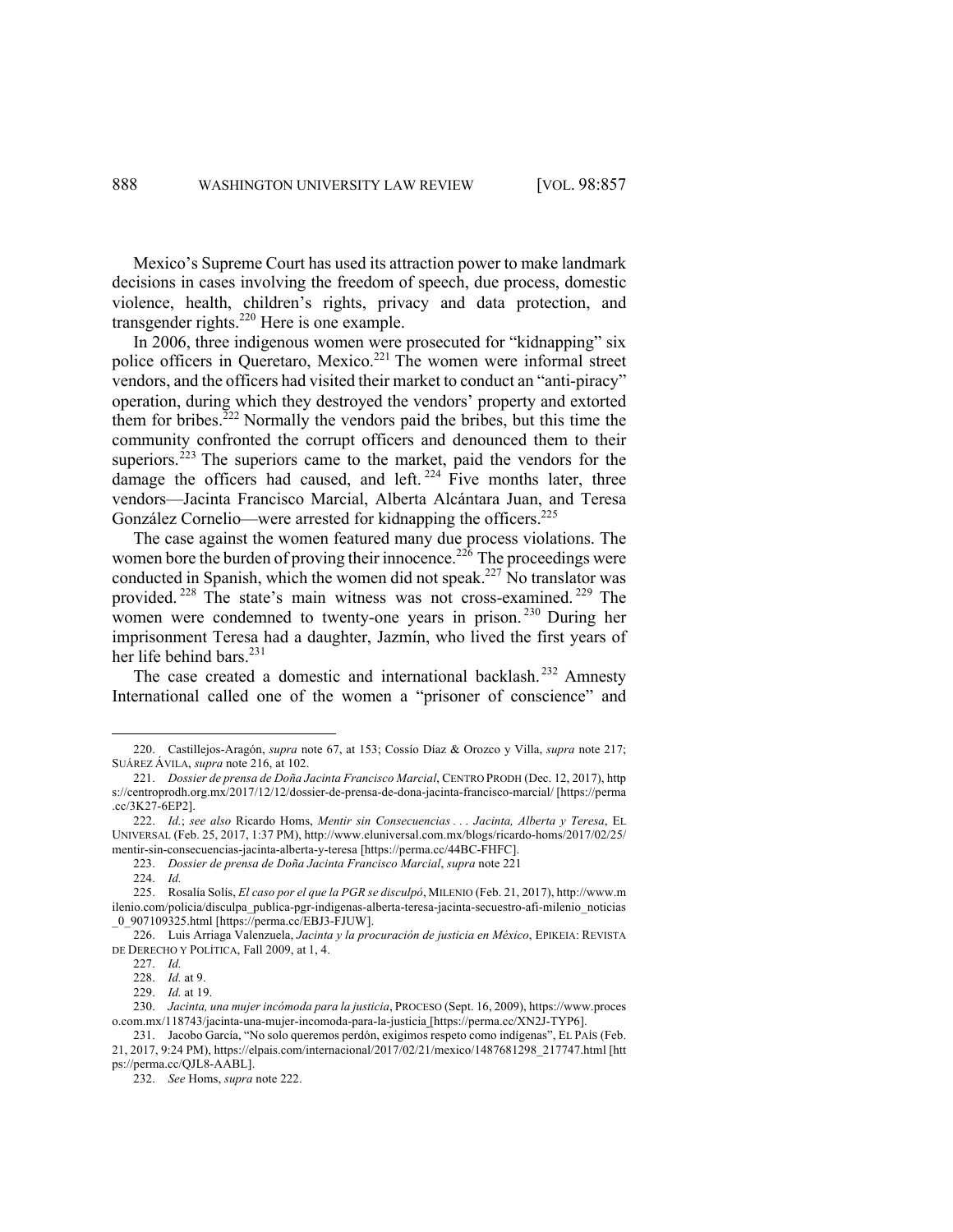Mexico's Supreme Court has used its attraction power to make landmark decisions in cases involving the freedom of speech, due process, domestic violence, health, children's rights, privacy and data protection, and transgender rights.[220] Here is one example.

In 2006, three indigenous women were prosecuted for "kidnapping" six police officers in Queretaro, Mexico.[221] The women were informal street vendors, and the officers had visited their market to conduct an "anti-piracy" operation, during which they destroyed the vendors' property and extorted them for bribes.[222] Normally the vendors paid the bribes, but this time the community confronted the corrupt officers and denounced them to their superiors.[223] The superiors came to the market, paid the vendors for the damage the officers had caused, and left.[224] Five months later, three vendors—Jacinta Francisco Marcial, Alberta Alcántara Juan, and Teresa González Cornelio—were arrested for kidnapping the officers.[225]

The case against the women featured many due process violations. The women bore the burden of proving their innocence.[226] The proceedings were conducted in Spanish, which the women did not speak.[227] No translator was provided.[228] The state's main witness was not cross-examined.[229] The women were condemned to twenty-one years in prison.[230] During her imprisonment Teresa had a daughter, Jazmín, who lived the first years of her life behind bars.[231]

The case created a domestic and international backlash.[232] Amnesty International called one of the women a "prisoner of conscience" and

---

220. Castillejos-Aragón, *supra* note 67, at 153; Cossío Díaz & Orozco y Villa, *supra* note 217; SUÁREZ ÁVILA, *supra* note 216, at 102.

221. *Dossier de prensa de Doña Jacinta Francisco Marcial*, CENTRO PRODH (Dec. 12, 2017), https://centroprodh.org.mx/2017/12/12/dossier-de-prensa-de-dona-jacinta-francisco-marcial/ [https://perma.cc/3K27-6EP2].

222. *Id.*; *see also* Ricardo Homs, *Mentir sin Consecuencias . . . Jacinta, Alberta y Teresa*, EL UNIVERSAL (Feb. 25, 2017, 1:37 PM), http://www.eluniversal.com.mx/blogs/ricardo-homs/2017/02/25/mentir-sin-consecuencias-jacinta-alberta-y-teresa [https://perma.cc/44BC-FHFC].

223. *Dossier de prensa de Doña Jacinta Francisco Marcial*, *supra* note 221

224. *Id.*

225. Rosalía Solís, *El caso por el que la PGR se disculpó*, MILENIO (Feb. 21, 2017), http://www.milenio.com/policia/disculpa_publica-pgr-indigenas-alberta-teresa-jacinta-secuestro-afi-milenio_noticias_0_907109325.html [https://perma.cc/EBJ3-FJUW].

226. Luis Arriaga Valenzuela, *Jacinta y la procuración de justicia en México*, EPIKEIA: REVISTA DE DERECHO Y POLÍTICA, Fall 2009, at 1, 4.

227. *Id.*

228. *Id.* at 9.

229. *Id.* at 19.

230. *Jacinta, una mujer incómoda para la justicia*, PROCESO (Sept. 16, 2009), https://www.proceso.com.mx/118743/jacinta-una-mujer-incomoda-para-la-justicia [https://perma.cc/XN2J-TYP6].

231. Jacobo García, "No solo queremos perdón, exigimos respeto como indígenas", EL PAÍS (Feb. 21, 2017, 9:24 PM), https://elpais.com/internacional/2017/02/21/mexico/1487681298_217747.html [https://perma.cc/QJL8-AABL].

232. *See* Homs, *supra* note 222.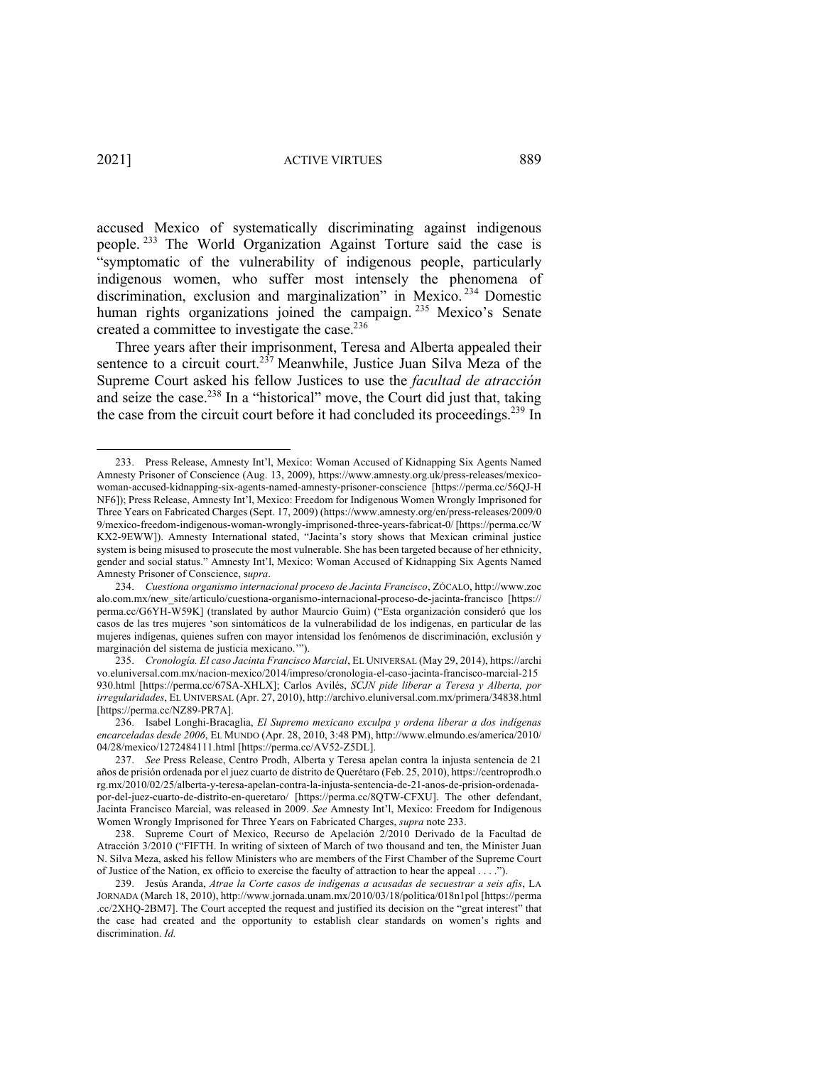accused Mexico of systematically discriminating against indigenous people.[233] The World Organization Against Torture said the case is "symptomatic of the vulnerability of indigenous people, particularly indigenous women, who suffer most intensely the phenomena of discrimination, exclusion and marginalization" in Mexico.[234] Domestic human rights organizations joined the campaign.[235] Mexico's Senate created a committee to investigate the case.[236]

Three years after their imprisonment, Teresa and Alberta appealed their sentence to a circuit court.[237] Meanwhile, Justice Juan Silva Meza of the Supreme Court asked his fellow Justices to use the *facultad de atracción* and seize the case.[238] In a "historical" move, the Court did just that, taking the case from the circuit court before it had concluded its proceedings.[239] In

---

233. Press Release, Amnesty Int'l, Mexico: Woman Accused of Kidnapping Six Agents Named Amnesty Prisoner of Conscience (Aug. 13, 2009), https://www.amnesty.org.uk/press-releases/mexico-woman-accused-kidnapping-six-agents-named-amnesty-prisoner-conscience [https://perma.cc/56QJ-HNF6]); Press Release, Amnesty Int'l, Mexico: Freedom for Indigenous Women Wrongly Imprisoned for Three Years on Fabricated Charges (Sept. 17, 2009) (https://www.amnesty.org/en/press-releases/2009/09/mexico-freedom-indigenous-woman-wrongly-imprisoned-three-years-fabricat-0/ [https://perma.cc/WKX2-9EWW]). Amnesty International stated, "Jacinta's story shows that Mexican criminal justice system is being misused to prosecute the most vulnerable. She has been targeted because of her ethnicity, gender and social status." Amnesty Int'l, Mexico: Woman Accused of Kidnapping Six Agents Named Amnesty Prisoner of Conscience, *supra*.

234. *Cuestiona organismo internacional proceso de Jacinta Francisco*, ZÓCALO, http://www.zocalo.com.mx/new_site/articulo/cuestiona-organismo-internacional-proceso-de-jacinta-francisco [https://perma.cc/G6YH-W59K] (translated by author Maurcio Guim) ("Esta organización consideró que los casos de las tres mujeres 'son sintomáticos de la vulnerabilidad de los indígenas, en particular de las mujeres indígenas, quienes sufren con mayor intensidad los fenómenos de discriminación, exclusión y marginación del sistema de justicia mexicano.'").

235. *Cronología. El caso Jacinta Francisco Marcial*, EL UNIVERSAL (May 29, 2014), https://archivo.eluniversal.com.mx/nacion-mexico/2014/impreso/cronologia-el-caso-jacinta-francisco-marcial-215930.html [https://perma.cc/67SA-XHLX]; Carlos Avilés, *SCJN pide liberar a Teresa y Alberta, por irregularidades*, EL UNIVERSAL (Apr. 27, 2010), http://archivo.eluniversal.com.mx/primera/34838.html [https://perma.cc/NZ89-PR7A].

236. Isabel Longhi-Bracaglia, *El Supremo mexicano exculpa y ordena liberar a dos indígenas encarceladas desde 2006*, EL MUNDO (Apr. 28, 2010, 3:48 PM), http://www.elmundo.es/america/2010/04/28/mexico/1272484111.html [https://perma.cc/AV52-Z5DL].

237. *See* Press Release, Centro Prodh, Alberta y Teresa apelan contra la injusta sentencia de 21 años de prisión ordenada por el juez cuarto de distrito de Querétaro (Feb. 25, 2010), https://centroprodh.org.mx/2010/02/25/alberta-y-teresa-apelan-contra-la-injusta-sentencia-de-21-anos-de-prision-ordenada-por-del-juez-cuarto-de-distrito-en-queretaro/ [https://perma.cc/8QTW-CFXU]. The other defendant, Jacinta Francisco Marcial, was released in 2009. *See* Amnesty Int'l, Mexico: Freedom for Indigenous Women Wrongly Imprisoned for Three Years on Fabricated Charges, *supra* note 233.

238. Supreme Court of Mexico, Recurso de Apelación 2/2010 Derivado de la Facultad de Atracción 3/2010 ("FIFTH. In writing of sixteen of March of two thousand and ten, the Minister Juan N. Silva Meza, asked his fellow Ministers who are members of the First Chamber of the Supreme Court of Justice of the Nation, ex officio to exercise the faculty of attraction to hear the appeal . . . .").

239. Jesús Aranda, *Atrae la Corte casos de indígenas a acusadas de secuestrar a seis afis*, LA JORNADA (March 18, 2010), http://www.jornada.unam.mx/2010/03/18/politica/018n1pol [https://perma.cc/2XHQ-2BM7]. The Court accepted the request and justified its decision on the "great interest" that the case had created and the opportunity to establish clear standards on women's rights and discrimination. *Id.*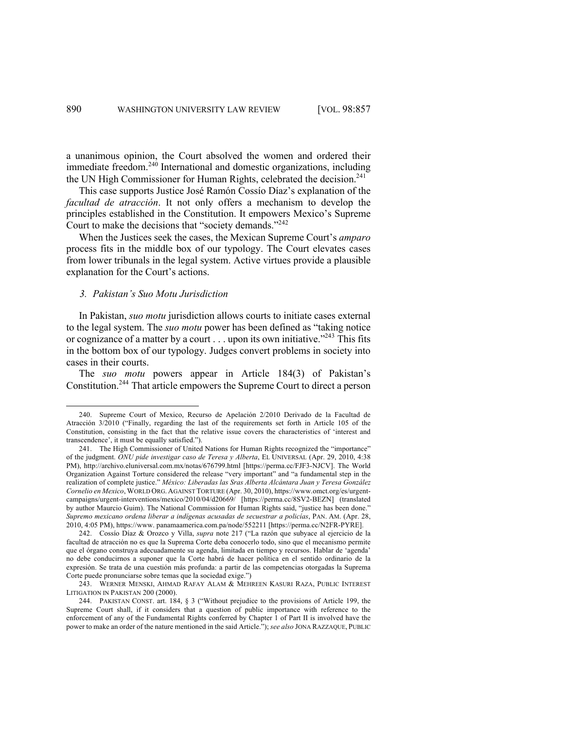a unanimous opinion, the Court absolved the women and ordered their immediate freedom.[240] International and domestic organizations, including the UN High Commissioner for Human Rights, celebrated the decision.[241]

This case supports Justice José Ramón Cossío Díaz's explanation of the *facultad de atracción*. It not only offers a mechanism to develop the principles established in the Constitution. It empowers Mexico's Supreme Court to make the decisions that "society demands."[242]

When the Justices seek the cases, the Mexican Supreme Court's *amparo* process fits in the middle box of our typology. The Court elevates cases from lower tribunals in the legal system. Active virtues provide a plausible explanation for the Court's actions.

### *3. Pakistan's Suo Motu Jurisdiction*

In Pakistan, *suo motu* jurisdiction allows courts to initiate cases external to the legal system. The *suo motu* power has been defined as "taking notice or cognizance of a matter by a court . . . upon its own initiative."[243] This fits in the bottom box of our typology. Judges convert problems in society into cases in their courts.

The *suo motu* powers appear in Article 184(3) of Pakistan's Constitution.[244] That article empowers the Supreme Court to direct a person

---

240. Supreme Court of Mexico, Recurso de Apelación 2/2010 Derivado de la Facultad de Atracción 3/2010 ("Finally, regarding the last of the requirements set forth in Article 105 of the Constitution, consisting in the fact that the relative issue covers the characteristics of 'interest and transcendence', it must be equally satisfied.").

241. The High Commissioner of United Nations for Human Rights recognized the "importance" of the judgment. *ONU pide investigar caso de Teresa y Alberta*, EL UNIVERSAL (Apr. 29, 2010, 4:38 PM), http://archivo.eluniversal.com.mx/notas/676799.html [https://perma.cc/FJF3-NJCV]. The World Organization Against Torture considered the release "very important" and "a fundamental step in the realization of complete justice." *México: Liberadas las Sras Alberta Alcántara Juan y Teresa González Cornelio en Mexico*, WORLD ORG. AGAINST TORTURE (Apr. 30, 2010), https://www.omct.org/es/urgent-campaigns/urgent-interventions/mexico/2010/04/d20669/ [https://perma.cc/8SV2-BEZN] (translated by author Mauricio Guim). The National Commission for Human Rights said, "justice has been done." *Supremo mexicano ordena liberar a indígenas acusadas de secuestrar a policías*, PAN. AM. (Apr. 28, 2010, 4:05 PM), https://www. panamaamerica.com.pa/node/552211 [https://perma.cc/N2FR-PYRE].

242. Cossío Díaz & Orozco y Villa, *supra* note 217 ("La razón que subyace al ejercicio de la facultad de atracción no es que la Suprema Corte deba conocerlo todo, sino que el mecanismo permite que el órgano construya adecuadamente su agenda, limitada en tiempo y recursos. Hablar de 'agenda' no debe conducirnos a suponer que la Corte habrá de hacer política en el sentido ordinario de la expresión. Se trata de una cuestión más profunda: a partir de las competencias otorgadas la Suprema Corte puede pronunciarse sobre temas que la sociedad exige.")

243. WERNER MENSKI, AHMAD RAFAY ALAM & MEHREEN KASURI RAZA, PUBLIC INTEREST LITIGATION IN PAKISTAN 200 (2000).

244. PAKISTAN CONST. art. 184, § 3 ("Without prejudice to the provisions of Article 199, the Supreme Court shall, if it considers that a question of public importance with reference to the enforcement of any of the Fundamental Rights conferred by Chapter 1 of Part II is involved have the power to make an order of the nature mentioned in the said Article."); *see also* JONA RAZZAQUE, PUBLIC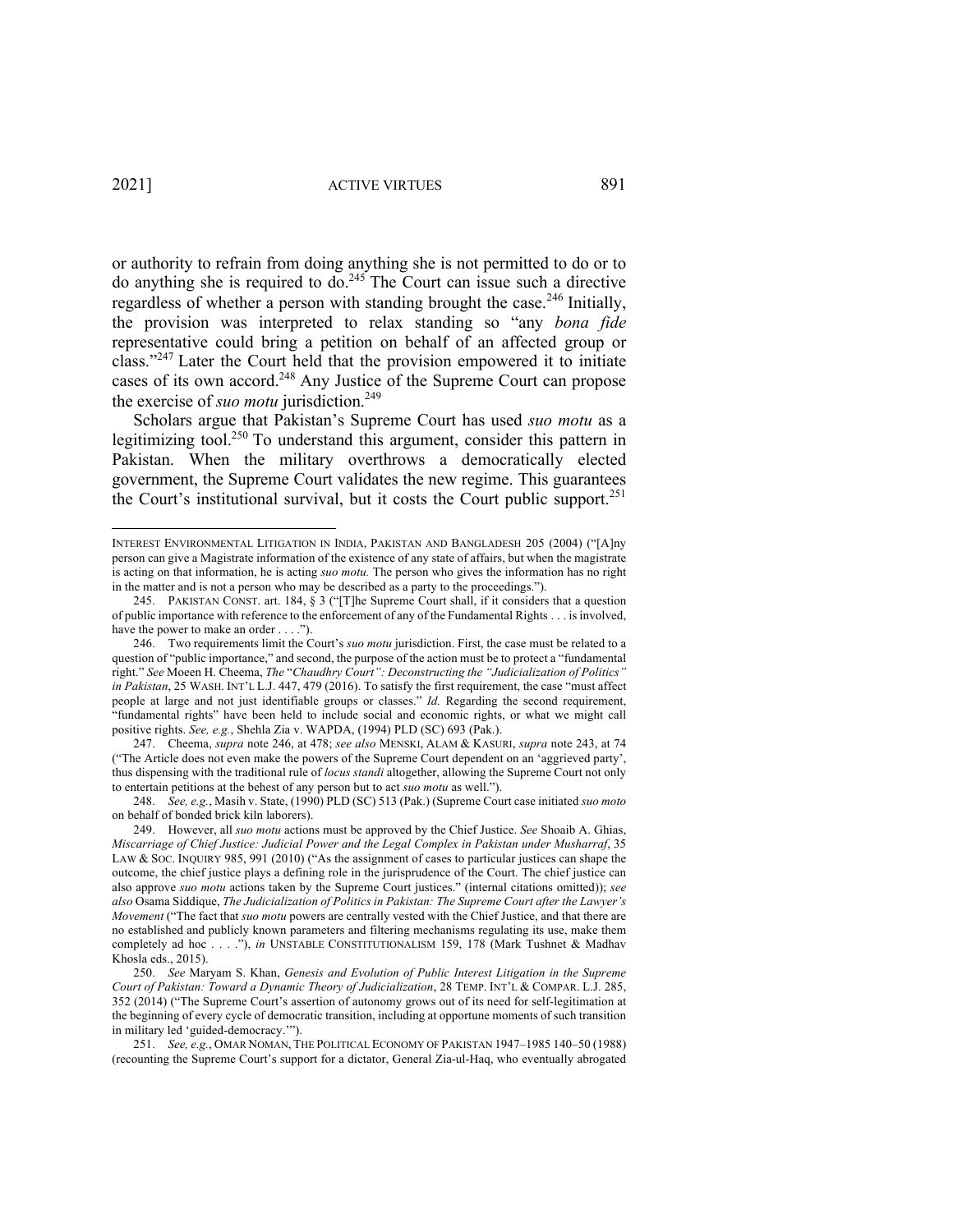or authority to refrain from doing anything she is not permitted to do or to do anything she is required to do.[245] The Court can issue such a directive regardless of whether a person with standing brought the case.[246] Initially, the provision was interpreted to relax standing so "any *bona fide* representative could bring a petition on behalf of an affected group or class."[247] Later the Court held that the provision empowered it to initiate cases of its own accord.[248] Any Justice of the Supreme Court can propose the exercise of *suo motu* jurisdiction.[249]

Scholars argue that Pakistan's Supreme Court has used *suo motu* as a legitimizing tool.[250] To understand this argument, consider this pattern in Pakistan. When the military overthrows a democratically elected government, the Supreme Court validates the new regime. This guarantees the Court's institutional survival, but it costs the Court public support.[251]

---

INTEREST ENVIRONMENTAL LITIGATION IN INDIA, PAKISTAN AND BANGLADESH 205 (2004) ("[A]ny person can give a Magistrate information of the existence of any state of affairs, but when the magistrate is acting on that information, he is acting *suo motu.* The person who gives the information has no right in the matter and is not a person who may be described as a party to the proceedings.").

245. PAKISTAN CONST. art. 184, § 3 ("[T]he Supreme Court shall, if it considers that a question of public importance with reference to the enforcement of any of the Fundamental Rights . . . is involved, have the power to make an order . . . .").

246. Two requirements limit the Court's *suo motu* jurisdiction. First, the case must be related to a question of "public importance," and second, the purpose of the action must be to protect a "fundamental right." *See* Moeen H. Cheema, *The "Chaudhry Court": Deconstructing the "Judicialization of Politics" in Pakistan*, 25 WASH. INT'L L.J. 447, 479 (2016). To satisfy the first requirement, the case "must affect people at large and not just identifiable groups or classes." *Id.* Regarding the second requirement, "fundamental rights" have been held to include social and economic rights, or what we might call positive rights. *See, e.g.*, Shehla Zia v. WAPDA, (1994) PLD (SC) 693 (Pak.).

247. Cheema, *supra* note 246, at 478; *see also* MENSKI, ALAM & KASURI, *supra* note 243, at 74 ("The Article does not even make the powers of the Supreme Court dependent on an 'aggrieved party', thus dispensing with the traditional rule of *locus standi* altogether, allowing the Supreme Court not only to entertain petitions at the behest of any person but to act *suo motu* as well.").

248. *See, e.g.*, Masih v. State, (1990) PLD (SC) 513 (Pak.) (Supreme Court case initiated *suo moto* on behalf of bonded brick kiln laborers).

249. However, all *suo motu* actions must be approved by the Chief Justice. *See* Shoaib A. Ghias, *Miscarriage of Chief Justice: Judicial Power and the Legal Complex in Pakistan under Musharraf*, 35 LAW & SOC. INQUIRY 985, 991 (2010) ("As the assignment of cases to particular justices can shape the outcome, the chief justice plays a defining role in the jurisprudence of the Court. The chief justice can also approve *suo motu* actions taken by the Supreme Court justices." (internal citations omitted)); *see also* Osama Siddique, *The Judicialization of Politics in Pakistan: The Supreme Court after the Lawyer's Movement* ("The fact that *suo motu* powers are centrally vested with the Chief Justice, and that there are no established and publicly known parameters and filtering mechanisms regulating its use, make them completely ad hoc . . . ."), *in* UNSTABLE CONSTITUTIONALISM 159, 178 (Mark Tushnet & Madhav Khosla eds., 2015).

250. *See* Maryam S. Khan, *Genesis and Evolution of Public Interest Litigation in the Supreme Court of Pakistan: Toward a Dynamic Theory of Judicialization*, 28 TEMP. INT'L & COMPAR. L.J. 285, 352 (2014) ("The Supreme Court's assertion of autonomy grows out of its need for self-legitimation at the beginning of every cycle of democratic transition, including at opportune moments of such transition in military led 'guided-democracy.'").

251. *See, e.g.*, OMAR NOMAN, THE POLITICAL ECONOMY OF PAKISTAN 1947–1985 140–50 (1988) (recounting the Supreme Court's support for a dictator, General Zia-ul-Haq, who eventually abrogated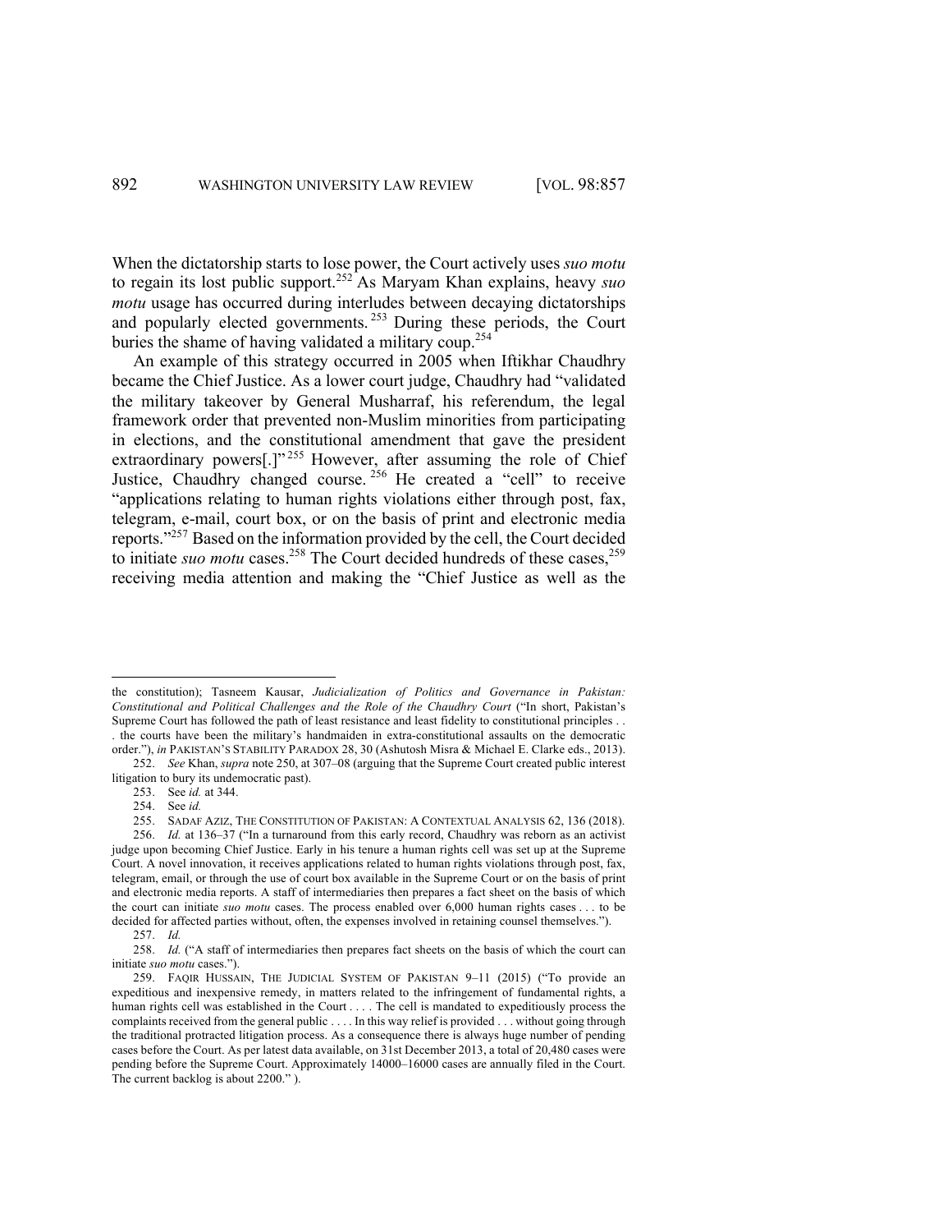When the dictatorship starts to lose power, the Court actively uses *suo motu* to regain its lost public support.[252] As Maryam Khan explains, heavy *suo motu* usage has occurred during interludes between decaying dictatorships and popularly elected governments.[253] During these periods, the Court buries the shame of having validated a military coup.[254]

An example of this strategy occurred in 2005 when Iftikhar Chaudhry became the Chief Justice. As a lower court judge, Chaudhry had "validated the military takeover by General Musharraf, his referendum, the legal framework order that prevented non-Muslim minorities from participating in elections, and the constitutional amendment that gave the president extraordinary powers[.]"[255] However, after assuming the role of Chief Justice, Chaudhry changed course.[256] He created a "cell" to receive "applications relating to human rights violations either through post, fax, telegram, e-mail, court box, or on the basis of print and electronic media reports."[257] Based on the information provided by the cell, the Court decided to initiate *suo motu* cases.[258] The Court decided hundreds of these cases,[259] receiving media attention and making the "Chief Justice as well as the

---

the constitution); Tasneem Kausar, *Judicialization of Politics and Governance in Pakistan: Constitutional and Political Challenges and the Role of the Chaudhry Court* ("In short, Pakistan's Supreme Court has followed the path of least resistance and least fidelity to constitutional principles . . . the courts have been the military's handmaiden in extra-constitutional assaults on the democratic order."), *in* PAKISTAN'S STABILITY PARADOX 28, 30 (Ashutosh Misra & Michael E. Clarke eds., 2013).

252. *See* Khan, *supra* note 250, at 307–08 (arguing that the Supreme Court created public interest litigation to bury its undemocratic past).

253. See *id.* at 344.

254. See *id.*

255. SADAF AZIZ, THE CONSTITUTION OF PAKISTAN: A CONTEXTUAL ANALYSIS 62, 136 (2018).

256. *Id.* at 136–37 ("In a turnaround from this early record, Chaudhry was reborn as an activist judge upon becoming Chief Justice. Early in his tenure a human rights cell was set up at the Supreme Court. A novel innovation, it receives applications related to human rights violations through post, fax, telegram, email, or through the use of court box available in the Supreme Court or on the basis of print and electronic media reports. A staff of intermediaries then prepares a fact sheet on the basis of which the court can initiate *suo motu* cases. The process enabled over 6,000 human rights cases . . . to be decided for affected parties without, often, the expenses involved in retaining counsel themselves.").

257. *Id.*

258. *Id.* ("A staff of intermediaries then prepares fact sheets on the basis of which the court can initiate *suo motu* cases.").

259. FAQIR HUSSAIN, THE JUDICIAL SYSTEM OF PAKISTAN 9–11 (2015) ("To provide an expeditious and inexpensive remedy, in matters related to the infringement of fundamental rights, a human rights cell was established in the Court . . . . The cell is mandated to expeditiously process the complaints received from the general public . . . . In this way relief is provided . . . without going through the traditional protracted litigation process. As a consequence there is always huge number of pending cases before the Court. As per latest data available, on 31st December 2013, a total of 20,480 cases were pending before the Supreme Court. Approximately 14000–16000 cases are annually filed in the Court. The current backlog is about 2200." ).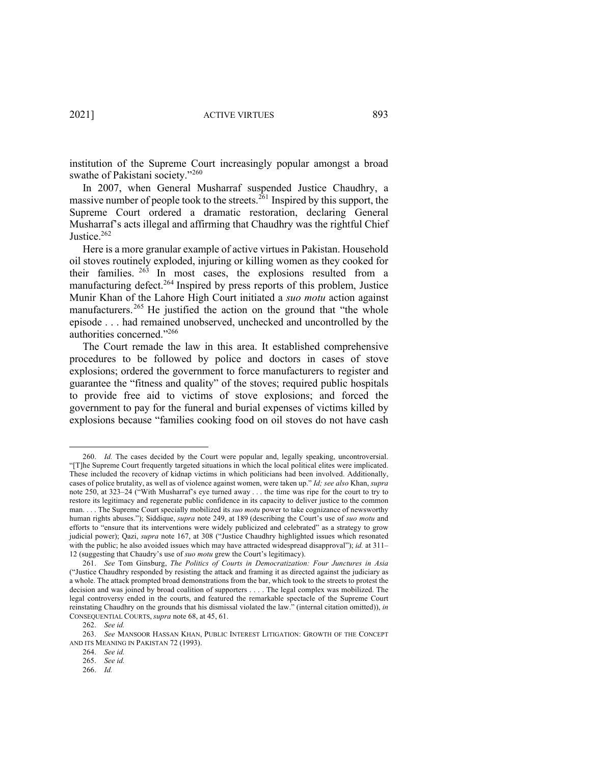institution of the Supreme Court increasingly popular amongst a broad swathe of Pakistani society."[260]

In 2007, when General Musharraf suspended Justice Chaudhry, a massive number of people took to the streets.[261] Inspired by this support, the Supreme Court ordered a dramatic restoration, declaring General Musharraf's acts illegal and affirming that Chaudhry was the rightful Chief Justice.[262]

Here is a more granular example of active virtues in Pakistan. Household oil stoves routinely exploded, injuring or killing women as they cooked for their families.[263] In most cases, the explosions resulted from a manufacturing defect.[264] Inspired by press reports of this problem, Justice Munir Khan of the Lahore High Court initiated a *suo motu* action against manufacturers.[265] He justified the action on the ground that "the whole episode . . . had remained unobserved, unchecked and uncontrolled by the authorities concerned."[266]

The Court remade the law in this area. It established comprehensive procedures to be followed by police and doctors in cases of stove explosions; ordered the government to force manufacturers to register and guarantee the "fitness and quality" of the stoves; required public hospitals to provide free aid to victims of stove explosions; and forced the government to pay for the funeral and burial expenses of victims killed by explosions because "families cooking food on oil stoves do not have cash

---

260. *Id.* The cases decided by the Court were popular and, legally speaking, uncontroversial. "[T]he Supreme Court frequently targeted situations in which the local political elites were implicated. These included the recovery of kidnap victims in which politicians had been involved. Additionally, cases of police brutality, as well as of violence against women, were taken up." *Id; see also* Khan, *supra* note 250, at 323–24 ("With Musharraf's eye turned away . . . the time was ripe for the court to try to restore its legitimacy and regenerate public confidence in its capacity to deliver justice to the common man. . . . The Supreme Court specially mobilized its *suo motu* power to take cognizance of newsworthy human rights abuses."); Siddique, *supra* note 249, at 189 (describing the Court's use of *suo motu* and efforts to "ensure that its interventions were widely publicized and celebrated" as a strategy to grow judicial power); Qazi, *supra* note 167, at 308 ("Justice Chaudhry highlighted issues which resonated with the public; he also avoided issues which may have attracted widespread disapproval"); *id.* at 311–12 (suggesting that Chaudry's use of *suo motu* grew the Court's legitimacy).

261. *See* Tom Ginsburg, *The Politics of Courts in Democratization: Four Junctures in Asia* ("Justice Chaudhry responded by resisting the attack and framing it as directed against the judiciary as a whole. The attack prompted broad demonstrations from the bar, which took to the streets to protest the decision and was joined by broad coalition of supporters . . . . The legal complex was mobilized. The legal controversy ended in the courts, and featured the remarkable spectacle of the Supreme Court reinstating Chaudhry on the grounds that his dismissal violated the law." (internal citation omitted)), *in* CONSEQUENTIAL COURTS, *supra* note 68, at 45, 61.

262. *See id.*

263. *See* MANSOOR HASSAN KHAN, PUBLIC INTEREST LITIGATION: GROWTH OF THE CONCEPT AND ITS MEANING IN PAKISTAN 72 (1993).

264. *See id.*

265. *See id.*

266. *Id.*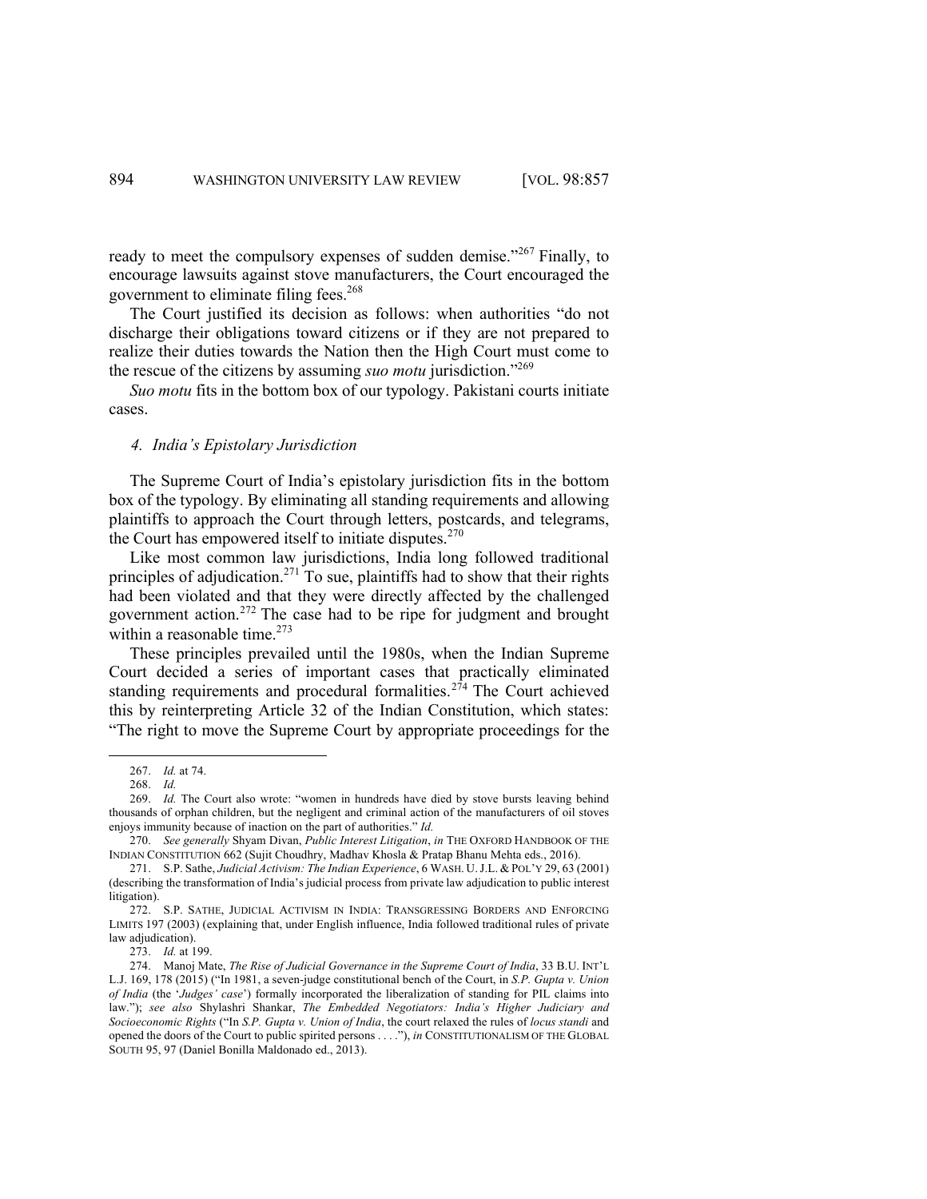ready to meet the compulsory expenses of sudden demise."[267] Finally, to encourage lawsuits against stove manufacturers, the Court encouraged the government to eliminate filing fees.[268]

The Court justified its decision as follows: when authorities "do not discharge their obligations toward citizens or if they are not prepared to realize their duties towards the Nation then the High Court must come to the rescue of the citizens by assuming *suo motu* jurisdiction."[269]

*Suo motu* fits in the bottom box of our typology. Pakistani courts initiate cases.

#### *4. India's Epistolary Jurisdiction*

The Supreme Court of India's epistolary jurisdiction fits in the bottom box of the typology. By eliminating all standing requirements and allowing plaintiffs to approach the Court through letters, postcards, and telegrams, the Court has empowered itself to initiate disputes.[270]

Like most common law jurisdictions, India long followed traditional principles of adjudication.[271] To sue, plaintiffs had to show that their rights had been violated and that they were directly affected by the challenged government action.[272] The case had to be ripe for judgment and brought within a reasonable time.[273]

These principles prevailed until the 1980s, when the Indian Supreme Court decided a series of important cases that practically eliminated standing requirements and procedural formalities.[274] The Court achieved this by reinterpreting Article 32 of the Indian Constitution, which states: "The right to move the Supreme Court by appropriate proceedings for the

---

267. *Id.* at 74.

268. *Id.*

269. *Id.* The Court also wrote: "women in hundreds have died by stove bursts leaving behind thousands of orphan children, but the negligent and criminal action of the manufacturers of oil stoves enjoys immunity because of inaction on the part of authorities." *Id.*

270. *See generally* Shyam Divan, *Public Interest Litigation*, *in* THE OXFORD HANDBOOK OF THE INDIAN CONSTITUTION 662 (Sujit Choudhry, Madhav Khosla & Pratap Bhanu Mehta eds., 2016).

271. S.P. Sathe, *Judicial Activism: The Indian Experience*, 6 WASH. U. J.L. & POL'Y 29, 63 (2001) (describing the transformation of India's judicial process from private law adjudication to public interest litigation).

272. S.P. SATHE, JUDICIAL ACTIVISM IN INDIA: TRANSGRESSING BORDERS AND ENFORCING LIMITS 197 (2003) (explaining that, under English influence, India followed traditional rules of private law adjudication).

273. *Id.* at 199.

274. Manoj Mate, *The Rise of Judicial Governance in the Supreme Court of India*, 33 B.U. INT'L L.J. 169, 178 (2015) ("In 1981, a seven-judge constitutional bench of the Court, in *S.P. Gupta v. Union of India* (the '*Judges' case*') formally incorporated the liberalization of standing for PIL claims into law."); *see also* Shylashri Shankar, *The Embedded Negotiators: India's Higher Judiciary and Socioeconomic Rights* ("In *S.P. Gupta v. Union of India*, the court relaxed the rules of *locus standi* and opened the doors of the Court to public spirited persons . . . ."), *in* CONSTITUTIONALISM OF THE GLOBAL SOUTH 95, 97 (Daniel Bonilla Maldonado ed., 2013).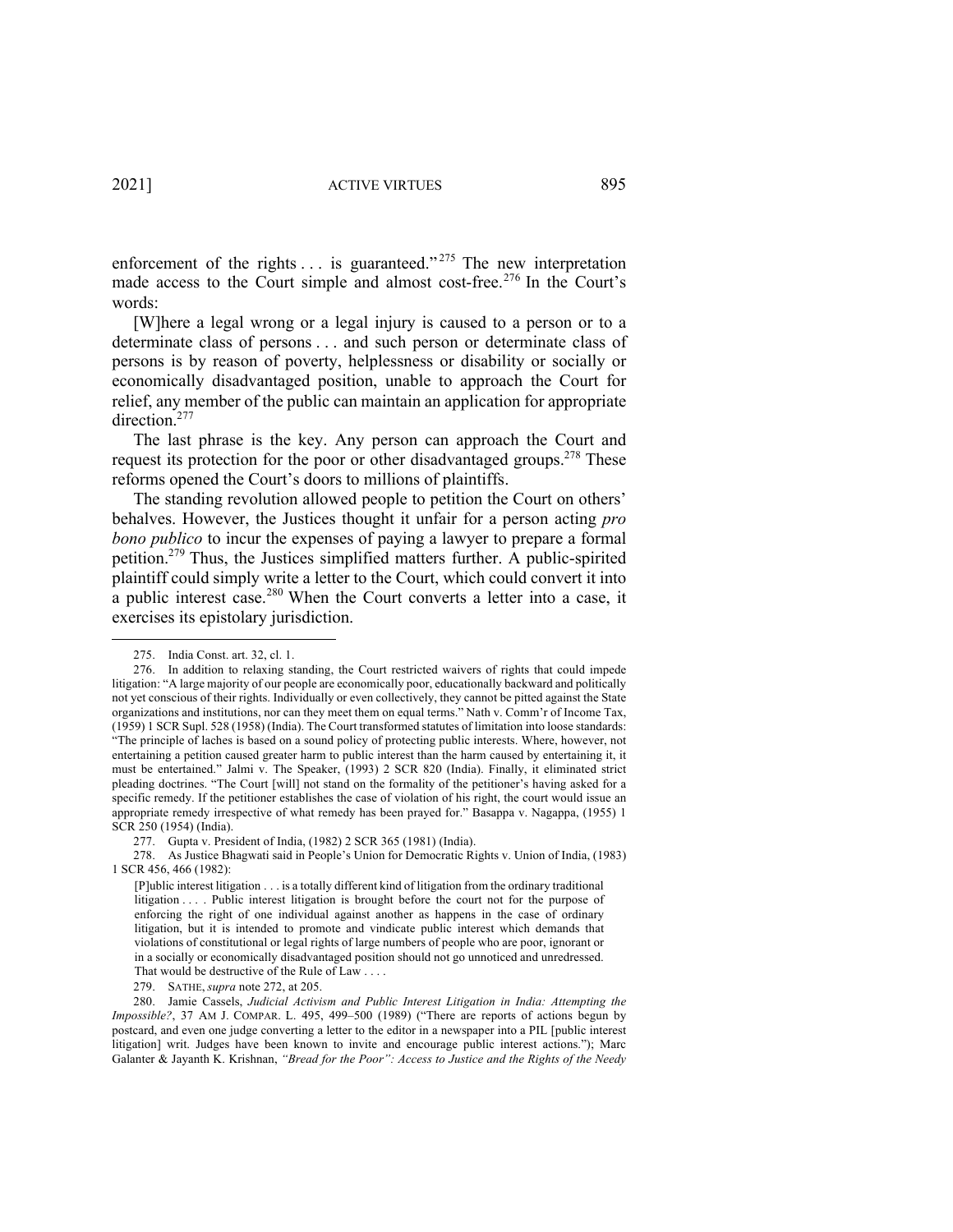enforcement of the rights . . . is guaranteed."[275] The new interpretation made access to the Court simple and almost cost-free.[276] In the Court's words:

> [W]here a legal wrong or a legal injury is caused to a person or to a determinate class of persons . . . and such person or determinate class of persons is by reason of poverty, helplessness or disability or socially or economically disadvantaged position, unable to approach the Court for relief, any member of the public can maintain an application for appropriate direction.[277]

The last phrase is the key. Any person can approach the Court and request its protection for the poor or other disadvantaged groups.[278] These reforms opened the Court's doors to millions of plaintiffs.

The standing revolution allowed people to petition the Court on others' behalves. However, the Justices thought it unfair for a person acting *pro bono publico* to incur the expenses of paying a lawyer to prepare a formal petition.[279] Thus, the Justices simplified matters further. A public-spirited plaintiff could simply write a letter to the Court, which could convert it into a public interest case.[280] When the Court converts a letter into a case, it exercises its epistolary jurisdiction.

---

275. India Const. art. 32, cl. 1.

276. In addition to relaxing standing, the Court restricted waivers of rights that could impede litigation: "A large majority of our people are economically poor, educationally backward and politically not yet conscious of their rights. Individually or even collectively, they cannot be pitted against the State organizations and institutions, nor can they meet them on equal terms." Nath v. Comm'r of Income Tax, (1959) 1 SCR Supl. 528 (1958) (India). The Court transformed statutes of limitation into loose standards: "The principle of laches is based on a sound policy of protecting public interests. Where, however, not entertaining a petition caused greater harm to public interest than the harm caused by entertaining it, it must be entertained." Jalmi v. The Speaker, (1993) 2 SCR 820 (India). Finally, it eliminated strict pleading doctrines. "The Court [will] not stand on the formality of the petitioner's having asked for a specific remedy. If the petitioner establishes the case of violation of his right, the court would issue an appropriate remedy irrespective of what remedy has been prayed for." Basappa v. Nagappa, (1955) 1 SCR 250 (1954) (India).

277. Gupta v. President of India, (1982) 2 SCR 365 (1981) (India).

278. As Justice Bhagwati said in People's Union for Democratic Rights v. Union of India, (1983) 1 SCR 456, 466 (1982):

> [P]ublic interest litigation . . . is a totally different kind of litigation from the ordinary traditional litigation . . . . Public interest litigation is brought before the court not for the purpose of enforcing the right of one individual against another as happens in the case of ordinary litigation, but it is intended to promote and vindicate public interest which demands that violations of constitutional or legal rights of large numbers of people who are poor, ignorant or in a socially or economically disadvantaged position should not go unnoticed and unredressed. That would be destructive of the Rule of Law . . . .

279. SATHE, *supra* note 272, at 205.

280. Jamie Cassels, *Judicial Activism and Public Interest Litigation in India: Attempting the Impossible?*, 37 AM J. COMPAR. L. 495, 499–500 (1989) ("There are reports of actions begun by postcard, and even one judge converting a letter to the editor in a newspaper into a PIL [public interest litigation] writ. Judges have been known to invite and encourage public interest actions."); Marc Galanter & Jayanth K. Krishnan, *"Bread for the Poor": Access to Justice and the Rights of the Needy*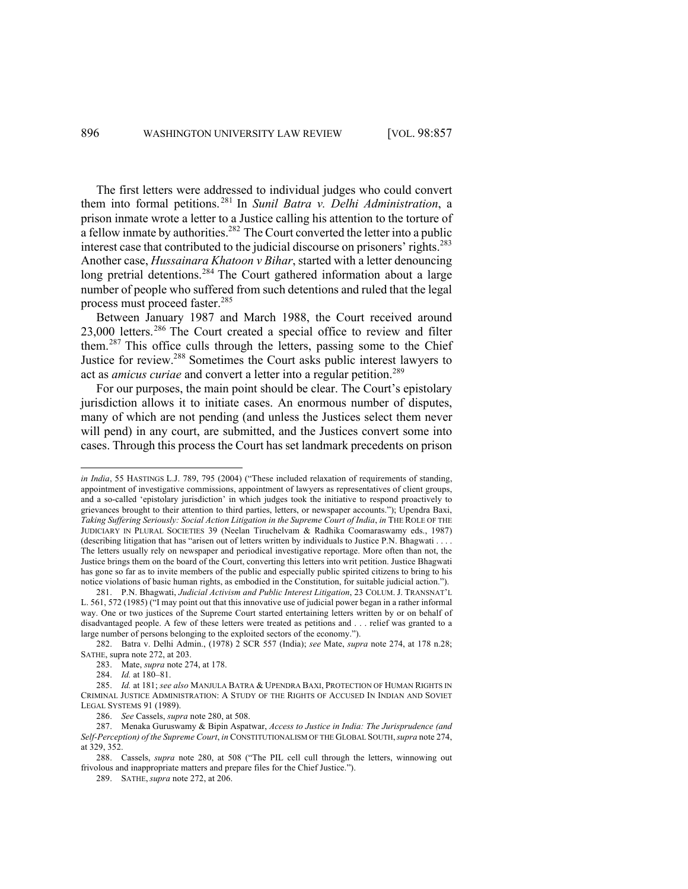The first letters were addressed to individual judges who could convert them into formal petitions.[281] In *Sunil Batra v. Delhi Administration*, a prison inmate wrote a letter to a Justice calling his attention to the torture of a fellow inmate by authorities.[282] The Court converted the letter into a public interest case that contributed to the judicial discourse on prisoners' rights.[283] Another case, *Hussainara Khatoon v Bihar*, started with a letter denouncing long pretrial detentions.[284] The Court gathered information about a large number of people who suffered from such detentions and ruled that the legal process must proceed faster.[285]

Between January 1987 and March 1988, the Court received around 23,000 letters.[286] The Court created a special office to review and filter them.[287] This office culls through the letters, passing some to the Chief Justice for review.[288] Sometimes the Court asks public interest lawyers to act as *amicus curiae* and convert a letter into a regular petition.[289]

For our purposes, the main point should be clear. The Court's epistolary jurisdiction allows it to initiate cases. An enormous number of disputes, many of which are not pending (and unless the Justices select them never will pend) in any court, are submitted, and the Justices convert some into cases. Through this process the Court has set landmark precedents on prison

---

*in India*, 55 HASTINGS L.J. 789, 795 (2004) ("These included relaxation of requirements of standing, appointment of investigative commissions, appointment of lawyers as representatives of client groups, and a so-called 'epistolary jurisdiction' in which judges took the initiative to respond proactively to grievances brought to their attention to third parties, letters, or newspaper accounts."); Upendra Baxi, *Taking Suffering Seriously: Social Action Litigation in the Supreme Court of India*, *in* THE ROLE OF THE JUDICIARY IN PLURAL SOCIETIES 39 (Neelan Tiruchelvam & Radhika Coomaraswamy eds., 1987) (describing litigation that has "arisen out of letters written by individuals to Justice P.N. Bhagwati . . . . The letters usually rely on newspaper and periodical investigative reportage. More often than not, the Justice brings them on the board of the Court, converting this letters into writ petition. Justice Bhagwati has gone so far as to invite members of the public and especially public spirited citizens to bring to his notice violations of basic human rights, as embodied in the Constitution, for suitable judicial action.").

281. P.N. Bhagwati, *Judicial Activism and Public Interest Litigation*, 23 COLUM. J. TRANSNAT'L L. 561, 572 (1985) ("I may point out that this innovative use of judicial power began in a rather informal way. One or two justices of the Supreme Court started entertaining letters written by or on behalf of disadvantaged people. A few of these letters were treated as petitions and . . . relief was granted to a large number of persons belonging to the exploited sectors of the economy.").

282. Batra v. Delhi Admin., (1978) 2 SCR 557 (India); *see* Mate, *supra* note 274, at 178 n.28; SATHE, supra note 272, at 203.

283. Mate, *supra* note 274, at 178.

284. *Id.* at 180–81.

285. *Id.* at 181; *see also* MANJULA BATRA & UPENDRA BAXI, PROTECTION OF HUMAN RIGHTS IN CRIMINAL JUSTICE ADMINISTRATION: A STUDY OF THE RIGHTS OF ACCUSED IN INDIAN AND SOVIET LEGAL SYSTEMS 91 (1989).

286. *See* Cassels, *supra* note 280, at 508.

287. Menaka Guruswamy & Bipin Aspatwar, *Access to Justice in India: The Jurisprudence (and Self-Perception) of the Supreme Court*, *in* CONSTITUTIONALISM OF THE GLOBAL SOUTH, *supra* note 274, at 329, 352.

288. Cassels, *supra* note 280, at 508 ("The PIL cell cull through the letters, winnowing out frivolous and inappropriate matters and prepare files for the Chief Justice.").

289. SATHE, *supra* note 272, at 206.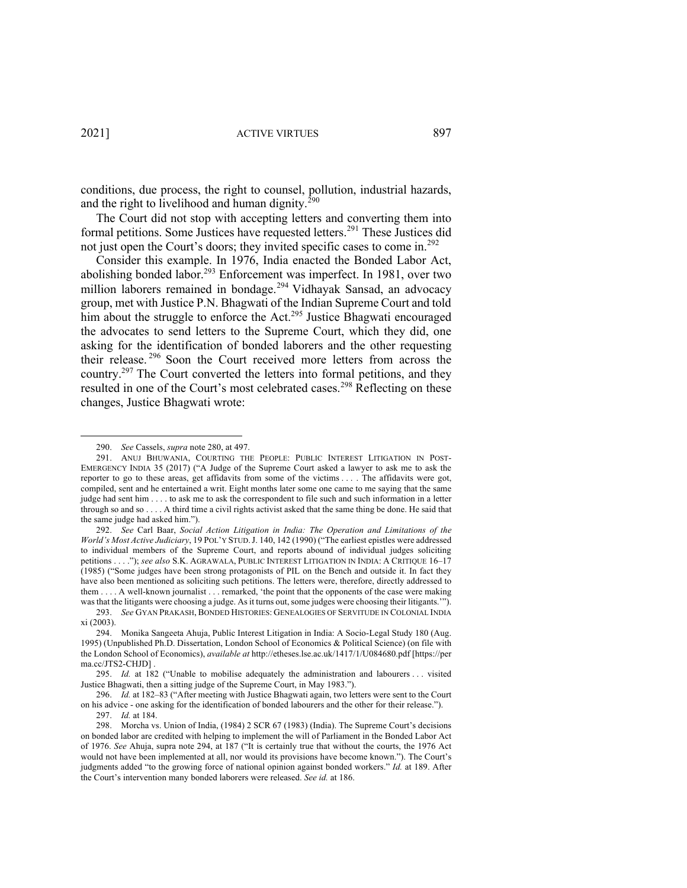conditions, due process, the right to counsel, pollution, industrial hazards, and the right to livelihood and human dignity.[290]

The Court did not stop with accepting letters and converting them into formal petitions. Some Justices have requested letters.[291] These Justices did not just open the Court's doors; they invited specific cases to come in.[292]

Consider this example. In 1976, India enacted the Bonded Labor Act, abolishing bonded labor.[293] Enforcement was imperfect. In 1981, over two million laborers remained in bondage.[294] Vidhayak Sansad, an advocacy group, met with Justice P.N. Bhagwati of the Indian Supreme Court and told him about the struggle to enforce the Act.[295] Justice Bhagwati encouraged the advocates to send letters to the Supreme Court, which they did, one asking for the identification of bonded laborers and the other requesting their release.[296] Soon the Court received more letters from across the country.[297] The Court converted the letters into formal petitions, and they resulted in one of the Court's most celebrated cases.[298] Reflecting on these changes, Justice Bhagwati wrote:

---

290. *See* Cassels, *supra* note 280, at 497.

291. ANUJ BHUWANIA, COURTING THE PEOPLE: PUBLIC INTEREST LITIGATION IN POST-EMERGENCY INDIA 35 (2017) ("A Judge of the Supreme Court asked a lawyer to ask me to ask the reporter to go to these areas, get affidavits from some of the victims . . . . The affidavits were got, compiled, sent and he entertained a writ. Eight months later some one came to me saying that the same judge had sent him . . . . to ask me to ask the correspondent to file such and such information in a letter through so and so . . . . A third time a civil rights activist asked that the same thing be done. He said that the same judge had asked him.").

292. *See* Carl Baar, *Social Action Litigation in India: The Operation and Limitations of the World's Most Active Judiciary*, 19 POL'Y STUD. J. 140, 142 (1990) ("The earliest epistles were addressed to individual members of the Supreme Court, and reports abound of individual judges soliciting petitions . . . ."); *see also* S.K. AGRAWALA, PUBLIC INTEREST LITIGATION IN INDIA: A CRITIQUE 16–17 (1985) ("Some judges have been strong protagonists of PIL on the Bench and outside it. In fact they have also been mentioned as soliciting such petitions. The letters were, therefore, directly addressed to them . . . . A well-known journalist . . . remarked, 'the point that the opponents of the case were making was that the litigants were choosing a judge. As it turns out, some judges were choosing their litigants.'").

293. *See* GYAN PRAKASH, BONDED HISTORIES: GENEALOGIES OF SERVITUDE IN COLONIAL INDIA xi (2003).

294. Monika Sangeeta Ahuja, Public Interest Litigation in India: A Socio-Legal Study 180 (Aug. 1995) (Unpublished Ph.D. Dissertation, London School of Economics & Political Science) (on file with the London School of Economics), *available at* http://etheses.lse.ac.uk/1417/1/U084680.pdf [https://perma.cc/JTS2-CHJD] .

295. *Id.* at 182 ("Unable to mobilise adequately the administration and labourers . . . visited Justice Bhagwati, then a sitting judge of the Supreme Court, in May 1983.").

296. *Id.* at 182–83 ("After meeting with Justice Bhagwati again, two letters were sent to the Court on his advice - one asking for the identification of bonded labourers and the other for their release.").

297. *Id.* at 184.

298. Morcha vs. Union of India, (1984) 2 SCR 67 (1983) (India). The Supreme Court's decisions on bonded labor are credited with helping to implement the will of Parliament in the Bonded Labor Act of 1976. *See* Ahuja, supra note 294, at 187 ("It is certainly true that without the courts, the 1976 Act would not have been implemented at all, nor would its provisions have become known."). The Court's judgments added "to the growing force of national opinion against bonded workers." *Id.* at 189. After the Court's intervention many bonded laborers were released. *See id.* at 186.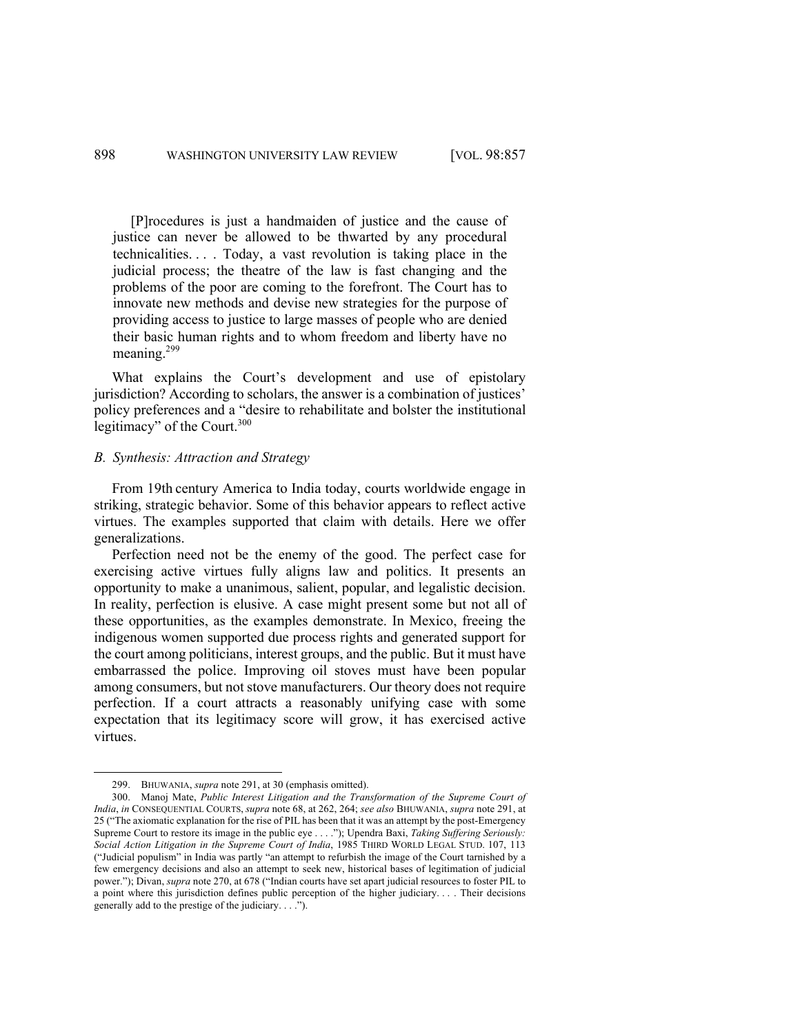> [P]rocedures is just a handmaiden of justice and the cause of justice can never be allowed to be thwarted by any procedural technicalities. . . . Today, a vast revolution is taking place in the judicial process; the theatre of the law is fast changing and the problems of the poor are coming to the forefront. The Court has to innovate new methods and devise new strategies for the purpose of providing access to justice to large masses of people who are denied their basic human rights and to whom freedom and liberty have no meaning.[299]

What explains the Court's development and use of epistolary jurisdiction? According to scholars, the answer is a combination of justices' policy preferences and a "desire to rehabilitate and bolster the institutional legitimacy" of the Court.[300]

### *B. Synthesis: Attraction and Strategy*

From 19th century America to India today, courts worldwide engage in striking, strategic behavior. Some of this behavior appears to reflect active virtues. The examples supported that claim with details. Here we offer generalizations.

Perfection need not be the enemy of the good. The perfect case for exercising active virtues fully aligns law and politics. It presents an opportunity to make a unanimous, salient, popular, and legalistic decision. In reality, perfection is elusive. A case might present some but not all of these opportunities, as the examples demonstrate. In Mexico, freeing the indigenous women supported due process rights and generated support for the court among politicians, interest groups, and the public. But it must have embarrassed the police. Improving oil stoves must have been popular among consumers, but not stove manufacturers. Our theory does not require perfection. If a court attracts a reasonably unifying case with some expectation that its legitimacy score will grow, it has exercised active virtues.

---

299. BHUWANIA, *supra* note 291, at 30 (emphasis omitted).

300. Manoj Mate, *Public Interest Litigation and the Transformation of the Supreme Court of India*, *in* CONSEQUENTIAL COURTS, *supra* note 68, at 262, 264; *see also* BHUWANIA, *supra* note 291, at 25 ("The axiomatic explanation for the rise of PIL has been that it was an attempt by the post-Emergency Supreme Court to restore its image in the public eye . . . ."); Upendra Baxi, *Taking Suffering Seriously: Social Action Litigation in the Supreme Court of India*, 1985 THIRD WORLD LEGAL STUD. 107, 113 ("Judicial populism" in India was partly "an attempt to refurbish the image of the Court tarnished by a few emergency decisions and also an attempt to seek new, historical bases of legitimation of judicial power."); Divan, *supra* note 270, at 678 ("Indian courts have set apart judicial resources to foster PIL to a point where this jurisdiction defines public perception of the higher judiciary. . . . Their decisions generally add to the prestige of the judiciary. . . .").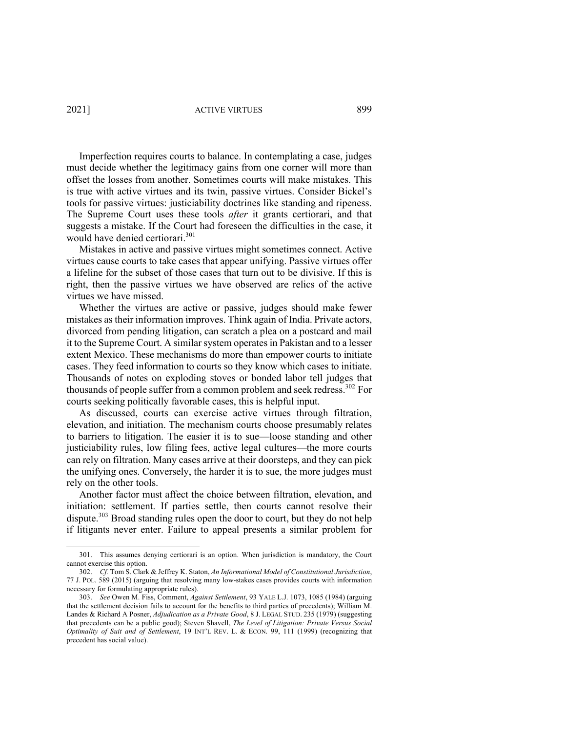Imperfection requires courts to balance. In contemplating a case, judges must decide whether the legitimacy gains from one corner will more than offset the losses from another. Sometimes courts will make mistakes. This is true with active virtues and its twin, passive virtues. Consider Bickel's tools for passive virtues: justiciability doctrines like standing and ripeness. The Supreme Court uses these tools *after* it grants certiorari, and that suggests a mistake. If the Court had foreseen the difficulties in the case, it would have denied certiorari.[301]

Mistakes in active and passive virtues might sometimes connect. Active virtues cause courts to take cases that appear unifying. Passive virtues offer a lifeline for the subset of those cases that turn out to be divisive. If this is right, then the passive virtues we have observed are relics of the active virtues we have missed.

Whether the virtues are active or passive, judges should make fewer mistakes as their information improves. Think again of India. Private actors, divorced from pending litigation, can scratch a plea on a postcard and mail it to the Supreme Court. A similar system operates in Pakistan and to a lesser extent Mexico. These mechanisms do more than empower courts to initiate cases. They feed information to courts so they know which cases to initiate. Thousands of notes on exploding stoves or bonded labor tell judges that thousands of people suffer from a common problem and seek redress.[302] For courts seeking politically favorable cases, this is helpful input.

As discussed, courts can exercise active virtues through filtration, elevation, and initiation. The mechanism courts choose presumably relates to barriers to litigation. The easier it is to sue—loose standing and other justiciability rules, low filing fees, active legal cultures—the more courts can rely on filtration. Many cases arrive at their doorsteps, and they can pick the unifying ones. Conversely, the harder it is to sue, the more judges must rely on the other tools.

Another factor must affect the choice between filtration, elevation, and initiation: settlement. If parties settle, then courts cannot resolve their dispute.[303] Broad standing rules open the door to court, but they do not help if litigants never enter. Failure to appeal presents a similar problem for

---

301. This assumes denying certiorari is an option. When jurisdiction is mandatory, the Court cannot exercise this option.

302. *Cf.* Tom S. Clark & Jeffrey K. Staton, *An Informational Model of Constitutional Jurisdiction*, 77 J. POL. 589 (2015) (arguing that resolving many low-stakes cases provides courts with information necessary for formulating appropriate rules).

303. *See* Owen M. Fiss, Comment, *Against Settlement*, 93 YALE L.J. 1073, 1085 (1984) (arguing that the settlement decision fails to account for the benefits to third parties of precedents); William M. Landes & Richard A Posner, *Adjudication as a Private Good*, 8 J. LEGAL STUD. 235 (1979) (suggesting that precedents can be a public good); Steven Shavell, *The Level of Litigation: Private Versus Social Optimality of Suit and of Settlement*, 19 INT'L REV. L. & ECON. 99, 111 (1999) (recognizing that precedent has social value).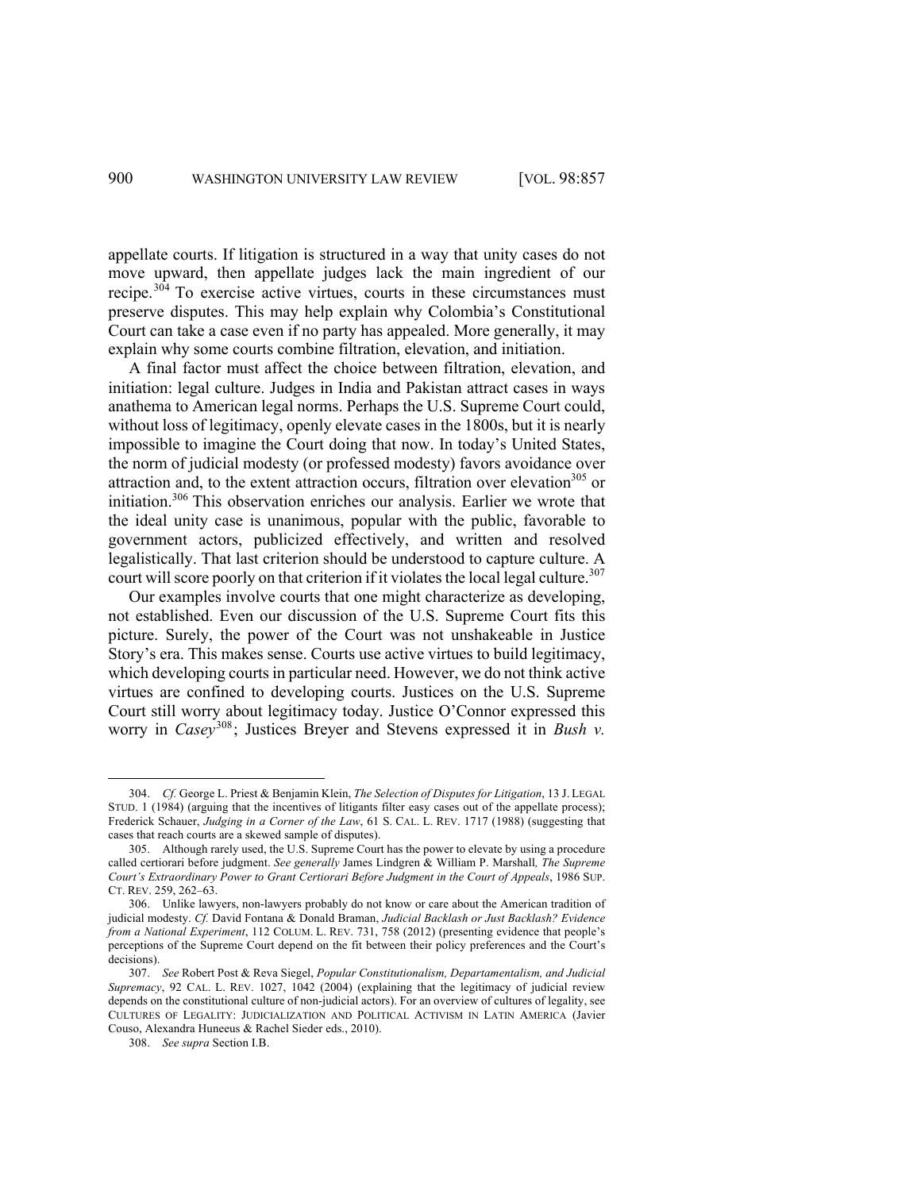appellate courts. If litigation is structured in a way that unity cases do not move upward, then appellate judges lack the main ingredient of our recipe.[304] To exercise active virtues, courts in these circumstances must preserve disputes. This may help explain why Colombia's Constitutional Court can take a case even if no party has appealed. More generally, it may explain why some courts combine filtration, elevation, and initiation.

A final factor must affect the choice between filtration, elevation, and initiation: legal culture. Judges in India and Pakistan attract cases in ways anathema to American legal norms. Perhaps the U.S. Supreme Court could, without loss of legitimacy, openly elevate cases in the 1800s, but it is nearly impossible to imagine the Court doing that now. In today's United States, the norm of judicial modesty (or professed modesty) favors avoidance over attraction and, to the extent attraction occurs, filtration over elevation[305] or initiation.[306] This observation enriches our analysis. Earlier we wrote that the ideal unity case is unanimous, popular with the public, favorable to government actors, publicized effectively, and written and resolved legalistically. That last criterion should be understood to capture culture. A court will score poorly on that criterion if it violates the local legal culture.[307]

Our examples involve courts that one might characterize as developing, not established. Even our discussion of the U.S. Supreme Court fits this picture. Surely, the power of the Court was not unshakeable in Justice Story's era. This makes sense. Courts use active virtues to build legitimacy, which developing courts in particular need. However, we do not think active virtues are confined to developing courts. Justices on the U.S. Supreme Court still worry about legitimacy today. Justice O'Connor expressed this worry in *Casey*[308]; Justices Breyer and Stevens expressed it in *Bush v.*

---

304. *Cf.* George L. Priest & Benjamin Klein, *The Selection of Disputes for Litigation*, 13 J. LEGAL STUD. 1 (1984) (arguing that the incentives of litigants filter easy cases out of the appellate process); Frederick Schauer, *Judging in a Corner of the Law*, 61 S. CAL. L. REV. 1717 (1988) (suggesting that cases that reach courts are a skewed sample of disputes).

305. Although rarely used, the U.S. Supreme Court has the power to elevate by using a procedure called certiorari before judgment. *See generally* James Lindgren & William P. Marshall, *The Supreme Court's Extraordinary Power to Grant Certiorari Before Judgment in the Court of Appeals*, 1986 SUP. CT. REV. 259, 262–63.

306. Unlike lawyers, non-lawyers probably do not know or care about the American tradition of judicial modesty. *Cf.* David Fontana & Donald Braman, *Judicial Backlash or Just Backlash? Evidence from a National Experiment*, 112 COLUM. L. REV. 731, 758 (2012) (presenting evidence that people's perceptions of the Supreme Court depend on the fit between their policy preferences and the Court's decisions).

307. *See* Robert Post & Reva Siegel, *Popular Constitutionalism, Departamentalism, and Judicial Supremacy*, 92 CAL. L. REV. 1027, 1042 (2004) (explaining that the legitimacy of judicial review depends on the constitutional culture of non-judicial actors). For an overview of cultures of legality, see CULTURES OF LEGALITY: JUDICIALIZATION AND POLITICAL ACTIVISM IN LATIN AMERICA (Javier Couso, Alexandra Huneeus & Rachel Sieder eds., 2010).

308. *See supra* Section I.B.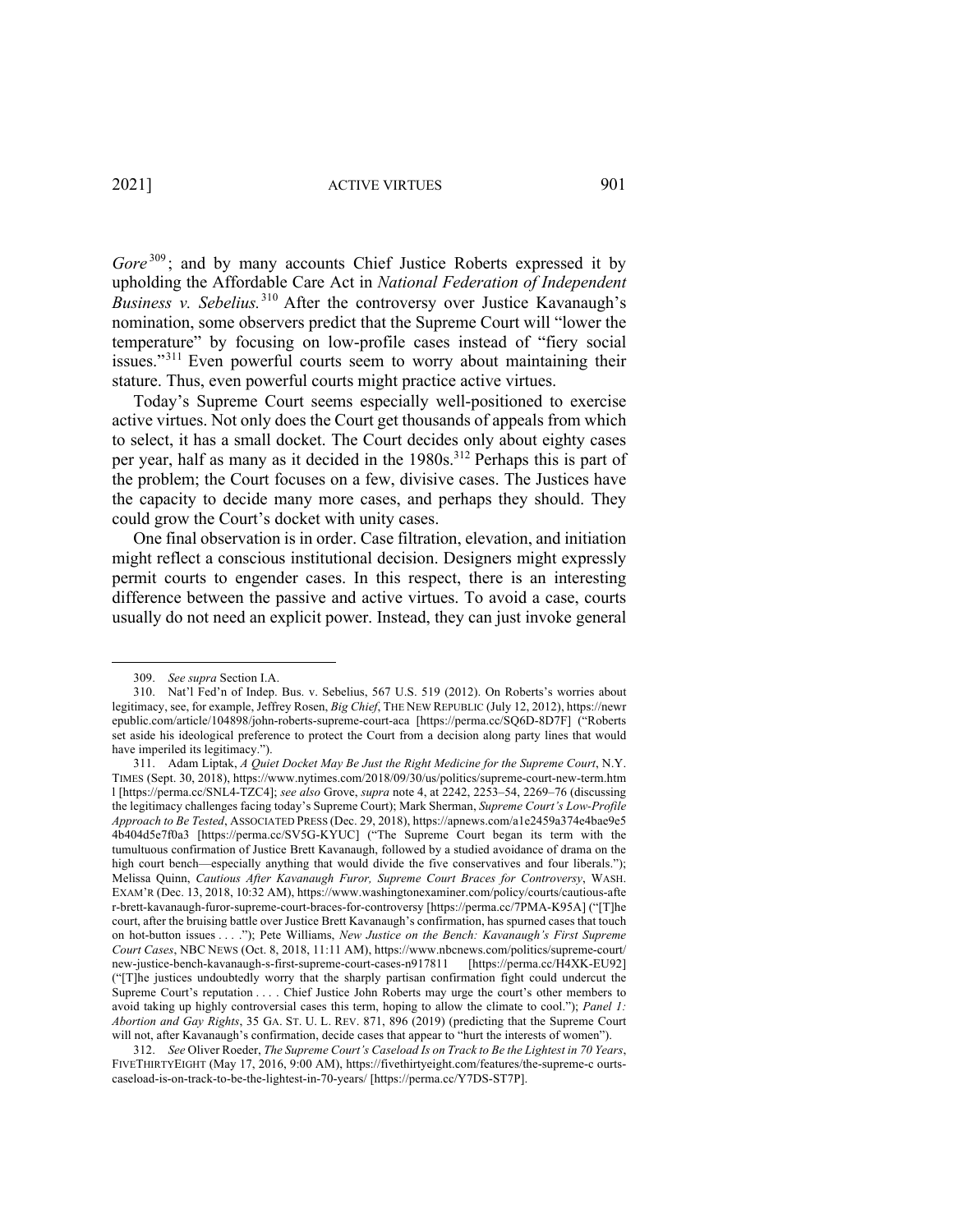*Gore*[309]; and by many accounts Chief Justice Roberts expressed it by upholding the Affordable Care Act in *National Federation of Independent Business v. Sebelius.*[310] After the controversy over Justice Kavanaugh's nomination, some observers predict that the Supreme Court will "lower the temperature" by focusing on low-profile cases instead of "fiery social issues."[311] Even powerful courts seem to worry about maintaining their stature. Thus, even powerful courts might practice active virtues.

Today's Supreme Court seems especially well-positioned to exercise active virtues. Not only does the Court get thousands of appeals from which to select, it has a small docket. The Court decides only about eighty cases per year, half as many as it decided in the 1980s.[312] Perhaps this is part of the problem; the Court focuses on a few, divisive cases. The Justices have the capacity to decide many more cases, and perhaps they should. They could grow the Court's docket with unity cases.

One final observation is in order. Case filtration, elevation, and initiation might reflect a conscious institutional decision. Designers might expressly permit courts to engender cases. In this respect, there is an interesting difference between the passive and active virtues. To avoid a case, courts usually do not need an explicit power. Instead, they can just invoke general

---

309. *See supra* Section I.A.

310. Nat'l Fed'n of Indep. Bus. v. Sebelius, 567 U.S. 519 (2012). On Roberts's worries about legitimacy, see, for example, Jeffrey Rosen, *Big Chief*, THE NEW REPUBLIC (July 12, 2012), https://newrepublic.com/article/104898/john-roberts-supreme-court-aca [https://perma.cc/SQ6D-8D7F] ("Roberts set aside his ideological preference to protect the Court from a decision along party lines that would have imperiled its legitimacy.").

311. Adam Liptak, *A Quiet Docket May Be Just the Right Medicine for the Supreme Court*, N.Y. TIMES (Sept. 30, 2018), https://www.nytimes.com/2018/09/30/us/politics/supreme-court-new-term.html [https://perma.cc/SNL4-TZC4]; *see also* Grove, *supra* note 4, at 2242, 2253–54, 2269–76 (discussing the legitimacy challenges facing today's Supreme Court); Mark Sherman, *Supreme Court's Low-Profile Approach to Be Tested*, ASSOCIATED PRESS (Dec. 29, 2018), https://apnews.com/a1e2459a374e4bae9e54b404d5e7f0a3 [https://perma.cc/SV5G-KYUC] ("The Supreme Court began its term with the tumultuous confirmation of Justice Brett Kavanaugh, followed by a studied avoidance of drama on the high court bench—especially anything that would divide the five conservatives and four liberals."); Melissa Quinn, *Cautious After Kavanaugh Furor, Supreme Court Braces for Controversy*, WASH. EXAM'R (Dec. 13, 2018, 10:32 AM), https://www.washingtonexaminer.com/policy/courts/cautious-after-brett-kavanaugh-furor-supreme-court-braces-for-controversy [https://perma.cc/7PMA-K95A] ("[T]he court, after the bruising battle over Justice Brett Kavanaugh's confirmation, has spurned cases that touch on hot-button issues . . . ."); Pete Williams, *New Justice on the Bench: Kavanaugh's First Supreme Court Cases*, NBC NEWS (Oct. 8, 2018, 11:11 AM), https://www.nbcnews.com/politics/supreme-court/new-justice-bench-kavanaugh-s-first-supreme-court-cases-n917811 [https://perma.cc/H4XK-EU92] ("[T]he justices undoubtedly worry that the sharply partisan confirmation fight could undercut the Supreme Court's reputation . . . . Chief Justice John Roberts may urge the court's other members to avoid taking up highly controversial cases this term, hoping to allow the climate to cool."); *Panel 1: Abortion and Gay Rights*, 35 GA. ST. U. L. REV. 871, 896 (2019) (predicting that the Supreme Court will not, after Kavanaugh's confirmation, decide cases that appear to "hurt the interests of women").

312. *See* Oliver Roeder, *The Supreme Court's Caseload Is on Track to Be the Lightest in 70 Years*, FIVETHIRTYEIGHT (May 17, 2016, 9:00 AM), https://fivethirtyeight.com/features/the-supreme-courts-caseload-is-on-track-to-be-the-lightest-in-70-years/ [https://perma.cc/Y7DS-ST7P].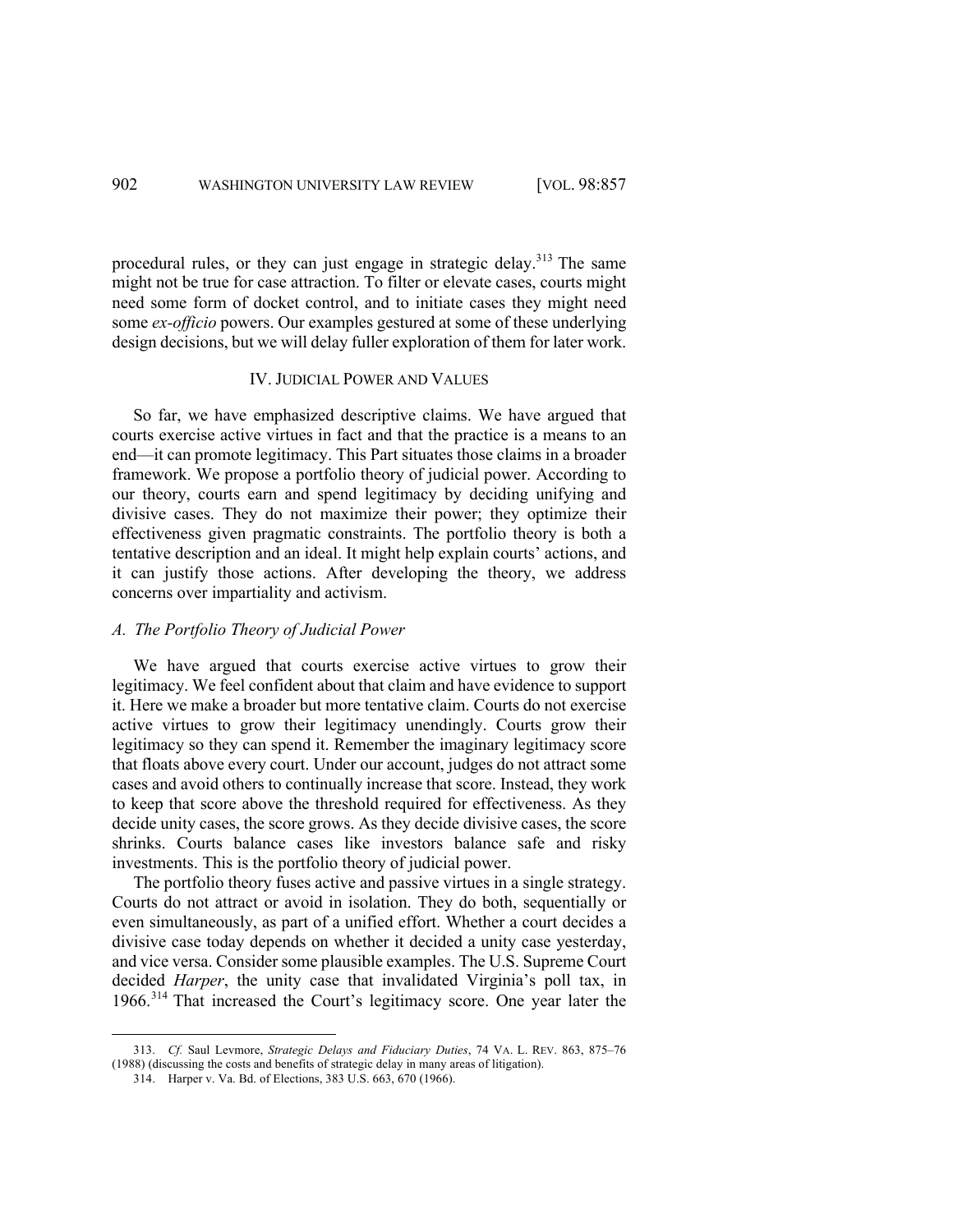procedural rules, or they can just engage in strategic delay.[313] The same might not be true for case attraction. To filter or elevate cases, courts might need some form of docket control, and to initiate cases they might need some *ex-officio* powers. Our examples gestured at some of these underlying design decisions, but we will delay fuller exploration of them for later work.

## IV. JUDICIAL POWER AND VALUES

So far, we have emphasized descriptive claims. We have argued that courts exercise active virtues in fact and that the practice is a means to an end—it can promote legitimacy. This Part situates those claims in a broader framework. We propose a portfolio theory of judicial power. According to our theory, courts earn and spend legitimacy by deciding unifying and divisive cases. They do not maximize their power; they optimize their effectiveness given pragmatic constraints. The portfolio theory is both a tentative description and an ideal. It might help explain courts' actions, and it can justify those actions. After developing the theory, we address concerns over impartiality and activism.

### *A. The Portfolio Theory of Judicial Power*

We have argued that courts exercise active virtues to grow their legitimacy. We feel confident about that claim and have evidence to support it. Here we make a broader but more tentative claim. Courts do not exercise active virtues to grow their legitimacy unendingly. Courts grow their legitimacy so they can spend it. Remember the imaginary legitimacy score that floats above every court. Under our account, judges do not attract some cases and avoid others to continually increase that score. Instead, they work to keep that score above the threshold required for effectiveness. As they decide unity cases, the score grows. As they decide divisive cases, the score shrinks. Courts balance cases like investors balance safe and risky investments. This is the portfolio theory of judicial power.

The portfolio theory fuses active and passive virtues in a single strategy. Courts do not attract or avoid in isolation. They do both, sequentially or even simultaneously, as part of a unified effort. Whether a court decides a divisive case today depends on whether it decided a unity case yesterday, and vice versa. Consider some plausible examples. The U.S. Supreme Court decided *Harper*, the unity case that invalidated Virginia's poll tax, in 1966.[314] That increased the Court's legitimacy score. One year later the

---

313. *Cf.* Saul Levmore, *Strategic Delays and Fiduciary Duties*, 74 VA. L. REV. 863, 875–76 (1988) (discussing the costs and benefits of strategic delay in many areas of litigation).

314. Harper v. Va. Bd. of Elections, 383 U.S. 663, 670 (1966).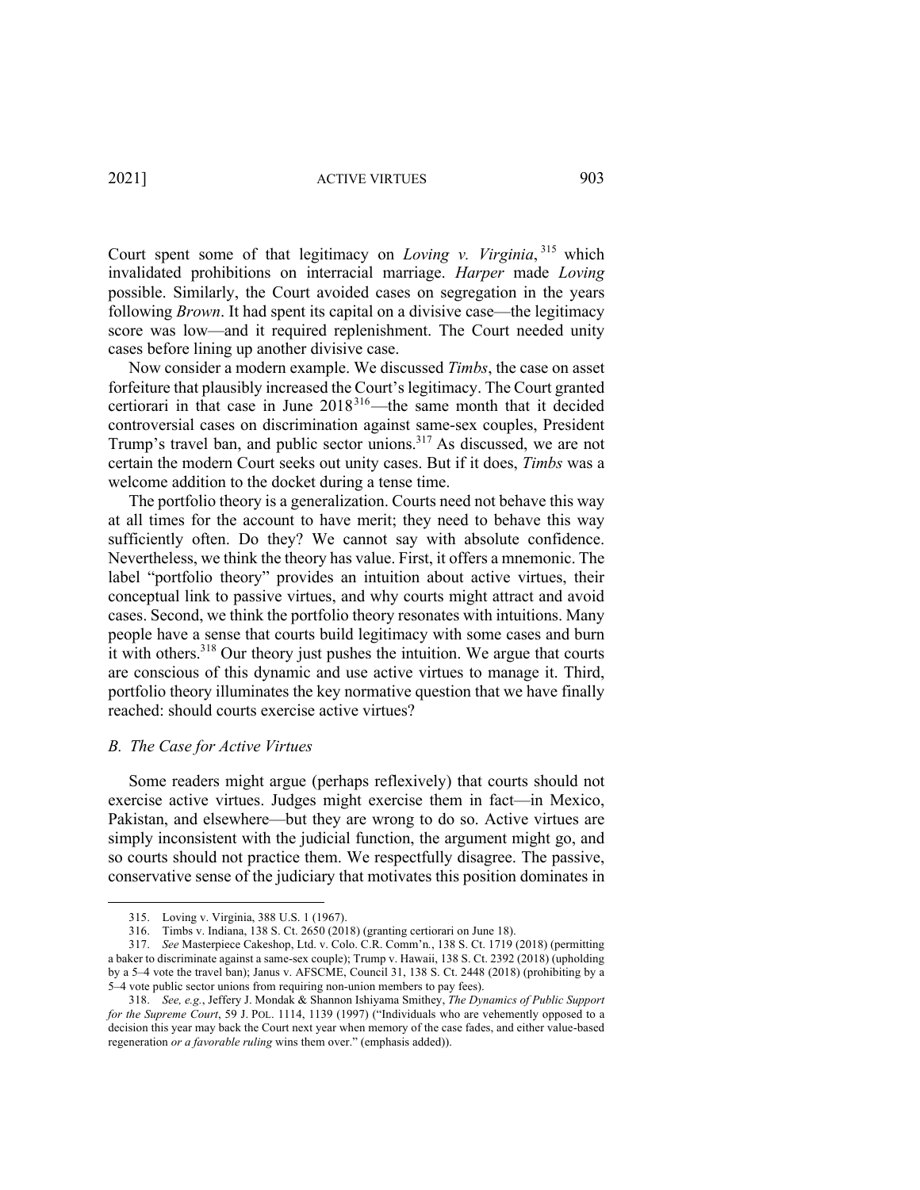Court spent some of that legitimacy on *Loving v. Virginia*,[315] which invalidated prohibitions on interracial marriage. *Harper* made *Loving* possible. Similarly, the Court avoided cases on segregation in the years following *Brown*. It had spent its capital on a divisive case—the legitimacy score was low—and it required replenishment. The Court needed unity cases before lining up another divisive case.

Now consider a modern example. We discussed *Timbs*, the case on asset forfeiture that plausibly increased the Court's legitimacy. The Court granted certiorari in that case in June 2018[316]—the same month that it decided controversial cases on discrimination against same-sex couples, President Trump's travel ban, and public sector unions.[317] As discussed, we are not certain the modern Court seeks out unity cases. But if it does, *Timbs* was a welcome addition to the docket during a tense time.

The portfolio theory is a generalization. Courts need not behave this way at all times for the account to have merit; they need to behave this way sufficiently often. Do they? We cannot say with absolute confidence. Nevertheless, we think the theory has value. First, it offers a mnemonic. The label "portfolio theory" provides an intuition about active virtues, their conceptual link to passive virtues, and why courts might attract and avoid cases. Second, we think the portfolio theory resonates with intuitions. Many people have a sense that courts build legitimacy with some cases and burn it with others.[318] Our theory just pushes the intuition. We argue that courts are conscious of this dynamic and use active virtues to manage it. Third, portfolio theory illuminates the key normative question that we have finally reached: should courts exercise active virtues?

### *B. The Case for Active Virtues*

Some readers might argue (perhaps reflexively) that courts should not exercise active virtues. Judges might exercise them in fact—in Mexico, Pakistan, and elsewhere—but they are wrong to do so. Active virtues are simply inconsistent with the judicial function, the argument might go, and so courts should not practice them. We respectfully disagree. The passive, conservative sense of the judiciary that motivates this position dominates in

---

315. Loving v. Virginia, 388 U.S. 1 (1967).

316. Timbs v. Indiana, 138 S. Ct. 2650 (2018) (granting certiorari on June 18).

317. *See* Masterpiece Cakeshop, Ltd. v. Colo. C.R. Comm'n., 138 S. Ct. 1719 (2018) (permitting a baker to discriminate against a same-sex couple); Trump v. Hawaii, 138 S. Ct. 2392 (2018) (upholding by a 5–4 vote the travel ban); Janus v. AFSCME, Council 31, 138 S. Ct. 2448 (2018) (prohibiting by a 5–4 vote public sector unions from requiring non-union members to pay fees).

318. *See, e.g.*, Jeffery J. Mondak & Shannon Ishiyama Smithey, *The Dynamics of Public Support for the Supreme Court*, 59 J. POL. 1114, 1139 (1997) ("Individuals who are vehemently opposed to a decision this year may back the Court next year when memory of the case fades, and either value-based regeneration *or a favorable ruling* wins them over." (emphasis added)).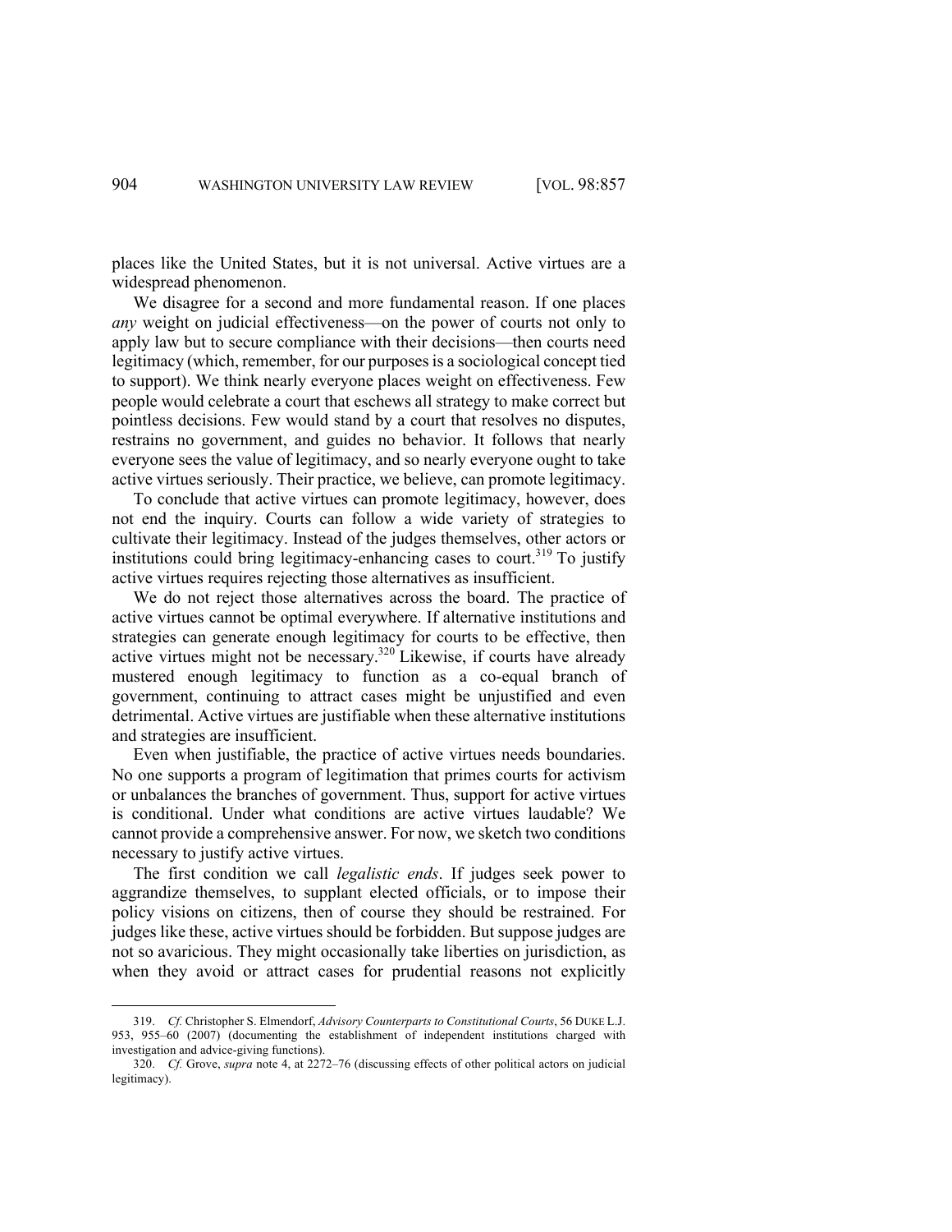places like the United States, but it is not universal. Active virtues are a widespread phenomenon.

We disagree for a second and more fundamental reason. If one places *any* weight on judicial effectiveness—on the power of courts not only to apply law but to secure compliance with their decisions—then courts need legitimacy (which, remember, for our purposes is a sociological concept tied to support). We think nearly everyone places weight on effectiveness. Few people would celebrate a court that eschews all strategy to make correct but pointless decisions. Few would stand by a court that resolves no disputes, restrains no government, and guides no behavior. It follows that nearly everyone sees the value of legitimacy, and so nearly everyone ought to take active virtues seriously. Their practice, we believe, can promote legitimacy.

To conclude that active virtues can promote legitimacy, however, does not end the inquiry. Courts can follow a wide variety of strategies to cultivate their legitimacy. Instead of the judges themselves, other actors or institutions could bring legitimacy-enhancing cases to court.[319] To justify active virtues requires rejecting those alternatives as insufficient.

We do not reject those alternatives across the board. The practice of active virtues cannot be optimal everywhere. If alternative institutions and strategies can generate enough legitimacy for courts to be effective, then active virtues might not be necessary.[320] Likewise, if courts have already mustered enough legitimacy to function as a co-equal branch of government, continuing to attract cases might be unjustified and even detrimental. Active virtues are justifiable when these alternative institutions and strategies are insufficient.

Even when justifiable, the practice of active virtues needs boundaries. No one supports a program of legitimation that primes courts for activism or unbalances the branches of government. Thus, support for active virtues is conditional. Under what conditions are active virtues laudable? We cannot provide a comprehensive answer. For now, we sketch two conditions necessary to justify active virtues.

The first condition we call *legalistic ends*. If judges seek power to aggrandize themselves, to supplant elected officials, or to impose their policy visions on citizens, then of course they should be restrained. For judges like these, active virtues should be forbidden. But suppose judges are not so avaricious. They might occasionally take liberties on jurisdiction, as when they avoid or attract cases for prudential reasons not explicitly

---

319. *Cf.* Christopher S. Elmendorf, *Advisory Counterparts to Constitutional Courts*, 56 DUKE L.J. 953, 955–60 (2007) (documenting the establishment of independent institutions charged with investigation and advice-giving functions).

320. *Cf.* Grove, *supra* note 4, at 2272–76 (discussing effects of other political actors on judicial legitimacy).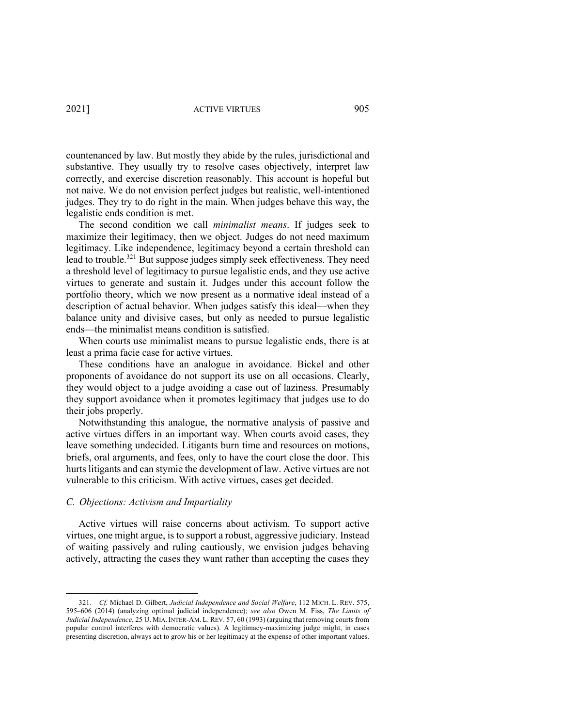countenanced by law. But mostly they abide by the rules, jurisdictional and substantive. They usually try to resolve cases objectively, interpret law correctly, and exercise discretion reasonably. This account is hopeful but not naive. We do not envision perfect judges but realistic, well-intentioned judges. They try to do right in the main. When judges behave this way, the legalistic ends condition is met.

The second condition we call *minimalist means*. If judges seek to maximize their legitimacy, then we object. Judges do not need maximum legitimacy. Like independence, legitimacy beyond a certain threshold can lead to trouble.[321] But suppose judges simply seek effectiveness. They need a threshold level of legitimacy to pursue legalistic ends, and they use active virtues to generate and sustain it. Judges under this account follow the portfolio theory, which we now present as a normative ideal instead of a description of actual behavior. When judges satisfy this ideal—when they balance unity and divisive cases, but only as needed to pursue legalistic ends—the minimalist means condition is satisfied.

When courts use minimalist means to pursue legalistic ends, there is at least a prima facie case for active virtues.

These conditions have an analogue in avoidance. Bickel and other proponents of avoidance do not support its use on all occasions. Clearly, they would object to a judge avoiding a case out of laziness. Presumably they support avoidance when it promotes legitimacy that judges use to do their jobs properly.

Notwithstanding this analogue, the normative analysis of passive and active virtues differs in an important way. When courts avoid cases, they leave something undecided. Litigants burn time and resources on motions, briefs, oral arguments, and fees, only to have the court close the door. This hurts litigants and can stymie the development of law. Active virtues are not vulnerable to this criticism. With active virtues, cases get decided.

### *C. Objections: Activism and Impartiality*

Active virtues will raise concerns about activism. To support active virtues, one might argue, is to support a robust, aggressive judiciary. Instead of waiting passively and ruling cautiously, we envision judges behaving actively, attracting the cases they want rather than accepting the cases they

---

321. *Cf.* Michael D. Gilbert, *Judicial Independence and Social Welfare*, 112 MICH. L. REV. 575, 595–606 (2014) (analyzing optimal judicial independence); *see also* Owen M. Fiss, *The Limits of Judicial Independence*, 25 U. MIA. INTER-AM. L. REV. 57, 60 (1993) (arguing that removing courts from popular control interferes with democratic values). A legitimacy-maximizing judge might, in cases presenting discretion, always act to grow his or her legitimacy at the expense of other important values.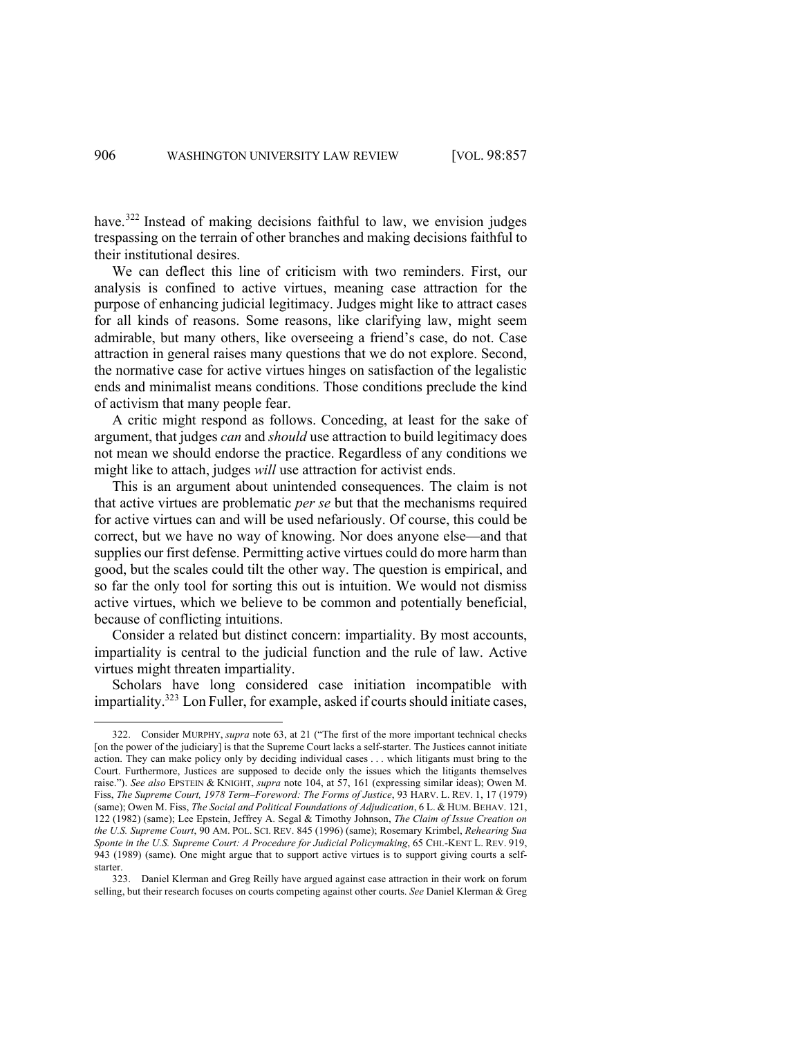have.[322] Instead of making decisions faithful to law, we envision judges trespassing on the terrain of other branches and making decisions faithful to their institutional desires.

We can deflect this line of criticism with two reminders. First, our analysis is confined to active virtues, meaning case attraction for the purpose of enhancing judicial legitimacy. Judges might like to attract cases for all kinds of reasons. Some reasons, like clarifying law, might seem admirable, but many others, like overseeing a friend's case, do not. Case attraction in general raises many questions that we do not explore. Second, the normative case for active virtues hinges on satisfaction of the legalistic ends and minimalist means conditions. Those conditions preclude the kind of activism that many people fear.

A critic might respond as follows. Conceding, at least for the sake of argument, that judges *can* and *should* use attraction to build legitimacy does not mean we should endorse the practice. Regardless of any conditions we might like to attach, judges *will* use attraction for activist ends.

This is an argument about unintended consequences. The claim is not that active virtues are problematic *per se* but that the mechanisms required for active virtues can and will be used nefariously. Of course, this could be correct, but we have no way of knowing. Nor does anyone else—and that supplies our first defense. Permitting active virtues could do more harm than good, but the scales could tilt the other way. The question is empirical, and so far the only tool for sorting this out is intuition. We would not dismiss active virtues, which we believe to be common and potentially beneficial, because of conflicting intuitions.

Consider a related but distinct concern: impartiality. By most accounts, impartiality is central to the judicial function and the rule of law. Active virtues might threaten impartiality.

Scholars have long considered case initiation incompatible with impartiality.[323] Lon Fuller, for example, asked if courts should initiate cases,

---

322. Consider MURPHY, *supra* note 63, at 21 ("The first of the more important technical checks [on the power of the judiciary] is that the Supreme Court lacks a self-starter. The Justices cannot initiate action. They can make policy only by deciding individual cases . . . which litigants must bring to the Court. Furthermore, Justices are supposed to decide only the issues which the litigants themselves raise."). *See also* EPSTEIN & KNIGHT, *supra* note 104, at 57, 161 (expressing similar ideas); Owen M. Fiss, *The Supreme Court, 1978 Term–Foreword: The Forms of Justice*, 93 HARV. L. REV. 1, 17 (1979) (same); Owen M. Fiss, *The Social and Political Foundations of Adjudication*, 6 L. & HUM. BEHAV. 121, 122 (1982) (same); Lee Epstein, Jeffrey A. Segal & Timothy Johnson, *The Claim of Issue Creation on the U.S. Supreme Court*, 90 AM. POL. SCI. REV. 845 (1996) (same); Rosemary Krimbel, *Rehearing Sua Sponte in the U.S. Supreme Court: A Procedure for Judicial Policymaking*, 65 CHI.-KENT L. REV. 919, 943 (1989) (same). One might argue that to support active virtues is to support giving courts a self-starter.

323. Daniel Klerman and Greg Reilly have argued against case attraction in their work on forum selling, but their research focuses on courts competing against other courts. *See* Daniel Klerman & Greg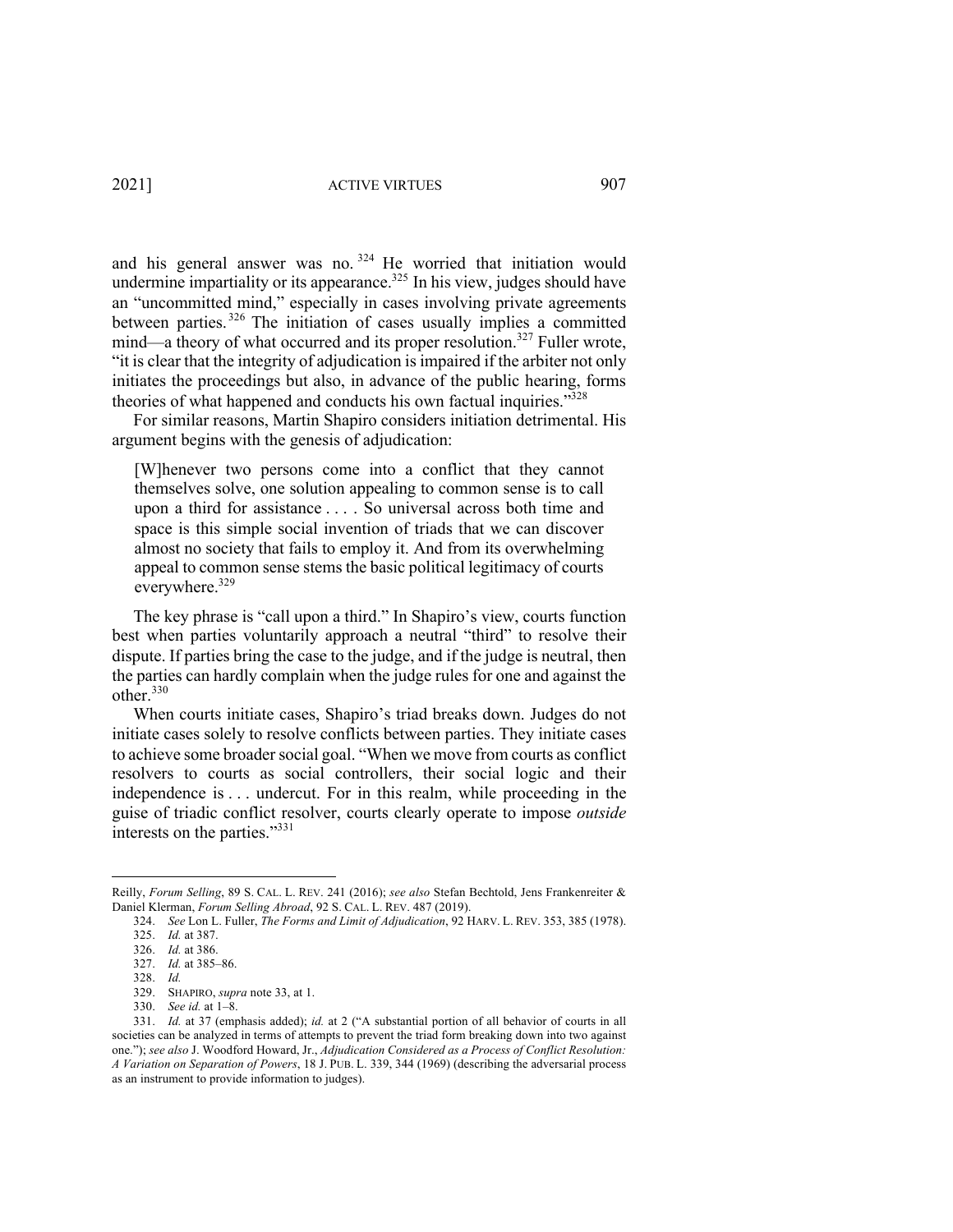and his general answer was no.[324] He worried that initiation would undermine impartiality or its appearance.[325] In his view, judges should have an "uncommitted mind," especially in cases involving private agreements between parties.[326] The initiation of cases usually implies a committed mind—a theory of what occurred and its proper resolution.[327] Fuller wrote, "it is clear that the integrity of adjudication is impaired if the arbiter not only initiates the proceedings but also, in advance of the public hearing, forms theories of what happened and conducts his own factual inquiries."[328]

For similar reasons, Martin Shapiro considers initiation detrimental. His argument begins with the genesis of adjudication:

> [W]henever two persons come into a conflict that they cannot themselves solve, one solution appealing to common sense is to call upon a third for assistance . . . . So universal across both time and space is this simple social invention of triads that we can discover almost no society that fails to employ it. And from its overwhelming appeal to common sense stems the basic political legitimacy of courts everywhere.[329]

The key phrase is "call upon a third." In Shapiro's view, courts function best when parties voluntarily approach a neutral "third" to resolve their dispute. If parties bring the case to the judge, and if the judge is neutral, then the parties can hardly complain when the judge rules for one and against the other.[330]

When courts initiate cases, Shapiro's triad breaks down. Judges do not initiate cases solely to resolve conflicts between parties. They initiate cases to achieve some broader social goal. "When we move from courts as conflict resolvers to courts as social controllers, their social logic and their independence is . . . undercut. For in this realm, while proceeding in the guise of triadic conflict resolver, courts clearly operate to impose *outside* interests on the parties."[331]

---

Reilly, *Forum Selling*, 89 S. CAL. L. REV. 241 (2016); *see also* Stefan Bechtold, Jens Frankenreiter & Daniel Klerman, *Forum Selling Abroad*, 92 S. CAL. L. REV. 487 (2019).

324. *See* Lon L. Fuller, *The Forms and Limit of Adjudication*, 92 HARV. L. REV. 353, 385 (1978).

325. *Id.* at 387.

326. *Id.* at 386.

327. *Id.* at 385–86.

328. *Id.*

329. SHAPIRO, *supra* note 33, at 1.

330. *See id.* at 1–8.

331. *Id.* at 37 (emphasis added); *id.* at 2 ("A substantial portion of all behavior of courts in all societies can be analyzed in terms of attempts to prevent the triad form breaking down into two against one."); *see also* J. Woodford Howard, Jr., *Adjudication Considered as a Process of Conflict Resolution: A Variation on Separation of Powers*, 18 J. PUB. L. 339, 344 (1969) (describing the adversarial process as an instrument to provide information to judges).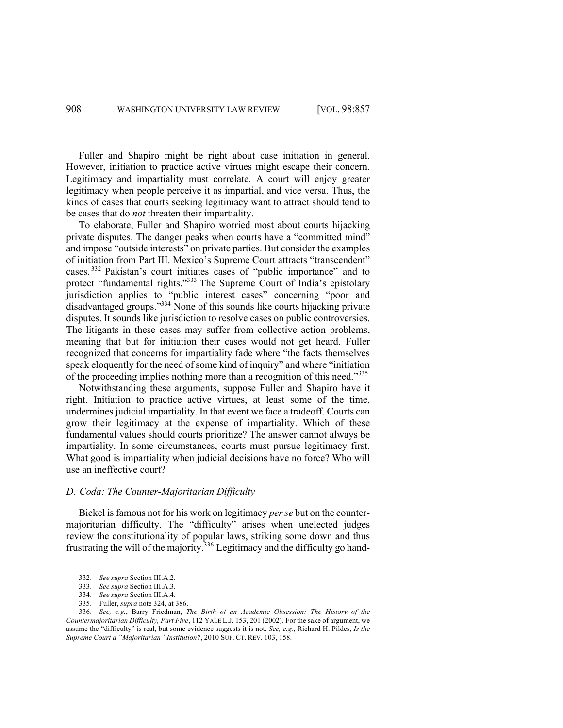Fuller and Shapiro might be right about case initiation in general. However, initiation to practice active virtues might escape their concern. Legitimacy and impartiality must correlate. A court will enjoy greater legitimacy when people perceive it as impartial, and vice versa. Thus, the kinds of cases that courts seeking legitimacy want to attract should tend to be cases that do *not* threaten their impartiality.

To elaborate, Fuller and Shapiro worried most about courts hijacking private disputes. The danger peaks when courts have a "committed mind" and impose "outside interests" on private parties. But consider the examples of initiation from Part III. Mexico's Supreme Court attracts "transcendent" cases.[332] Pakistan's court initiates cases of "public importance" and to protect "fundamental rights."[333] The Supreme Court of India's epistolary jurisdiction applies to "public interest cases" concerning "poor and disadvantaged groups."[334] None of this sounds like courts hijacking private disputes. It sounds like jurisdiction to resolve cases on public controversies. The litigants in these cases may suffer from collective action problems, meaning that but for initiation their cases would not get heard. Fuller recognized that concerns for impartiality fade where "the facts themselves speak eloquently for the need of some kind of inquiry" and where "initiation of the proceeding implies nothing more than a recognition of this need."[335]

Notwithstanding these arguments, suppose Fuller and Shapiro have it right. Initiation to practice active virtues, at least some of the time, undermines judicial impartiality. In that event we face a tradeoff. Courts can grow their legitimacy at the expense of impartiality. Which of these fundamental values should courts prioritize? The answer cannot always be impartiality. In some circumstances, courts must pursue legitimacy first. What good is impartiality when judicial decisions have no force? Who will use an ineffective court?

### *D. Coda: The Counter-Majoritarian Difficulty*

Bickel is famous not for his work on legitimacy *per se* but on the counter-majoritarian difficulty. The "difficulty" arises when unelected judges review the constitutionality of popular laws, striking some down and thus frustrating the will of the majority.[336] Legitimacy and the difficulty go hand-

---

332. *See supra* Section III.A.2.

333. *See supra* Section III.A.3.

334. *See supra* Section III.A.4.

335. Fuller, *supra* note 324, at 386.

336. *See, e.g.*, Barry Friedman, *The Birth of an Academic Obsession: The History of the Countermajoritarian Difficulty, Part Five*, 112 YALE L.J. 153, 201 (2002). For the sake of argument, we assume the "difficulty" is real, but some evidence suggests it is not. *See, e.g.*, Richard H. Pildes, *Is the Supreme Court a "Majoritarian" Institution?*, 2010 SUP. CT. REV. 103, 158.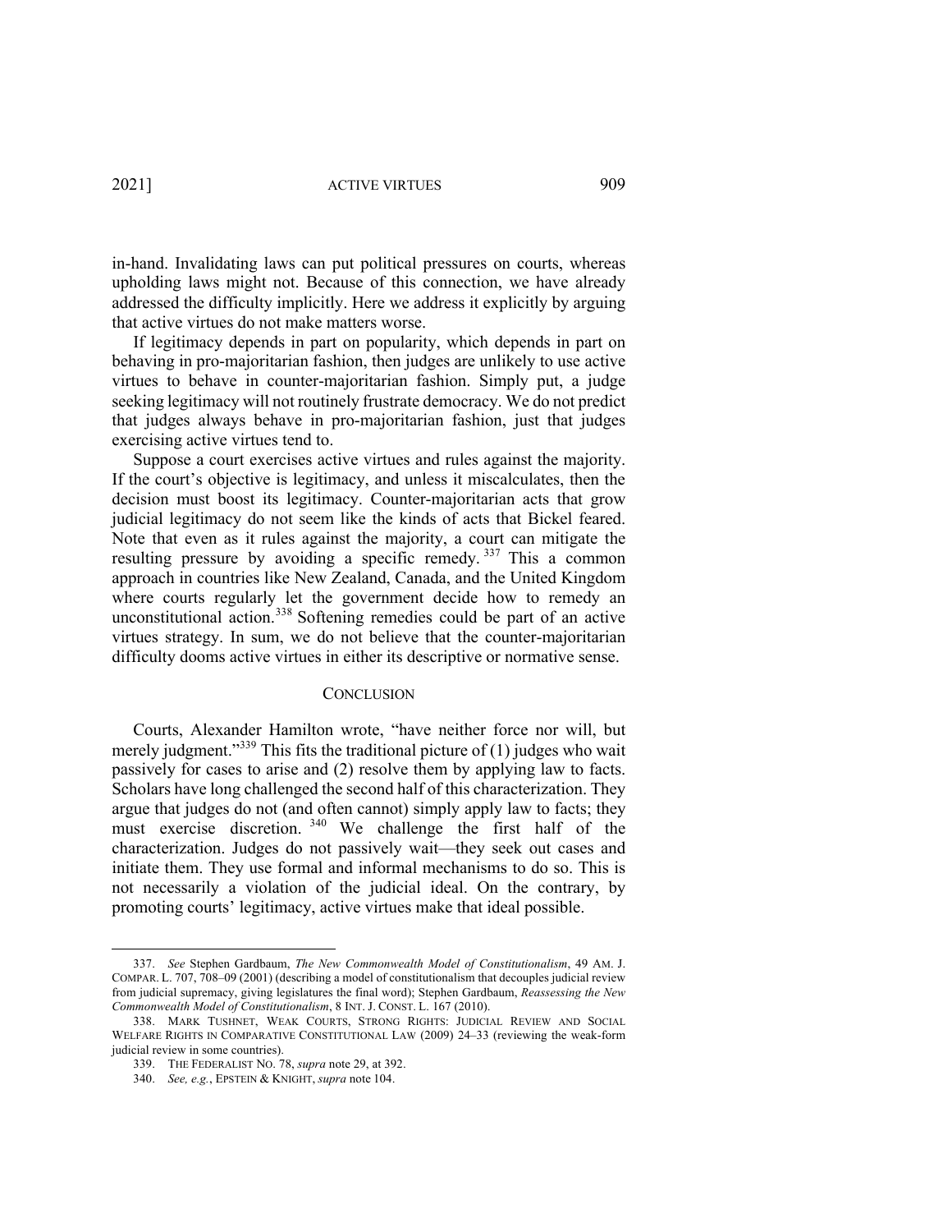in-hand. Invalidating laws can put political pressures on courts, whereas upholding laws might not. Because of this connection, we have already addressed the difficulty implicitly. Here we address it explicitly by arguing that active virtues do not make matters worse.

If legitimacy depends in part on popularity, which depends in part on behaving in pro-majoritarian fashion, then judges are unlikely to use active virtues to behave in counter-majoritarian fashion. Simply put, a judge seeking legitimacy will not routinely frustrate democracy. We do not predict that judges always behave in pro-majoritarian fashion, just that judges exercising active virtues tend to.

Suppose a court exercises active virtues and rules against the majority. If the court's objective is legitimacy, and unless it miscalculates, then the decision must boost its legitimacy. Counter-majoritarian acts that grow judicial legitimacy do not seem like the kinds of acts that Bickel feared. Note that even as it rules against the majority, a court can mitigate the resulting pressure by avoiding a specific remedy.[337] This a common approach in countries like New Zealand, Canada, and the United Kingdom where courts regularly let the government decide how to remedy an unconstitutional action.[338] Softening remedies could be part of an active virtues strategy. In sum, we do not believe that the counter-majoritarian difficulty dooms active virtues in either its descriptive or normative sense.

## CONCLUSION

Courts, Alexander Hamilton wrote, "have neither force nor will, but merely judgment."[339] This fits the traditional picture of (1) judges who wait passively for cases to arise and (2) resolve them by applying law to facts. Scholars have long challenged the second half of this characterization. They argue that judges do not (and often cannot) simply apply law to facts; they must exercise discretion.[340] We challenge the first half of the characterization. Judges do not passively wait—they seek out cases and initiate them. They use formal and informal mechanisms to do so. This is not necessarily a violation of the judicial ideal. On the contrary, by promoting courts' legitimacy, active virtues make that ideal possible.

---

337. *See* Stephen Gardbaum, *The New Commonwealth Model of Constitutionalism*, 49 AM. J. COMPAR. L. 707, 708–09 (2001) (describing a model of constitutionalism that decouples judicial review from judicial supremacy, giving legislatures the final word); Stephen Gardbaum, *Reassessing the New Commonwealth Model of Constitutionalism*, 8 INT. J. CONST. L. 167 (2010).

338. MARK TUSHNET, WEAK COURTS, STRONG RIGHTS: JUDICIAL REVIEW AND SOCIAL WELFARE RIGHTS IN COMPARATIVE CONSTITUTIONAL LAW (2009) 24–33 (reviewing the weak-form judicial review in some countries).

339. THE FEDERALIST NO. 78, *supra* note 29, at 392.

340. *See, e.g.*, EPSTEIN & KNIGHT, *supra* note 104.